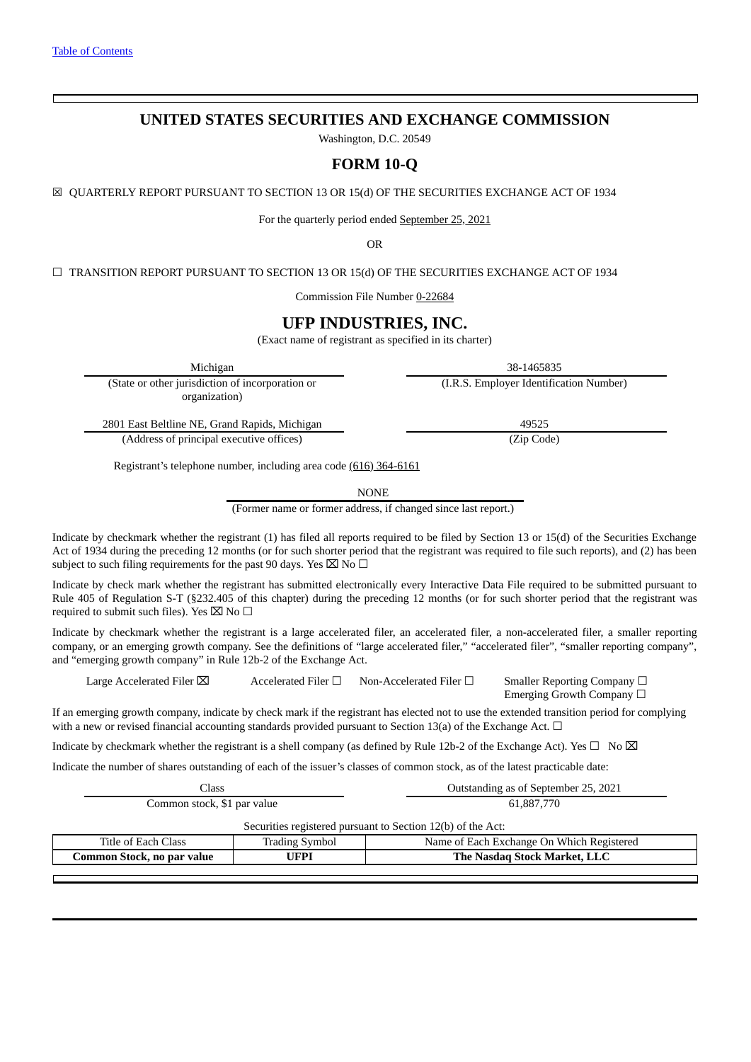[Table of Contents](#)

# UNITED STATES SECURITIES AND EXCHANGE COMMISSION

Washington, D.C. 20549

## FORM 10-Q

☒ QUARTERLY REPORT PURSUANT TO SECTION 13 OR 15(d) OF THE SECURITIES EXCHANGE ACT OF 1934

For the quarterly period ended September 25, 2021

OR

☐ TRANSITION REPORT PURSUANT TO SECTION 13 OR 15(d) OF THE SECURITIES EXCHANGE ACT OF 1934

Commission File Number 0-22684

## UFP INDUSTRIES, INC.

(Exact name of registrant as specified in its charter)

| Michigan | 38-1465835 |
|---|---|
| (State or other jurisdiction of incorporation or organization) | (I.R.S. Employer Identification Number) |
| 2801 East Beltline NE, Grand Rapids, Michigan | 49525 |
| (Address of principal executive offices) | (Zip Code) |

Registrant's telephone number, including area code (616) 364-6161

NONE

(Former name or former address, if changed since last report.)

Indicate by checkmark whether the registrant (1) has filed all reports required to be filed by Section 13 or 15(d) of the Securities Exchange Act of 1934 during the preceding 12 months (or for such shorter period that the registrant was required to file such reports), and (2) has been subject to such filing requirements for the past 90 days. Yes ☒ No ☐

Indicate by check mark whether the registrant has submitted electronically every Interactive Data File required to be submitted pursuant to Rule 405 of Regulation S-T (§232.405 of this chapter) during the preceding 12 months (or for such shorter period that the registrant was required to submit such files). Yes ☒ No ☐

Indicate by checkmark whether the registrant is a large accelerated filer, an accelerated filer, a non-accelerated filer, a smaller reporting company, or an emerging growth company. See the definitions of "large accelerated filer," "accelerated filer", "smaller reporting company", and "emerging growth company" in Rule 12b-2 of the Exchange Act.

Large Accelerated Filer ☒ Accelerated Filer ☐ Non-Accelerated Filer ☐ Smaller Reporting Company ☐ Emerging Growth Company ☐

If an emerging growth company, indicate by check mark if the registrant has elected not to use the extended transition period for complying with a new or revised financial accounting standards provided pursuant to Section 13(a) of the Exchange Act. ☐

Indicate by checkmark whether the registrant is a shell company (as defined by Rule 12b-2 of the Exchange Act). Yes ☐ No ☒

Indicate the number of shares outstanding of each of the issuer's classes of common stock, as of the latest practicable date:

| Class | Outstanding as of September 25, 2021 |
|---|---|
| Common stock, $1 par value | 61,887,770 |

Securities registered pursuant to Section 12(b) of the Act:

| Title of Each Class | Trading Symbol | Name of Each Exchange On Which Registered |
|---|---|---|
| **Common Stock, no par value** | **UFPI** | **The Nasdaq Stock Market, LLC** |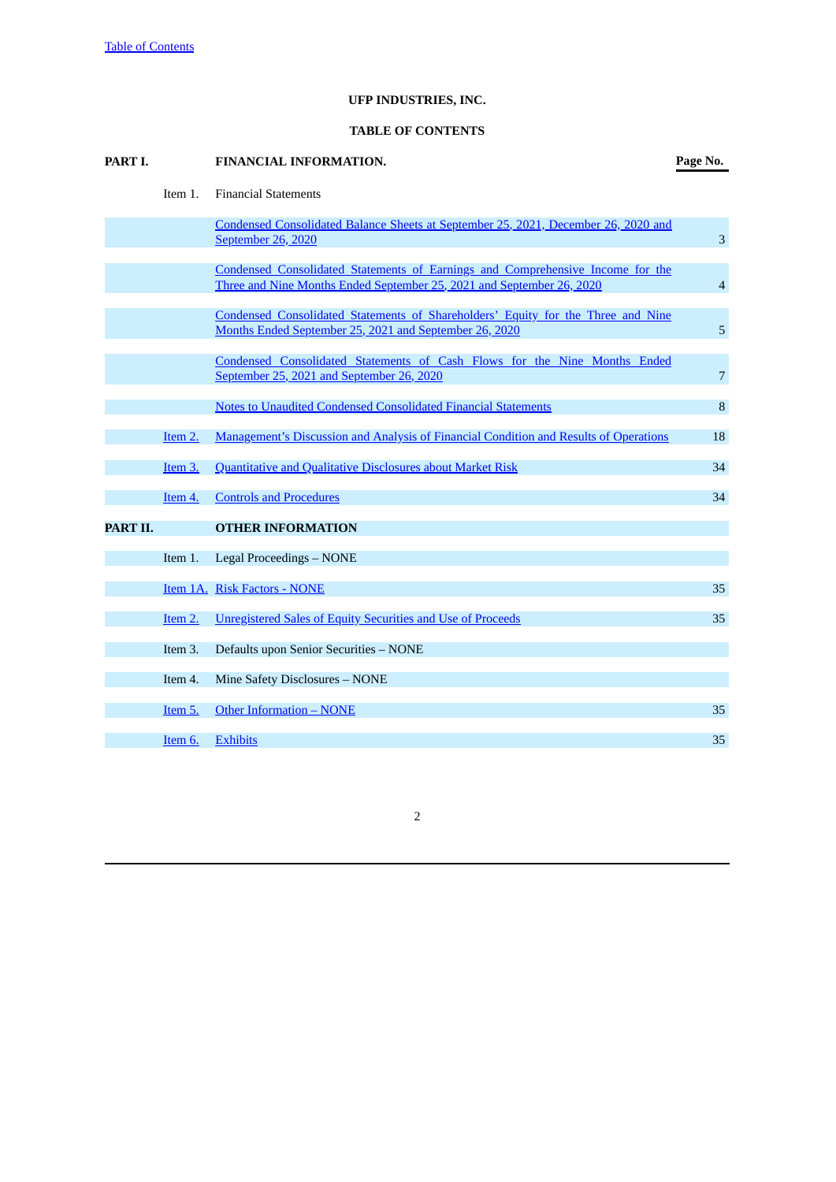Table of Contents

**UFP INDUSTRIES, INC.**

**TABLE OF CONTENTS**

| **PART I.** | | **FINANCIAL INFORMATION.** | **Page No.** |
|---|---|---|---|
| | Item 1. | Financial Statements | |
| | | Condensed Consolidated Balance Sheets at September 25, 2021, December 26, 2020 and September 26, 2020 | 3 |
| | | Condensed Consolidated Statements of Earnings and Comprehensive Income for the Three and Nine Months Ended September 25, 2021 and September 26, 2020 | 4 |
| | | Condensed Consolidated Statements of Shareholders' Equity for the Three and Nine Months Ended September 25, 2021 and September 26, 2020 | 5 |
| | | Condensed Consolidated Statements of Cash Flows for the Nine Months Ended September 25, 2021 and September 26, 2020 | 7 |
| | | Notes to Unaudited Condensed Consolidated Financial Statements | 8 |
| | Item 2. | Management's Discussion and Analysis of Financial Condition and Results of Operations | 18 |
| | Item 3. | Quantitative and Qualitative Disclosures about Market Risk | 34 |
| | Item 4. | Controls and Procedures | 34 |
| **PART II.** | | **OTHER INFORMATION** | |
| | Item 1. | Legal Proceedings – NONE | |
| | Item 1A. | Risk Factors - NONE | 35 |
| | Item 2. | Unregistered Sales of Equity Securities and Use of Proceeds | 35 |
| | Item 3. | Defaults upon Senior Securities – NONE | |
| | Item 4. | Mine Safety Disclosures – NONE | |
| | Item 5. | Other Information – NONE | 35 |
| | Item 6. | Exhibits | 35 |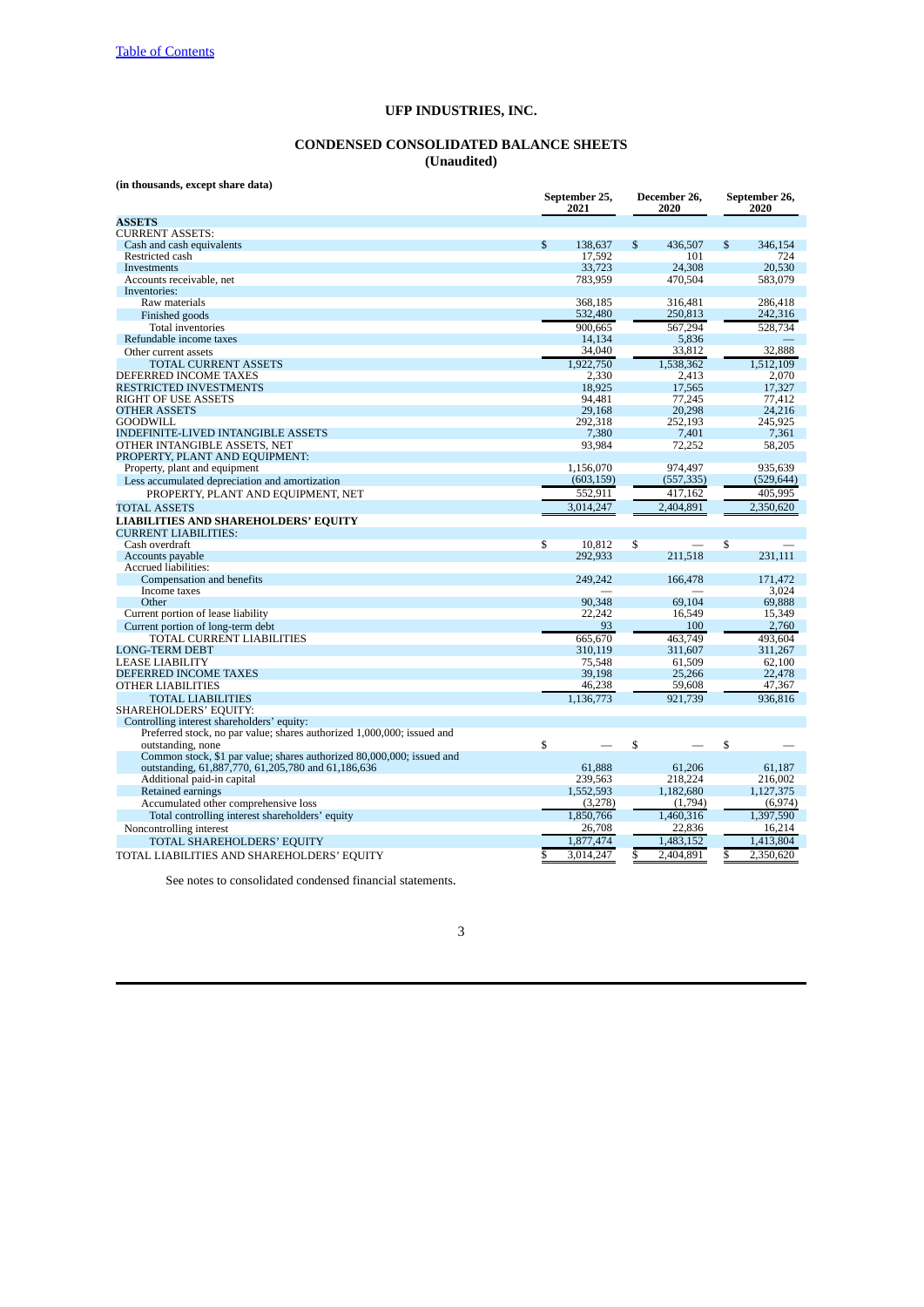Table of Contents

# UFP INDUSTRIES, INC.

## CONDENSED CONSOLIDATED BALANCE SHEETS
**(Unaudited)**

**(in thousands, except share data)**

| | September 25, 2021 | December 26, 2020 | September 26, 2020 |
|---|---|---|---|
| **ASSETS** | | | |
| CURRENT ASSETS: | | | |
| Cash and cash equivalents | $ 138,637 | $ 436,507 | $ 346,154 |
| Restricted cash | 17,592 | 101 | 724 |
| Investments | 33,723 | 24,308 | 20,530 |
| Accounts receivable, net | 783,959 | 470,504 | 583,079 |
| Inventories: | | | |
| Raw materials | 368,185 | 316,481 | 286,418 |
| Finished goods | 532,480 | 250,813 | 242,316 |
| Total inventories | 900,665 | 567,294 | 528,734 |
| Refundable income taxes | 14,134 | 5,836 | — |
| Other current assets | 34,040 | 33,812 | 32,888 |
| TOTAL CURRENT ASSETS | 1,922,750 | 1,538,362 | 1,512,109 |
| DEFERRED INCOME TAXES | 2,330 | 2,413 | 2,070 |
| RESTRICTED INVESTMENTS | 18,925 | 17,565 | 17,327 |
| RIGHT OF USE ASSETS | 94,481 | 77,245 | 77,412 |
| OTHER ASSETS | 29,168 | 20,298 | 24,216 |
| GOODWILL | 292,318 | 252,193 | 245,925 |
| INDEFINITE-LIVED INTANGIBLE ASSETS | 7,380 | 7,401 | 7,361 |
| OTHER INTANGIBLE ASSETS, NET | 93,984 | 72,252 | 58,205 |
| PROPERTY, PLANT AND EQUIPMENT: | | | |
| Property, plant and equipment | 1,156,070 | 974,497 | 935,639 |
| Less accumulated depreciation and amortization | (603,159) | (557,335) | (529,644) |
| PROPERTY, PLANT AND EQUIPMENT, NET | 552,911 | 417,162 | 405,995 |
| TOTAL ASSETS | 3,014,247 | 2,404,891 | 2,350,620 |
| **LIABILITIES AND SHAREHOLDERS' EQUITY** | | | |
| CURRENT LIABILITIES: | | | |
| Cash overdraft | $ 10,812 | $ — | $ — |
| Accounts payable | 292,933 | 211,518 | 231,111 |
| Accrued liabilities: | | | |
| Compensation and benefits | 249,242 | 166,478 | 171,472 |
| Income taxes | — | — | 3,024 |
| Other | 90,348 | 69,104 | 69,888 |
| Current portion of lease liability | 22,242 | 16,549 | 15,349 |
| Current portion of long-term debt | 93 | 100 | 2,760 |
| TOTAL CURRENT LIABILITIES | 665,670 | 463,749 | 493,604 |
| LONG-TERM DEBT | 310,119 | 311,607 | 311,267 |
| LEASE LIABILITY | 75,548 | 61,509 | 62,100 |
| DEFERRED INCOME TAXES | 39,198 | 25,266 | 22,478 |
| OTHER LIABILITIES | 46,238 | 59,608 | 47,367 |
| TOTAL LIABILITIES | 1,136,773 | 921,739 | 936,816 |
| SHAREHOLDERS' EQUITY: | | | |
| Controlling interest shareholders' equity: | | | |
| Preferred stock, no par value; shares authorized 1,000,000; issued and outstanding, none | $ — | $ — | $ — |
| Common stock, $1 par value; shares authorized 80,000,000; issued and outstanding, 61,887,770, 61,205,780 and 61,186,636 | 61,888 | 61,206 | 61,187 |
| Additional paid-in capital | 239,563 | 218,224 | 216,002 |
| Retained earnings | 1,552,593 | 1,182,680 | 1,127,375 |
| Accumulated other comprehensive loss | (3,278) | (1,794) | (6,974) |
| Total controlling interest shareholders' equity | 1,850,766 | 1,460,316 | 1,397,590 |
| Noncontrolling interest | 26,708 | 22,836 | 16,214 |
| TOTAL SHAREHOLDERS' EQUITY | 1,877,474 | 1,483,152 | 1,413,804 |
| TOTAL LIABILITIES AND SHAREHOLDERS' EQUITY | $ 3,014,247 | $ 2,404,891 | $ 2,350,620 |

See notes to consolidated condensed financial statements.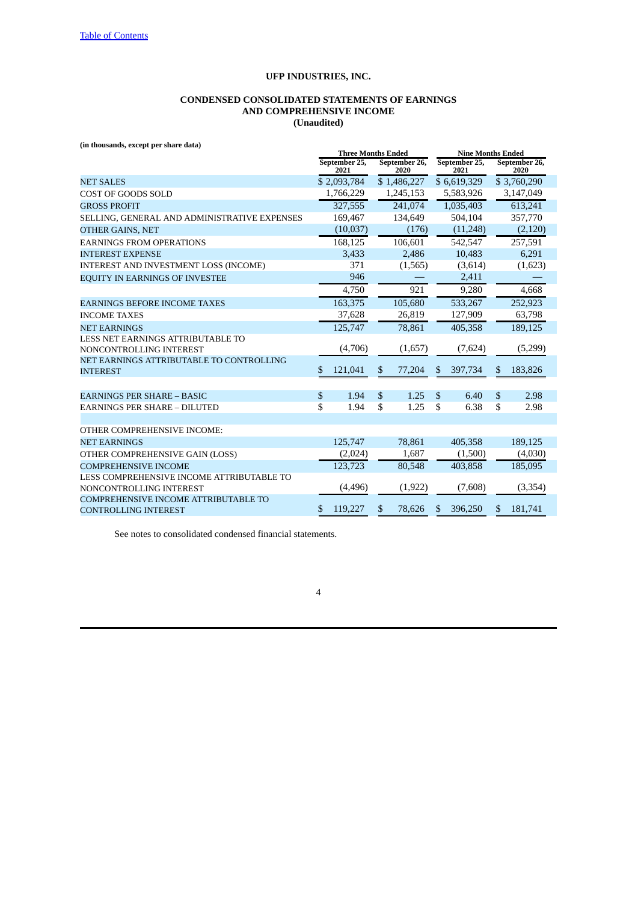[Table of Contents](#)

# UFP INDUSTRIES, INC.

## CONDENSED CONSOLIDATED STATEMENTS OF EARNINGS AND COMPREHENSIVE INCOME (Unaudited)

**(in thousands, except per share data)**

| | Three Months Ended | | Nine Months Ended | |
|---|---|---|---|---|
| | September 25, 2021 | September 26, 2020 | September 25, 2021 | September 26, 2020 |
| NET SALES | $ 2,093,784 | $ 1,486,227 | $ 6,619,329 | $ 3,760,290 |
| COST OF GOODS SOLD | 1,766,229 | 1,245,153 | 5,583,926 | 3,147,049 |
| GROSS PROFIT | 327,555 | 241,074 | 1,035,403 | 613,241 |
| SELLING, GENERAL AND ADMINISTRATIVE EXPENSES | 169,467 | 134,649 | 504,104 | 357,770 |
| OTHER GAINS, NET | (10,037) | (176) | (11,248) | (2,120) |
| EARNINGS FROM OPERATIONS | 168,125 | 106,601 | 542,547 | 257,591 |
| INTEREST EXPENSE | 3,433 | 2,486 | 10,483 | 6,291 |
| INTEREST AND INVESTMENT LOSS (INCOME) | 371 | (1,565) | (3,614) | (1,623) |
| EQUITY IN EARNINGS OF INVESTEE | 946 | — | 2,411 | — |
| | 4,750 | 921 | 9,280 | 4,668 |
| EARNINGS BEFORE INCOME TAXES | 163,375 | 105,680 | 533,267 | 252,923 |
| INCOME TAXES | 37,628 | 26,819 | 127,909 | 63,798 |
| NET EARNINGS | 125,747 | 78,861 | 405,358 | 189,125 |
| LESS NET EARNINGS ATTRIBUTABLE TO NONCONTROLLING INTEREST | (4,706) | (1,657) | (7,624) | (5,299) |
| NET EARNINGS ATTRIBUTABLE TO CONTROLLING INTEREST | $ 121,041 | $ 77,204 | $ 397,734 | $ 183,826 |
| | | | | |
| EARNINGS PER SHARE – BASIC | $ 1.94 | $ 1.25 | $ 6.40 | $ 2.98 |
| EARNINGS PER SHARE – DILUTED | $ 1.94 | $ 1.25 | $ 6.38 | $ 2.98 |
| | | | | |
| OTHER COMPREHENSIVE INCOME: | | | | |
| NET EARNINGS | 125,747 | 78,861 | 405,358 | 189,125 |
| OTHER COMPREHENSIVE GAIN (LOSS) | (2,024) | 1,687 | (1,500) | (4,030) |
| COMPREHENSIVE INCOME | 123,723 | 80,548 | 403,858 | 185,095 |
| LESS COMPREHENSIVE INCOME ATTRIBUTABLE TO NONCONTROLLING INTEREST | (4,496) | (1,922) | (7,608) | (3,354) |
| COMPREHENSIVE INCOME ATTRIBUTABLE TO CONTROLLING INTEREST | $ 119,227 | $ 78,626 | $ 396,250 | $ 181,741 |

See notes to consolidated condensed financial statements.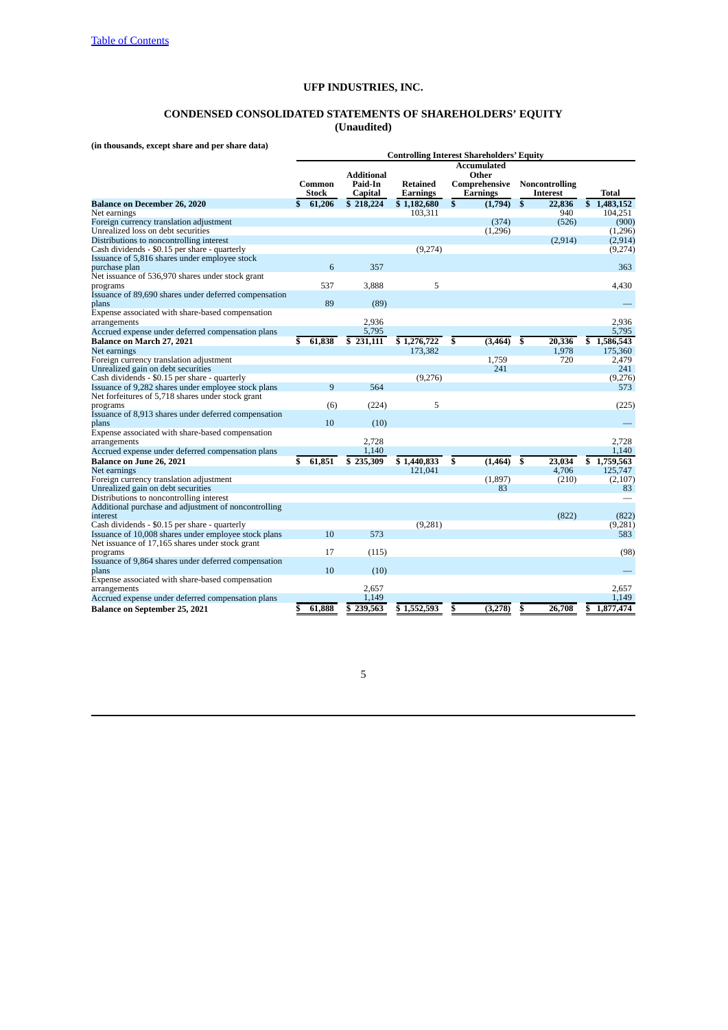[Table of Contents](#)

## UFP INDUSTRIES, INC.

## CONDENSED CONSOLIDATED STATEMENTS OF SHAREHOLDERS' EQUITY
**(Unaudited)**

**(in thousands, except share and per share data)**

| | Controlling Interest Shareholders' Equity | | | | | |
|---|---|---|---|---|---|---|
| | **Common Stock** | **Additional Paid-In Capital** | **Retained Earnings** | **Accumulated Other Comprehensive Earnings** | **Noncontrolling Interest** | **Total** |
| **Balance on December 26, 2020** | **$ 61,206** | **$ 218,224** | **$ 1,182,680** | **$ (1,794)** | **$ 22,836** | **$ 1,483,152** |
| Net earnings | | | 103,311 | | 940 | 104,251 |
| Foreign currency translation adjustment | | | | (374) | (526) | (900) |
| Unrealized loss on debt securities | | | | (1,296) | | (1,296) |
| Distributions to noncontrolling interest | | | | | (2,914) | (2,914) |
| Cash dividends - $0.15 per share - quarterly | | | (9,274) | | | (9,274) |
| Issuance of 5,816 shares under employee stock purchase plan | 6 | 357 | | | | 363 |
| Net issuance of 536,970 shares under stock grant programs | 537 | 3,888 | 5 | | | 4,430 |
| Issuance of 89,690 shares under deferred compensation plans | 89 | (89) | | | | — |
| Expense associated with share-based compensation arrangements | | 2,936 | | | | 2,936 |
| Accrued expense under deferred compensation plans | | 5,795 | | | | 5,795 |
| **Balance on March 27, 2021** | **$ 61,838** | **$ 231,111** | **$ 1,276,722** | **$ (3,464)** | **$ 20,336** | **$ 1,586,543** |
| Net earnings | | | 173,382 | | 1,978 | 175,360 |
| Foreign currency translation adjustment | | | | 1,759 | 720 | 2,479 |
| Unrealized gain on debt securities | | | | 241 | | 241 |
| Cash dividends - $0.15 per share - quarterly | | | (9,276) | | | (9,276) |
| Issuance of 9,282 shares under employee stock plans | 9 | 564 | | | | 573 |
| Net forfeitures of 5,718 shares under stock grant programs | (6) | (224) | 5 | | | (225) |
| Issuance of 8,913 shares under deferred compensation plans | 10 | (10) | | | | — |
| Expense associated with share-based compensation arrangements | | 2,728 | | | | 2,728 |
| Accrued expense under deferred compensation plans | | 1,140 | | | | 1,140 |
| **Balance on June 26, 2021** | **$ 61,851** | **$ 235,309** | **$ 1,440,833** | **$ (1,464)** | **$ 23,034** | **$ 1,759,563** |
| Net earnings | | | 121,041 | | 4,706 | 125,747 |
| Foreign currency translation adjustment | | | | (1,897) | (210) | (2,107) |
| Unrealized gain on debt securities | | | | 83 | | 83 |
| Distributions to noncontrolling interest | | | | | | — |
| Additional purchase and adjustment of noncontrolling interest | | | | | (822) | (822) |
| Cash dividends - $0.15 per share - quarterly | | | (9,281) | | | (9,281) |
| Issuance of 10,008 shares under employee stock plans | 10 | 573 | | | | 583 |
| Net issuance of 17,165 shares under stock grant programs | 17 | (115) | | | | (98) |
| Issuance of 9,864 shares under deferred compensation plans | 10 | (10) | | | | — |
| Expense associated with share-based compensation arrangements | | 2,657 | | | | 2,657 |
| Accrued expense under deferred compensation plans | | 1,149 | | | | 1,149 |
| **Balance on September 25, 2021** | **$ 61,888** | **$ 239,563** | **$ 1,552,593** | **$ (3,278)** | **$ 26,708** | **$ 1,877,474** |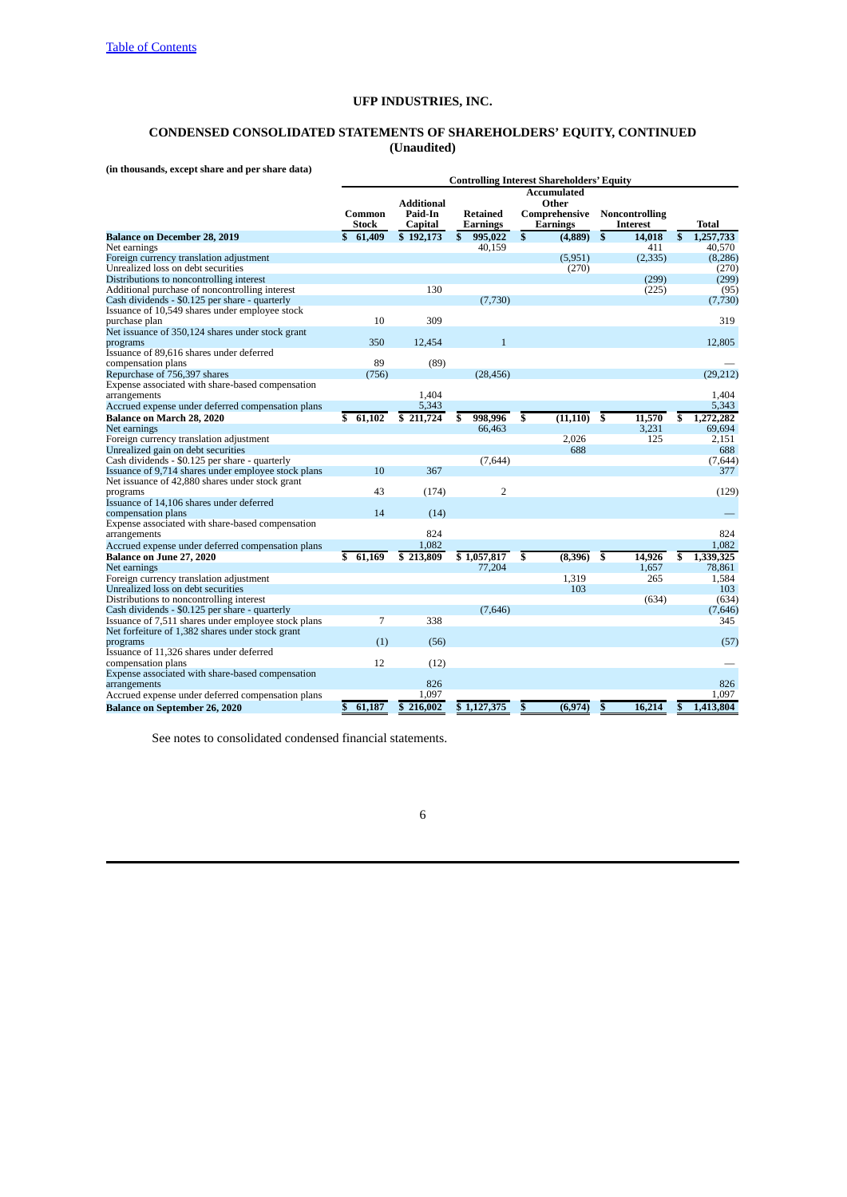[Table of Contents](#)

# UFP INDUSTRIES, INC.

## CONDENSED CONSOLIDATED STATEMENTS OF SHAREHOLDERS' EQUITY, CONTINUED
**(Unaudited)**

**(in thousands, except share and per share data)**

| | Controlling Interest Shareholders' Equity | | | | | |
|---|---|---|---|---|---|---|
| | Common Stock | Additional Paid-In Capital | Retained Earnings | Accumulated Other Comprehensive Earnings | Noncontrolling Interest | Total |
| **Balance on December 28, 2019** | $ 61,409 | $ 192,173 | $ 995,022 | $ (4,889) | $ 14,018 | $ 1,257,733 |
| Net earnings | | | 40,159 | | 411 | 40,570 |
| Foreign currency translation adjustment | | | | (5,951) | (2,335) | (8,286) |
| Unrealized loss on debt securities | | | | (270) | | (270) |
| Distributions to noncontrolling interest | | | | | (299) | (299) |
| Additional purchase of noncontrolling interest | | 130 | | | (225) | (95) |
| Cash dividends - $0.125 per share - quarterly | | | (7,730) | | | (7,730) |
| Issuance of 10,549 shares under employee stock purchase plan | 10 | 309 | | | | 319 |
| Net issuance of 350,124 shares under stock grant programs | 350 | 12,454 | 1 | | | 12,805 |
| Issuance of 89,616 shares under deferred compensation plans | 89 | (89) | | | | — |
| Repurchase of 756,397 shares | (756) | | (28,456) | | | (29,212) |
| Expense associated with share-based compensation arrangements | | 1,404 | | | | 1,404 |
| Accrued expense under deferred compensation plans | | 5,343 | | | | 5,343 |
| **Balance on March 28, 2020** | $ 61,102 | $ 211,724 | $ 998,996 | $ (11,110) | $ 11,570 | $ 1,272,282 |
| Net earnings | | | 66,463 | | 3,231 | 69,694 |
| Foreign currency translation adjustment | | | | 2,026 | 125 | 2,151 |
| Unrealized gain on debt securities | | | | 688 | | 688 |
| Cash dividends - $0.125 per share - quarterly | | | (7,644) | | | (7,644) |
| Issuance of 9,714 shares under employee stock plans | 10 | 367 | | | | 377 |
| Net issuance of 42,880 shares under stock grant programs | 43 | (174) | 2 | | | (129) |
| Issuance of 14,106 shares under deferred compensation plans | 14 | (14) | | | | — |
| Expense associated with share-based compensation arrangements | | 824 | | | | 824 |
| Accrued expense under deferred compensation plans | | 1,082 | | | | 1,082 |
| **Balance on June 27, 2020** | $ 61,169 | $ 213,809 | $ 1,057,817 | $ (8,396) | $ 14,926 | $ 1,339,325 |
| Net earnings | | | 77,204 | | 1,657 | 78,861 |
| Foreign currency translation adjustment | | | | 1,319 | 265 | 1,584 |
| Unrealized loss on debt securities | | | | 103 | | 103 |
| Distributions to noncontrolling interest | | | | | (634) | (634) |
| Cash dividends - $0.125 per share - quarterly | | | (7,646) | | | (7,646) |
| Issuance of 7,511 shares under employee stock plans | 7 | 338 | | | | 345 |
| Net forfeiture of 1,382 shares under stock grant programs | (1) | (56) | | | | (57) |
| Issuance of 11,326 shares under deferred compensation plans | 12 | (12) | | | | — |
| Expense associated with share-based compensation arrangements | | 826 | | | | 826 |
| Accrued expense under deferred compensation plans | | 1,097 | | | | 1,097 |
| **Balance on September 26, 2020** | $ 61,187 | $ 216,002 | $ 1,127,375 | $ (6,974) | $ 16,214 | $ 1,413,804 |

See notes to consolidated condensed financial statements.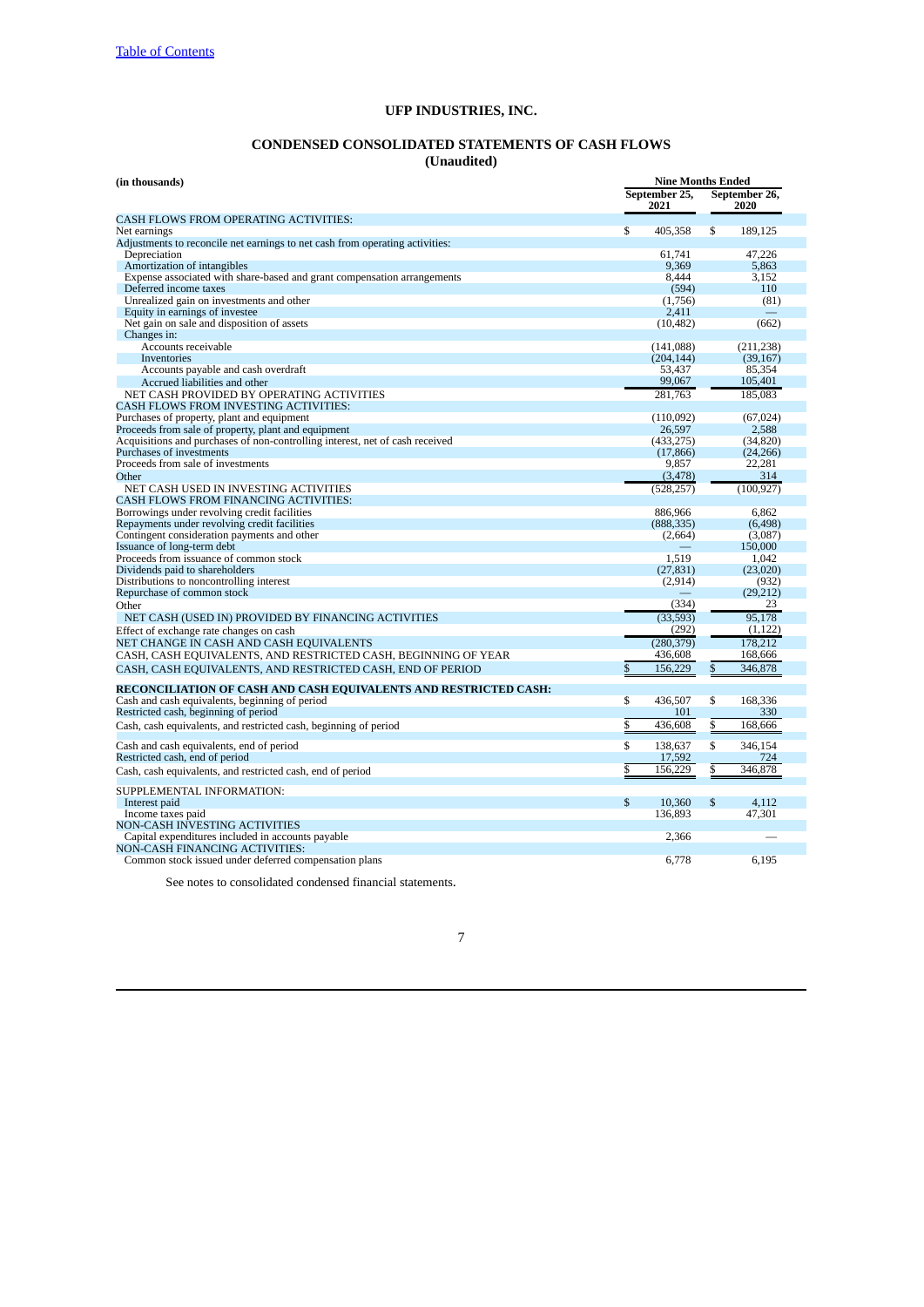[Table of Contents](#)

# UFP INDUSTRIES, INC.

## CONDENSED CONSOLIDATED STATEMENTS OF CASH FLOWS
**(Unaudited)**

| (in thousands) | Nine Months Ended | |
|---|---|---|
| | September 25, 2021 | September 26, 2020 |
| CASH FLOWS FROM OPERATING ACTIVITIES: | | |
| Net earnings | $ 405,358 | $ 189,125 |
| Adjustments to reconcile net earnings to net cash from operating activities: | | |
| Depreciation | 61,741 | 47,226 |
| Amortization of intangibles | 9,369 | 5,863 |
| Expense associated with share-based and grant compensation arrangements | 8,444 | 3,152 |
| Deferred income taxes | (594) | 110 |
| Unrealized gain on investments and other | (1,756) | (81) |
| Equity in earnings of investee | 2,411 | — |
| Net gain on sale and disposition of assets | (10,482) | (662) |
| Changes in: | | |
| Accounts receivable | (141,088) | (211,238) |
| Inventories | (204,144) | (39,167) |
| Accounts payable and cash overdraft | 53,437 | 85,354 |
| Accrued liabilities and other | 99,067 | 105,401 |
| NET CASH PROVIDED BY OPERATING ACTIVITIES | 281,763 | 185,083 |
| CASH FLOWS FROM INVESTING ACTIVITIES: | | |
| Purchases of property, plant and equipment | (110,092) | (67,024) |
| Proceeds from sale of property, plant and equipment | 26,597 | 2,588 |
| Acquisitions and purchases of non-controlling interest, net of cash received | (433,275) | (34,820) |
| Purchases of investments | (17,866) | (24,266) |
| Proceeds from sale of investments | 9,857 | 22,281 |
| Other | (3,478) | 314 |
| NET CASH USED IN INVESTING ACTIVITIES | (528,257) | (100,927) |
| CASH FLOWS FROM FINANCING ACTIVITIES: | | |
| Borrowings under revolving credit facilities | 886,966 | 6,862 |
| Repayments under revolving credit facilities | (888,335) | (6,498) |
| Contingent consideration payments and other | (2,664) | (3,087) |
| Issuance of long-term debt | — | 150,000 |
| Proceeds from issuance of common stock | 1,519 | 1,042 |
| Dividends paid to shareholders | (27,831) | (23,020) |
| Distributions to noncontrolling interest | (2,914) | (932) |
| Repurchase of common stock | — | (29,212) |
| Other | (334) | 23 |
| NET CASH (USED IN) PROVIDED BY FINANCING ACTIVITIES | (33,593) | 95,178 |
| Effect of exchange rate changes on cash | (292) | (1,122) |
| NET CHANGE IN CASH AND CASH EQUIVALENTS | (280,379) | 178,212 |
| CASH, CASH EQUIVALENTS, AND RESTRICTED CASH, BEGINNING OF YEAR | 436,608 | 168,666 |
| CASH, CASH EQUIVALENTS, AND RESTRICTED CASH, END OF PERIOD | $ 156,229 | $ 346,878 |
| **RECONCILIATION OF CASH AND CASH EQUIVALENTS AND RESTRICTED CASH:** | | |
| Cash and cash equivalents, beginning of period | $ 436,507 | $ 168,336 |
| Restricted cash, beginning of period | 101 | 330 |
| Cash, cash equivalents, and restricted cash, beginning of period | $ 436,608 | $ 168,666 |
| Cash and cash equivalents, end of period | $ 138,637 | $ 346,154 |
| Restricted cash, end of period | 17,592 | 724 |
| Cash, cash equivalents, and restricted cash, end of period | $ 156,229 | $ 346,878 |
| SUPPLEMENTAL INFORMATION: | | |
| Interest paid | $ 10,360 | $ 4,112 |
| Income taxes paid | 136,893 | 47,301 |
| NON-CASH INVESTING ACTIVITIES | | |
| Capital expenditures included in accounts payable | 2,366 | — |
| NON-CASH FINANCING ACTIVITIES: | | |
| Common stock issued under deferred compensation plans | 6,778 | 6,195 |

See notes to consolidated condensed financial statements.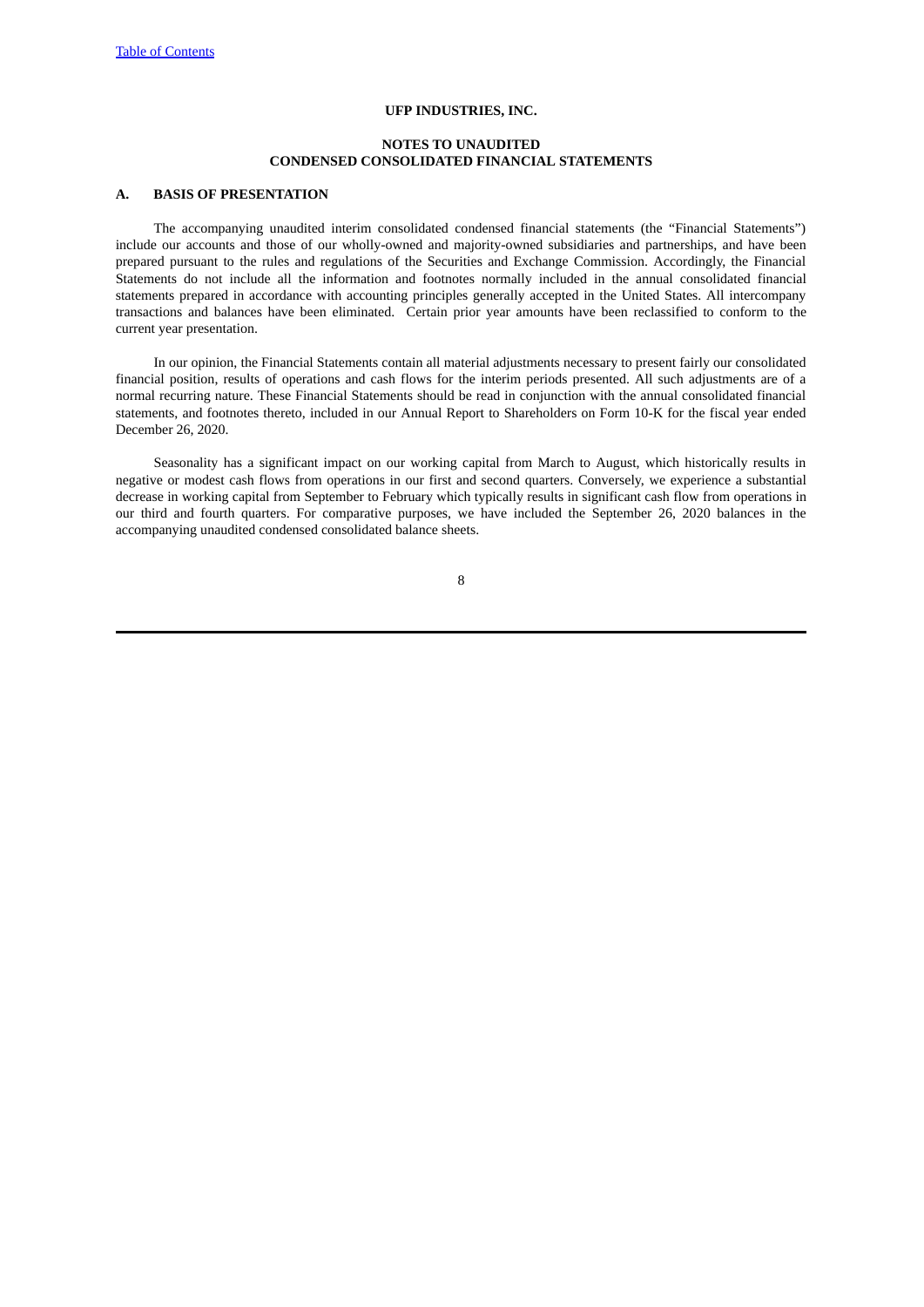**UFP INDUSTRIES, INC.**

**NOTES TO UNAUDITED**
**CONDENSED CONSOLIDATED FINANCIAL STATEMENTS**

## A. BASIS OF PRESENTATION

The accompanying unaudited interim consolidated condensed financial statements (the "Financial Statements") include our accounts and those of our wholly-owned and majority-owned subsidiaries and partnerships, and have been prepared pursuant to the rules and regulations of the Securities and Exchange Commission. Accordingly, the Financial Statements do not include all the information and footnotes normally included in the annual consolidated financial statements prepared in accordance with accounting principles generally accepted in the United States. All intercompany transactions and balances have been eliminated. Certain prior year amounts have been reclassified to conform to the current year presentation.

In our opinion, the Financial Statements contain all material adjustments necessary to present fairly our consolidated financial position, results of operations and cash flows for the interim periods presented. All such adjustments are of a normal recurring nature. These Financial Statements should be read in conjunction with the annual consolidated financial statements, and footnotes thereto, included in our Annual Report to Shareholders on Form 10-K for the fiscal year ended December 26, 2020.

Seasonality has a significant impact on our working capital from March to August, which historically results in negative or modest cash flows from operations in our first and second quarters. Conversely, we experience a substantial decrease in working capital from September to February which typically results in significant cash flow from operations in our third and fourth quarters. For comparative purposes, we have included the September 26, 2020 balances in the accompanying unaudited condensed consolidated balance sheets.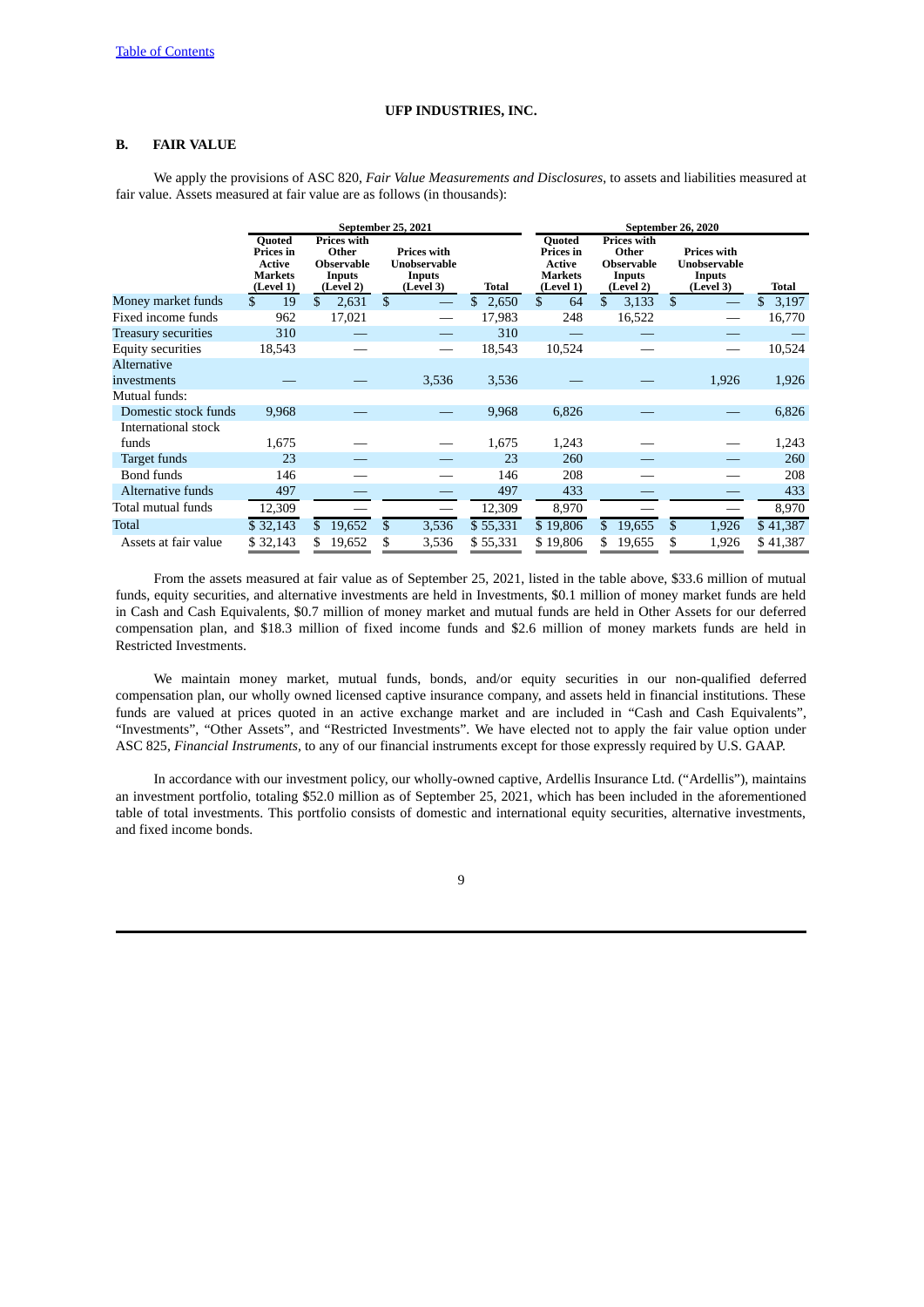UFP INDUSTRIES, INC.

## B. FAIR VALUE

We apply the provisions of ASC 820, *Fair Value Measurements and Disclosures*, to assets and liabilities measured at fair value. Assets measured at fair value are as follows (in thousands):

| | September 25, 2021 | | | | September 26, 2020 | | | |
|---|---|---|---|---|---|---|---|---|
| | Quoted Prices in Active Markets (Level 1) | Prices with Other Observable Inputs (Level 2) | Prices with Unobservable Inputs (Level 3) | Total | Quoted Prices in Active Markets (Level 1) | Prices with Other Observable Inputs (Level 2) | Prices with Unobservable Inputs (Level 3) | Total |
| Money market funds | $ 19 | $ 2,631 | $ — | $ 2,650 | $ 64 | $ 3,133 | $ — | $ 3,197 |
| Fixed income funds | 962 | 17,021 | — | 17,983 | 248 | 16,522 | — | 16,770 |
| Treasury securities | 310 | — | — | 310 | — | — | — | — |
| Equity securities | 18,543 | — | — | 18,543 | 10,524 | — | — | 10,524 |
| Alternative investments | — | — | 3,536 | 3,536 | — | — | 1,926 | 1,926 |
| Mutual funds: | | | | | | | | |
| Domestic stock funds | 9,968 | — | — | 9,968 | 6,826 | — | — | 6,826 |
| International stock funds | 1,675 | — | — | 1,675 | 1,243 | — | — | 1,243 |
| Target funds | 23 | — | — | 23 | 260 | — | — | 260 |
| Bond funds | 146 | — | — | 146 | 208 | — | — | 208 |
| Alternative funds | 497 | — | — | 497 | 433 | — | — | 433 |
| Total mutual funds | 12,309 | — | — | 12,309 | 8,970 | — | — | 8,970 |
| Total | $ 32,143 | $ 19,652 | $ 3,536 | $ 55,331 | $ 19,806 | $ 19,655 | $ 1,926 | $ 41,387 |
| Assets at fair value | $ 32,143 | $ 19,652 | $ 3,536 | $ 55,331 | $ 19,806 | $ 19,655 | $ 1,926 | $ 41,387 |

From the assets measured at fair value as of September 25, 2021, listed in the table above, $33.6 million of mutual funds, equity securities, and alternative investments are held in Investments, $0.1 million of money market funds are held in Cash and Cash Equivalents, $0.7 million of money market and mutual funds are held in Other Assets for our deferred compensation plan, and $18.3 million of fixed income funds and $2.6 million of money markets funds are held in Restricted Investments.

We maintain money market, mutual funds, bonds, and/or equity securities in our non-qualified deferred compensation plan, our wholly owned licensed captive insurance company, and assets held in financial institutions. These funds are valued at prices quoted in an active exchange market and are included in "Cash and Cash Equivalents", "Investments", "Other Assets", and "Restricted Investments". We have elected not to apply the fair value option under ASC 825, *Financial Instruments*, to any of our financial instruments except for those expressly required by U.S. GAAP.

In accordance with our investment policy, our wholly-owned captive, Ardellis Insurance Ltd. ("Ardellis"), maintains an investment portfolio, totaling $52.0 million as of September 25, 2021, which has been included in the aforementioned table of total investments. This portfolio consists of domestic and international equity securities, alternative investments, and fixed income bonds.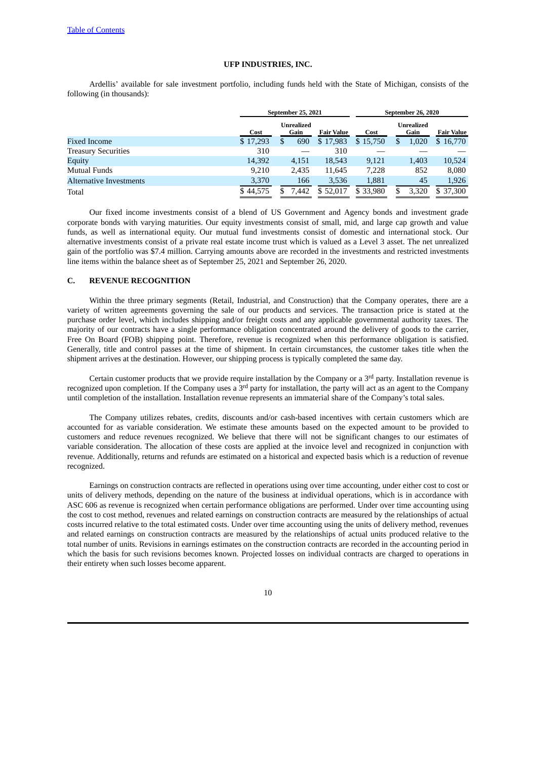Ardellis' available for sale investment portfolio, including funds held with the State of Michigan, consists of the following (in thousands):

| | September 25, 2021 | | | September 26, 2020 | | |
|---|---|---|---|---|---|---|
| | Cost | Unrealized Gain | Fair Value | Cost | Unrealized Gain | Fair Value |
| Fixed Income | $ 17,293 | $ 690 | $ 17,983 | $ 15,750 | $ 1,020 | $ 16,770 |
| Treasury Securities | 310 | — | 310 | — | — | — |
| Equity | 14,392 | 4,151 | 18,543 | 9,121 | 1,403 | 10,524 |
| Mutual Funds | 9,210 | 2,435 | 11,645 | 7,228 | 852 | 8,080 |
| Alternative Investments | 3,370 | 166 | 3,536 | 1,881 | 45 | 1,926 |
| Total | $ 44,575 | $ 7,442 | $ 52,017 | $ 33,980 | $ 3,320 | $ 37,300 |

Our fixed income investments consist of a blend of US Government and Agency bonds and investment grade corporate bonds with varying maturities. Our equity investments consist of small, mid, and large cap growth and value funds, as well as international equity. Our mutual fund investments consist of domestic and international stock. Our alternative investments consist of a private real estate income trust which is valued as a Level 3 asset. The net unrealized gain of the portfolio was $7.4 million. Carrying amounts above are recorded in the investments and restricted investments line items within the balance sheet as of September 25, 2021 and September 26, 2020.

## C. REVENUE RECOGNITION

Within the three primary segments (Retail, Industrial, and Construction) that the Company operates, there are a variety of written agreements governing the sale of our products and services. The transaction price is stated at the purchase order level, which includes shipping and/or freight costs and any applicable governmental authority taxes. The majority of our contracts have a single performance obligation concentrated around the delivery of goods to the carrier, Free On Board (FOB) shipping point. Therefore, revenue is recognized when this performance obligation is satisfied. Generally, title and control passes at the time of shipment. In certain circumstances, the customer takes title when the shipment arrives at the destination. However, our shipping process is typically completed the same day.

Certain customer products that we provide require installation by the Company or a 3rd party. Installation revenue is recognized upon completion. If the Company uses a 3rd party for installation, the party will act as an agent to the Company until completion of the installation. Installation revenue represents an immaterial share of the Company's total sales.

The Company utilizes rebates, credits, discounts and/or cash-based incentives with certain customers which are accounted for as variable consideration. We estimate these amounts based on the expected amount to be provided to customers and reduce revenues recognized. We believe that there will not be significant changes to our estimates of variable consideration. The allocation of these costs are applied at the invoice level and recognized in conjunction with revenue. Additionally, returns and refunds are estimated on a historical and expected basis which is a reduction of revenue recognized.

Earnings on construction contracts are reflected in operations using over time accounting, under either cost to cost or units of delivery methods, depending on the nature of the business at individual operations, which is in accordance with ASC 606 as revenue is recognized when certain performance obligations are performed. Under over time accounting using the cost to cost method, revenues and related earnings on construction contracts are measured by the relationships of actual costs incurred relative to the total estimated costs. Under over time accounting using the units of delivery method, revenues and related earnings on construction contracts are measured by the relationships of actual units produced relative to the total number of units. Revisions in earnings estimates on the construction contracts are recorded in the accounting period in which the basis for such revisions becomes known. Projected losses on individual contracts are charged to operations in their entirety when such losses become apparent.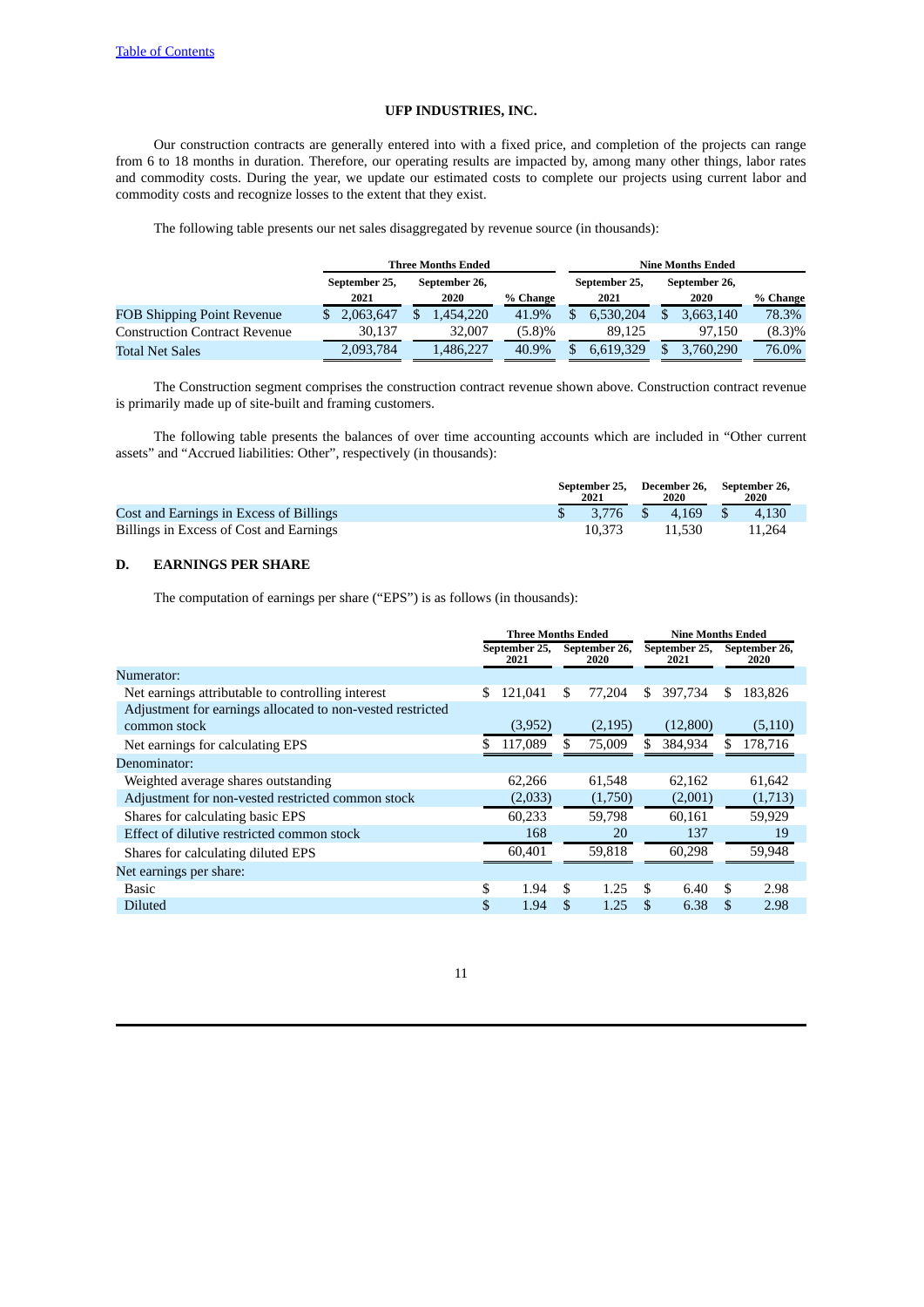Our construction contracts are generally entered into with a fixed price, and completion of the projects can range from 6 to 18 months in duration. Therefore, our operating results are impacted by, among many other things, labor rates and commodity costs. During the year, we update our estimated costs to complete our projects using current labor and commodity costs and recognize losses to the extent that they exist.

The following table presents our net sales disaggregated by revenue source (in thousands):

| | Three Months Ended | | | Nine Months Ended | | |
|---|---|---|---|---|---|---|
| | September 25, 2021 | September 26, 2020 | % Change | September 25, 2021 | September 26, 2020 | % Change |
| FOB Shipping Point Revenue | $ 2,063,647 | $ 1,454,220 | 41.9% | $ 6,530,204 | $ 3,663,140 | 78.3% |
| Construction Contract Revenue | 30,137 | 32,007 | (5.8)% | 89,125 | 97,150 | (8.3)% |
| Total Net Sales | 2,093,784 | 1,486,227 | 40.9% | $ 6,619,329 | $ 3,760,290 | 76.0% |

The Construction segment comprises the construction contract revenue shown above. Construction contract revenue is primarily made up of site-built and framing customers.

The following table presents the balances of over time accounting accounts which are included in "Other current assets" and "Accrued liabilities: Other", respectively (in thousands):

| | September 25, 2021 | December 26, 2020 | September 26, 2020 |
|---|---|---|---|
| Cost and Earnings in Excess of Billings | $ 3,776 | $ 4,169 | $ 4,130 |
| Billings in Excess of Cost and Earnings | 10,373 | 11,530 | 11,264 |

## D. EARNINGS PER SHARE

The computation of earnings per share ("EPS") is as follows (in thousands):

| | Three Months Ended | | Nine Months Ended | |
|---|---|---|---|---|
| | September 25, 2021 | September 26, 2020 | September 25, 2021 | September 26, 2020 |
| Numerator: | | | | |
| Net earnings attributable to controlling interest | $ 121,041 | $ 77,204 | $ 397,734 | $ 183,826 |
| Adjustment for earnings allocated to non-vested restricted common stock | (3,952) | (2,195) | (12,800) | (5,110) |
| Net earnings for calculating EPS | $ 117,089 | $ 75,009 | $ 384,934 | $ 178,716 |
| Denominator: | | | | |
| Weighted average shares outstanding | 62,266 | 61,548 | 62,162 | 61,642 |
| Adjustment for non-vested restricted common stock | (2,033) | (1,750) | (2,001) | (1,713) |
| Shares for calculating basic EPS | 60,233 | 59,798 | 60,161 | 59,929 |
| Effect of dilutive restricted common stock | 168 | 20 | 137 | 19 |
| Shares for calculating diluted EPS | 60,401 | 59,818 | 60,298 | 59,948 |
| Net earnings per share: | | | | |
| Basic | $ 1.94 | $ 1.25 | $ 6.40 | $ 2.98 |
| Diluted | $ 1.94 | $ 1.25 | $ 6.38 | $ 2.98 |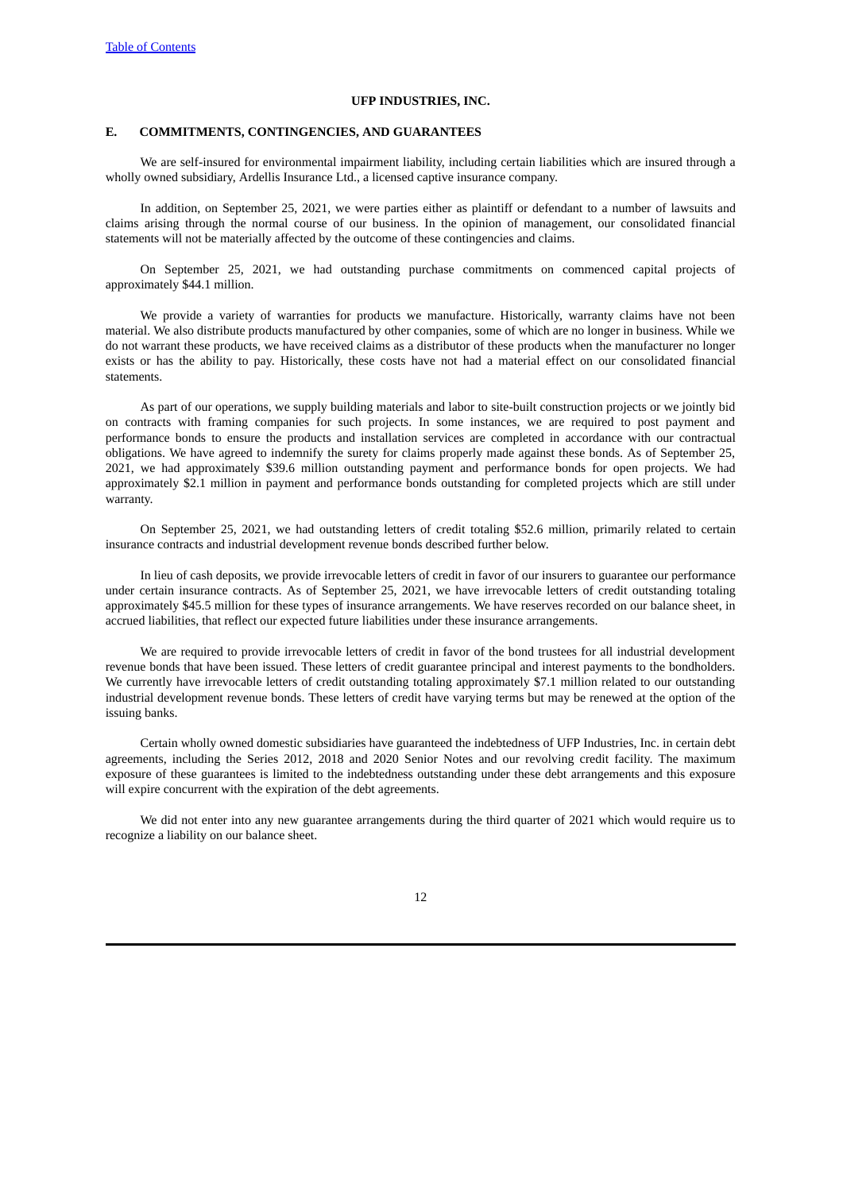UFP INDUSTRIES, INC.

## E. COMMITMENTS, CONTINGENCIES, AND GUARANTEES

We are self-insured for environmental impairment liability, including certain liabilities which are insured through a wholly owned subsidiary, Ardellis Insurance Ltd., a licensed captive insurance company.

In addition, on September 25, 2021, we were parties either as plaintiff or defendant to a number of lawsuits and claims arising through the normal course of our business. In the opinion of management, our consolidated financial statements will not be materially affected by the outcome of these contingencies and claims.

On September 25, 2021, we had outstanding purchase commitments on commenced capital projects of approximately $44.1 million.

We provide a variety of warranties for products we manufacture. Historically, warranty claims have not been material. We also distribute products manufactured by other companies, some of which are no longer in business. While we do not warrant these products, we have received claims as a distributor of these products when the manufacturer no longer exists or has the ability to pay. Historically, these costs have not had a material effect on our consolidated financial statements.

As part of our operations, we supply building materials and labor to site-built construction projects or we jointly bid on contracts with framing companies for such projects. In some instances, we are required to post payment and performance bonds to ensure the products and installation services are completed in accordance with our contractual obligations. We have agreed to indemnify the surety for claims properly made against these bonds. As of September 25, 2021, we had approximately $39.6 million outstanding payment and performance bonds for open projects. We had approximately $2.1 million in payment and performance bonds outstanding for completed projects which are still under warranty.

On September 25, 2021, we had outstanding letters of credit totaling $52.6 million, primarily related to certain insurance contracts and industrial development revenue bonds described further below.

In lieu of cash deposits, we provide irrevocable letters of credit in favor of our insurers to guarantee our performance under certain insurance contracts. As of September 25, 2021, we have irrevocable letters of credit outstanding totaling approximately $45.5 million for these types of insurance arrangements. We have reserves recorded on our balance sheet, in accrued liabilities, that reflect our expected future liabilities under these insurance arrangements.

We are required to provide irrevocable letters of credit in favor of the bond trustees for all industrial development revenue bonds that have been issued. These letters of credit guarantee principal and interest payments to the bondholders. We currently have irrevocable letters of credit outstanding totaling approximately $7.1 million related to our outstanding industrial development revenue bonds. These letters of credit have varying terms but may be renewed at the option of the issuing banks.

Certain wholly owned domestic subsidiaries have guaranteed the indebtedness of UFP Industries, Inc. in certain debt agreements, including the Series 2012, 2018 and 2020 Senior Notes and our revolving credit facility. The maximum exposure of these guarantees is limited to the indebtedness outstanding under these debt arrangements and this exposure will expire concurrent with the expiration of the debt agreements.

We did not enter into any new guarantee arrangements during the third quarter of 2021 which would require us to recognize a liability on our balance sheet.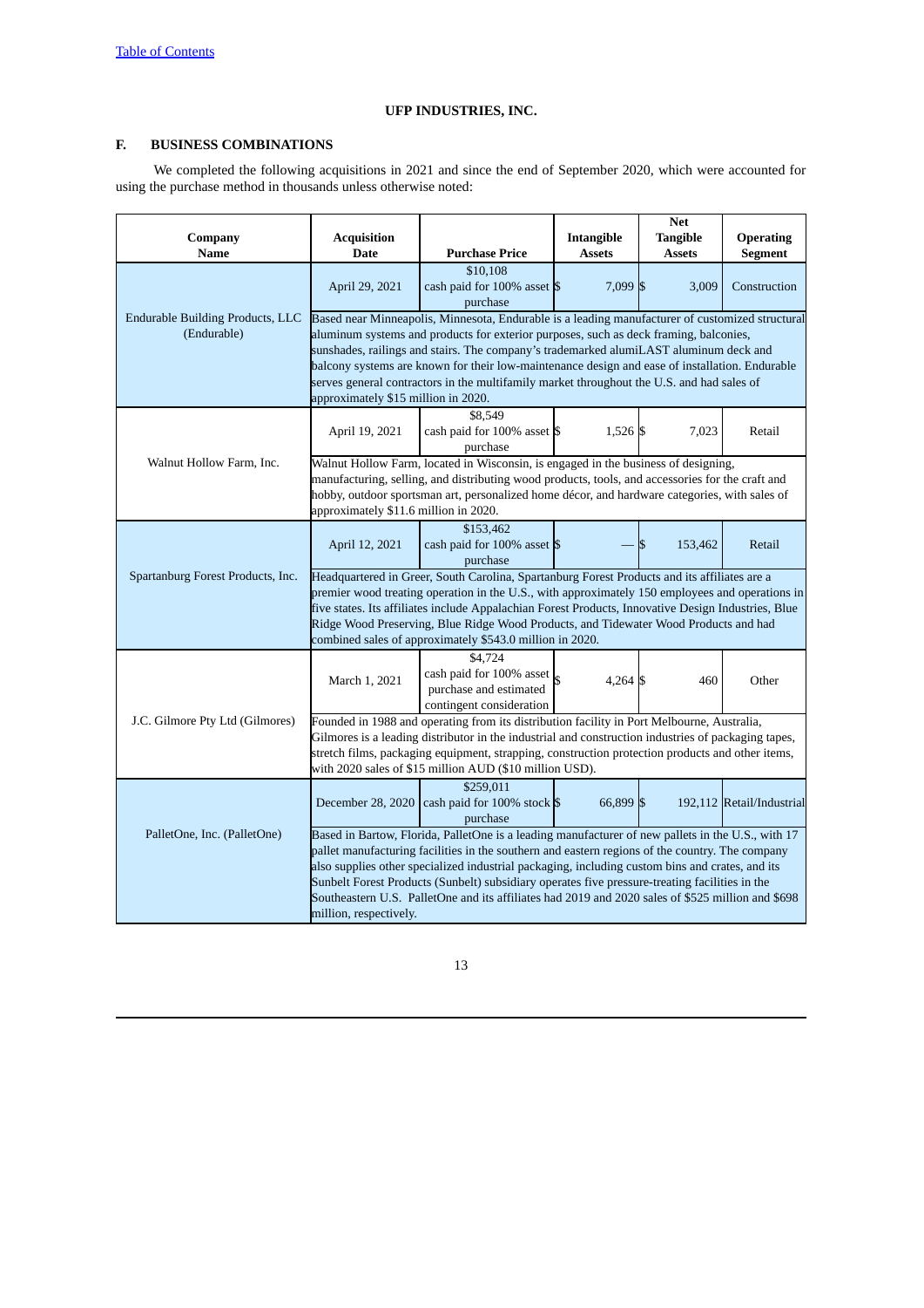UFP INDUSTRIES, INC.

## F. BUSINESS COMBINATIONS

We completed the following acquisitions in 2021 and since the end of September 2020, which were accounted for using the purchase method in thousands unless otherwise noted:

| Company Name | Acquisition Date | Purchase Price | Intangible Assets | Net Tangible Assets | Operating Segment |
|---|---|---|---|---|---|
| Endurable Building Products, LLC (Endurable) | April 29, 2021 | $10,108 cash paid for 100% asset purchase | $ 7,099 | $ 3,009 | Construction |
| | Based near Minneapolis, Minnesota, Endurable is a leading manufacturer of customized structural aluminum systems and products for exterior purposes, such as deck framing, balconies, sunshades, railings and stairs. The company's trademarked aluminLAST aluminum deck and balcony systems are known for their low-maintenance design and ease of installation. Endurable serves general contractors in the multifamily market throughout the U.S. and had sales of approximately $15 million in 2020. | | | | |
| Walnut Hollow Farm, Inc. | April 19, 2021 | $8,549 cash paid for 100% asset purchase | $ 1,526 | $ 7,023 | Retail |
| | Walnut Hollow Farm, located in Wisconsin, is engaged in the business of designing, manufacturing, selling, and distributing wood products, tools, and accessories for the craft and hobby, outdoor sportsman art, personalized home décor, and hardware categories, with sales of approximately $11.6 million in 2020. | | | | |
| Spartanburg Forest Products, Inc. | April 12, 2021 | $153,462 cash paid for 100% asset purchase | $ — | $ 153,462 | Retail |
| | Headquartered in Greer, South Carolina, Spartanburg Forest Products and its affiliates are a premier wood treating operation in the U.S., with approximately 150 employees and operations in five states. Its affiliates include Appalachian Forest Products, Innovative Design Industries, Blue Ridge Wood Preserving, Blue Ridge Wood Products, and Tidewater Wood Products and had combined sales of approximately $543.0 million in 2020. | | | | |
| J.C. Gilmore Pty Ltd (Gilmores) | March 1, 2021 | $4,724 cash paid for 100% asset purchase and estimated contingent consideration | $ 4,264 | $ 460 | Other |
| | Founded in 1988 and operating from its distribution facility in Port Melbourne, Australia, Gilmores is a leading distributor in the industrial and construction industries of packaging tapes, stretch films, packaging equipment, strapping, construction protection products and other items, with 2020 sales of $15 million AUD ($10 million USD). | | | | |
| PalletOne, Inc. (PalletOne) | December 28, 2020 | $259,011 cash paid for 100% stock purchase | $ 66,899 | $ 192,112 | Retail/Industrial |
| | Based in Bartow, Florida, PalletOne is a leading manufacturer of new pallets in the U.S., with 17 pallet manufacturing facilities in the southern and eastern regions of the country. The company also supplies other specialized industrial packaging, including custom bins and crates, and its Sunbelt Forest Products (Sunbelt) subsidiary operates five pressure-treating facilities in the Southeastern U.S. PalletOne and its affiliates had 2019 and 2020 sales of $525 million and $698 million, respectively. | | | | |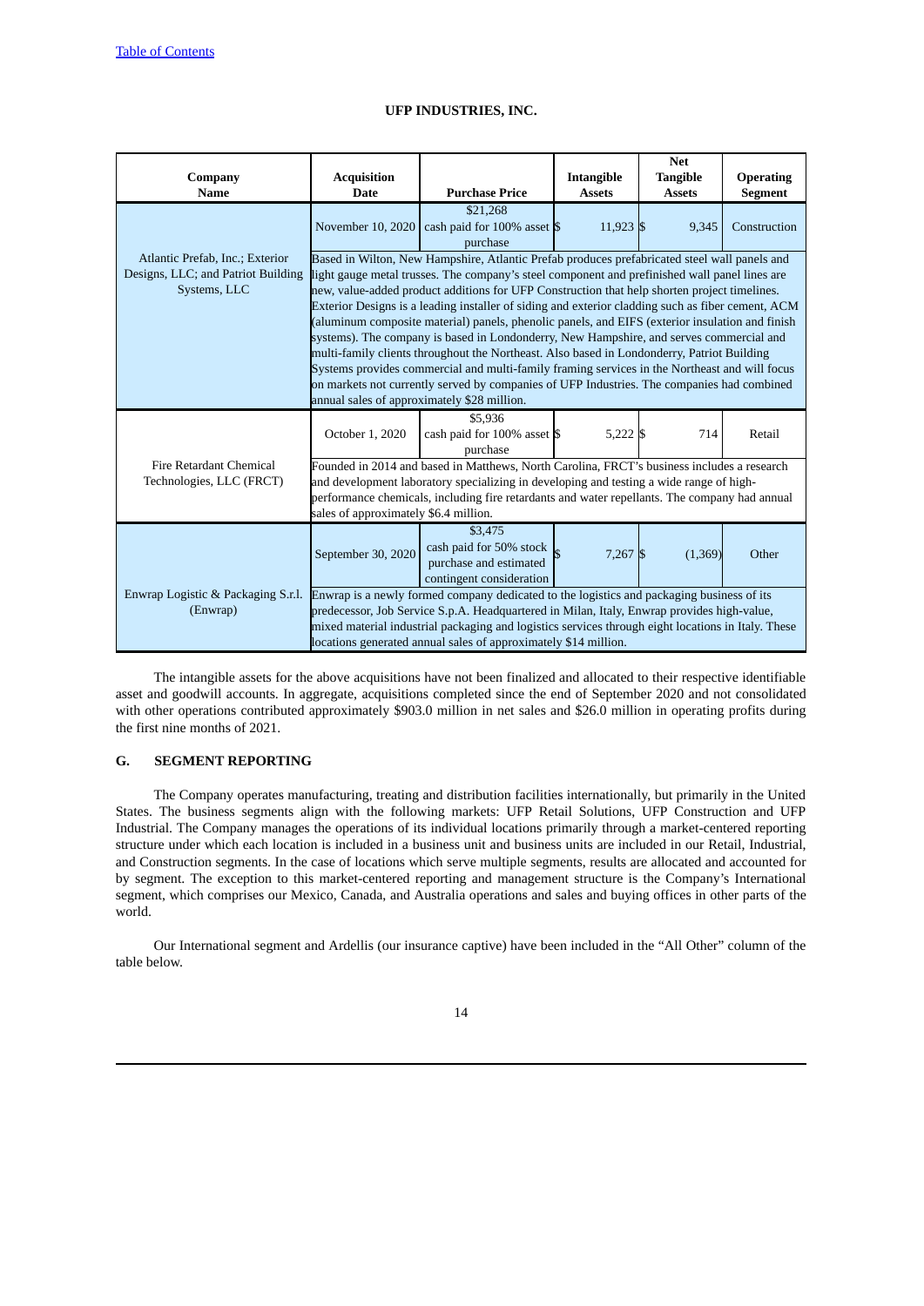**UFP INDUSTRIES, INC.**

| Company Name | Acquisition Date | Purchase Price | Intangible Assets | Net Tangible Assets | Operating Segment |
|---|---|---|---|---|---|
| Atlantic Prefab, Inc.; Exterior Designs, LLC; and Patriot Building Systems, LLC | November 10, 2020 | $21,268 cash paid for 100% asset purchase | $ 11,923 | $ 9,345 | Construction |
| | Based in Wilton, New Hampshire, Atlantic Prefab produces prefabricated steel wall panels and light gauge metal trusses. The company's steel component and prefinished wall panel lines are new, value-added product additions for UFP Construction that help shorten project timelines. Exterior Designs is a leading installer of siding and exterior cladding such as fiber cement, ACM (aluminum composite material) panels, phenolic panels, and EIFS (exterior insulation and finish systems). The company is based in Londonderry, New Hampshire, and serves commercial and multi-family clients throughout the Northeast. Also based in Londonderry, Patriot Building Systems provides commercial and multi-family framing services in the Northeast and will focus on markets not currently served by companies of UFP Industries. The companies had combined annual sales of approximately $28 million. | | | | |
| Fire Retardant Chemical Technologies, LLC (FRCT) | October 1, 2020 | $5,936 cash paid for 100% asset purchase | $ 5,222 | $ 714 | Retail |
| | Founded in 2014 and based in Matthews, North Carolina, FRCT's business includes a research and development laboratory specializing in developing and testing a wide range of high-performance chemicals, including fire retardants and water repellants. The company had annual sales of approximately $6.4 million. | | | | |
| Enwrap Logistic & Packaging S.r.l. (Enwrap) | September 30, 2020 | $3,475 cash paid for 50% stock purchase and estimated contingent consideration | $ 7,267 | $ (1,369) | Other |
| | Enwrap is a newly formed company dedicated to the logistics and packaging business of its predecessor, Job Service S.p.A. Headquartered in Milan, Italy, Enwrap provides high-value, mixed material industrial packaging and logistics services through eight locations in Italy. These locations generated annual sales of approximately $14 million. | | | | |

The intangible assets for the above acquisitions have not been finalized and allocated to their respective identifiable asset and goodwill accounts. In aggregate, acquisitions completed since the end of September 2020 and not consolidated with other operations contributed approximately $903.0 million in net sales and $26.0 million in operating profits during the first nine months of 2021.

## G. SEGMENT REPORTING

The Company operates manufacturing, treating and distribution facilities internationally, but primarily in the United States. The business segments align with the following markets: UFP Retail Solutions, UFP Construction and UFP Industrial. The Company manages the operations of its individual locations primarily through a market-centered reporting structure under which each location is included in a business unit and business units are included in our Retail, Industrial, and Construction segments. In the case of locations which serve multiple segments, results are allocated and accounted for by segment. The exception to this market-centered reporting and management structure is the Company's International segment, which comprises our Mexico, Canada, and Australia operations and sales and buying offices in other parts of the world.

Our International segment and Ardellis (our insurance captive) have been included in the "All Other" column of the table below.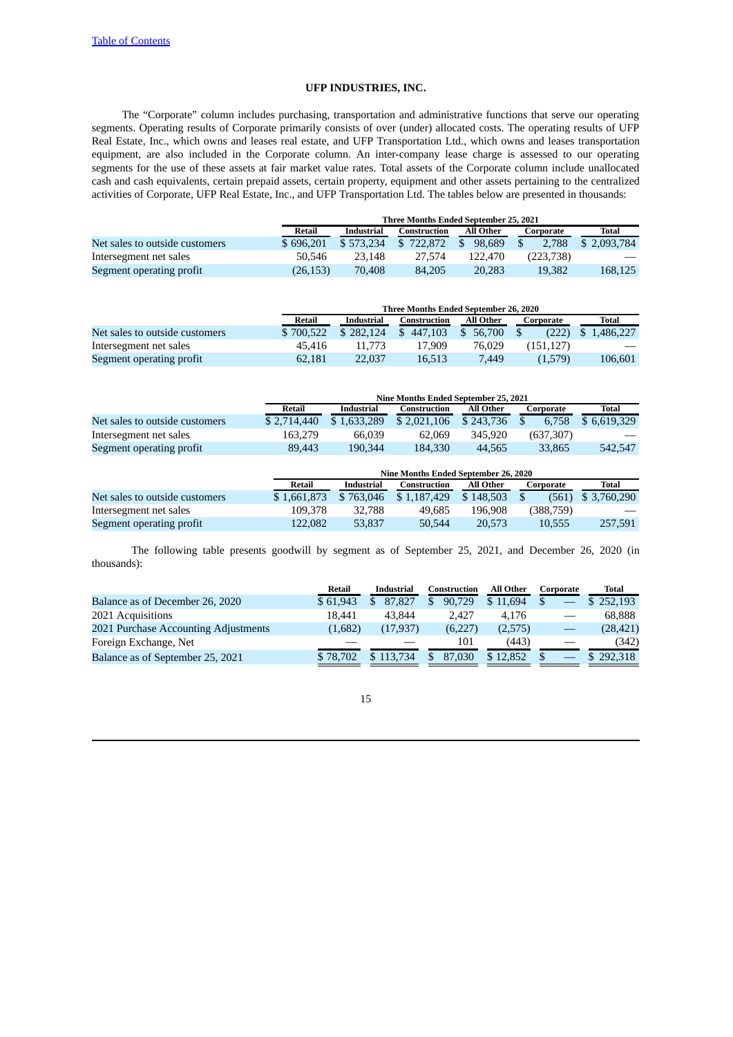[Table of Contents](#)

**UFP INDUSTRIES, INC.**

The "Corporate" column includes purchasing, transportation and administrative functions that serve our operating segments. Operating results of Corporate primarily consists of over (under) allocated costs. The operating results of UFP Real Estate, Inc., which owns and leases real estate, and UFP Transportation Ltd., which owns and leases transportation equipment, are also included in the Corporate column. An inter-company lease charge is assessed to our operating segments for the use of these assets at fair market value rates. Total assets of the Corporate column include unallocated cash and cash equivalents, certain prepaid assets, certain property, equipment and other assets pertaining to the centralized activities of Corporate, UFP Real Estate, Inc., and UFP Transportation Ltd. The tables below are presented in thousands:

| | Three Months Ended September 25, 2021 | | | | | |
|---|---|---|---|---|---|---|
| | Retail | Industrial | Construction | All Other | Corporate | Total |
| Net sales to outside customers | $ 696,201 | $ 573,234 | $ 722,872 | $ 98,689 | $ 2,788 | $ 2,093,784 |
| Intersegment net sales | 50,546 | 23,148 | 27,574 | 122,470 | (223,738) | — |
| Segment operating profit | (26,153) | 70,408 | 84,205 | 20,283 | 19,382 | 168,125 |

| | Three Months Ended September 26, 2020 | | | | | |
|---|---|---|---|---|---|---|
| | Retail | Industrial | Construction | All Other | Corporate | Total |
| Net sales to outside customers | $ 700,522 | $ 282,124 | $ 447,103 | $ 56,700 | $ (222) | $ 1,486,227 |
| Intersegment net sales | 45,416 | 11,773 | 17,909 | 76,029 | (151,127) | — |
| Segment operating profit | 62,181 | 22,037 | 16,513 | 7,449 | (1,579) | 106,601 |

| | Nine Months Ended September 25, 2021 | | | | | |
|---|---|---|---|---|---|---|
| | Retail | Industrial | Construction | All Other | Corporate | Total |
| Net sales to outside customers | $ 2,714,440 | $ 1,633,289 | $ 2,021,106 | $ 243,736 | $ 6,758 | $ 6,619,329 |
| Intersegment net sales | 163,279 | 66,039 | 62,069 | 345,920 | (637,307) | — |
| Segment operating profit | 89,443 | 190,344 | 184,330 | 44,565 | 33,865 | 542,547 |

| | Nine Months Ended September 26, 2020 | | | | | |
|---|---|---|---|---|---|---|
| | Retail | Industrial | Construction | All Other | Corporate | Total |
| Net sales to outside customers | $ 1,661,873 | $ 763,046 | $ 1,187,429 | $ 148,503 | $ (561) | $ 3,760,290 |
| Intersegment net sales | 109,378 | 32,788 | 49,685 | 196,908 | (388,759) | — |
| Segment operating profit | 122,082 | 53,837 | 50,544 | 20,573 | 10,555 | 257,591 |

The following table presents goodwill by segment as of September 25, 2021, and December 26, 2020 (in thousands):

| | Retail | Industrial | Construction | All Other | Corporate | Total |
|---|---|---|---|---|---|---|
| Balance as of December 26, 2020 | $ 61,943 | $ 87,827 | $ 90,729 | $ 11,694 | $ — | $ 252,193 |
| 2021 Acquisitions | 18,441 | 43,844 | 2,427 | 4,176 | — | 68,888 |
| 2021 Purchase Accounting Adjustments | (1,682) | (17,937) | (6,227) | (2,575) | — | (28,421) |
| Foreign Exchange, Net | — | — | 101 | (443) | — | (342) |
| Balance as of September 25, 2021 | $ 78,702 | $ 113,734 | $ 87,030 | $ 12,852 | $ — | $ 292,318 |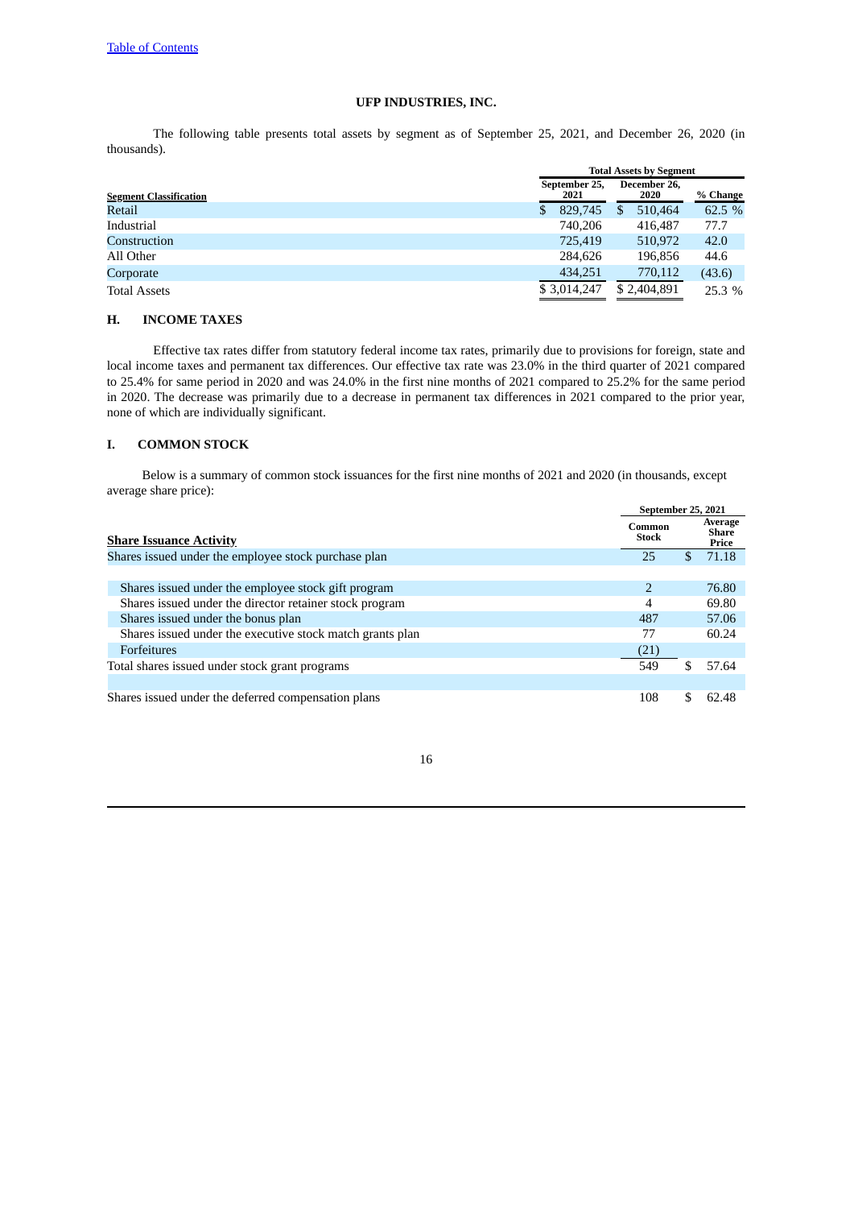UFP INDUSTRIES, INC.

The following table presents total assets by segment as of September 25, 2021, and December 26, 2020 (in thousands).

| Segment Classification | Total Assets by Segment | | |
|---|---|---|---|
| | September 25, 2021 | December 26, 2020 | % Change |
| Retail | $ 829,745 | $ 510,464 | 62.5 % |
| Industrial | 740,206 | 416,487 | 77.7 |
| Construction | 725,419 | 510,972 | 42.0 |
| All Other | 284,626 | 196,856 | 44.6 |
| Corporate | 434,251 | 770,112 | (43.6) |
| Total Assets | $ 3,014,247 | $ 2,404,891 | 25.3 % |

## H. INCOME TAXES

Effective tax rates differ from statutory federal income tax rates, primarily due to provisions for foreign, state and local income taxes and permanent tax differences. Our effective tax rate was 23.0% in the third quarter of 2021 compared to 25.4% for same period in 2020 and was 24.0% in the first nine months of 2021 compared to 25.2% for the same period in 2020. The decrease was primarily due to a decrease in permanent tax differences in 2021 compared to the prior year, none of which are individually significant.

## I. COMMON STOCK

Below is a summary of common stock issuances for the first nine months of 2021 and 2020 (in thousands, except average share price):

| Share Issuance Activity | September 25, 2021 | |
|---|---|---|
| | Common Stock | Average Share Price |
| Shares issued under the employee stock purchase plan | 25 | $ 71.18 |
| | | |
| Shares issued under the employee stock gift program | 2 | 76.80 |
| Shares issued under the director retainer stock program | 4 | 69.80 |
| Shares issued under the bonus plan | 487 | 57.06 |
| Shares issued under the executive stock match grants plan | 77 | 60.24 |
| Forfeitures | (21) | |
| Total shares issued under stock grant programs | 549 | $ 57.64 |
| | | |
| Shares issued under the deferred compensation plans | 108 | $ 62.48 |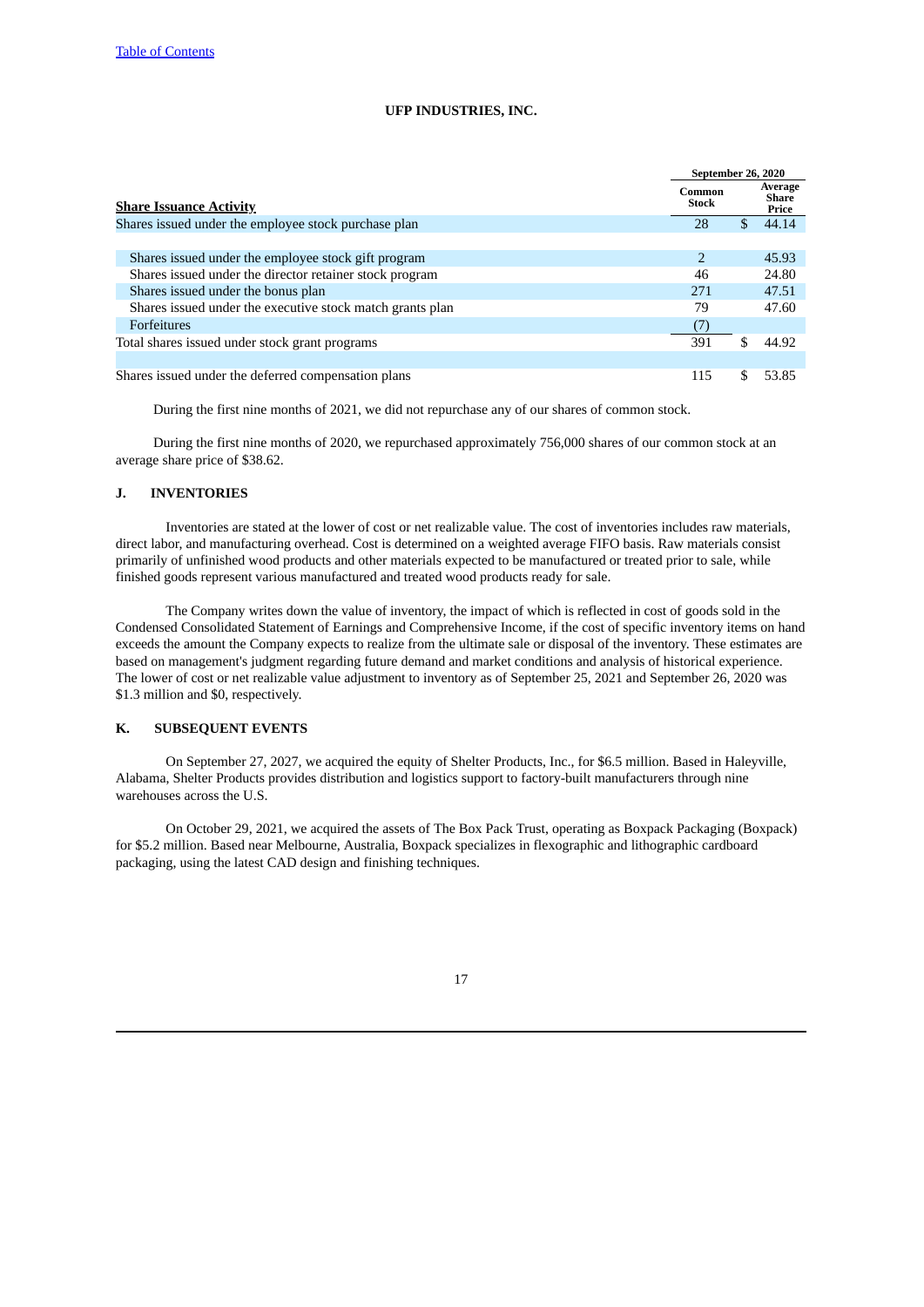**UFP INDUSTRIES, INC.**

| **Share Issuance Activity** | September 26, 2020 | |
|---|---|---|
| | Common Stock | Average Share Price |
| Shares issued under the employee stock purchase plan | 28 | $ 44.14 |
| | | |
| Shares issued under the employee stock gift program | 2 | 45.93 |
| Shares issued under the director retainer stock program | 46 | 24.80 |
| Shares issued under the bonus plan | 271 | 47.51 |
| Shares issued under the executive stock match grants plan | 79 | 47.60 |
| Forfeitures | (7) | |
| Total shares issued under stock grant programs | 391 | $ 44.92 |
| | | |
| Shares issued under the deferred compensation plans | 115 | $ 53.85 |

During the first nine months of 2021, we did not repurchase any of our shares of common stock.

During the first nine months of 2020, we repurchased approximately 756,000 shares of our common stock at an average share price of $38.62.

## J. INVENTORIES

Inventories are stated at the lower of cost or net realizable value. The cost of inventories includes raw materials, direct labor, and manufacturing overhead. Cost is determined on a weighted average FIFO basis. Raw materials consist primarily of unfinished wood products and other materials expected to be manufactured or treated prior to sale, while finished goods represent various manufactured and treated wood products ready for sale.

The Company writes down the value of inventory, the impact of which is reflected in cost of goods sold in the Condensed Consolidated Statement of Earnings and Comprehensive Income, if the cost of specific inventory items on hand exceeds the amount the Company expects to realize from the ultimate sale or disposal of the inventory. These estimates are based on management's judgment regarding future demand and market conditions and analysis of historical experience. The lower of cost or net realizable value adjustment to inventory as of September 25, 2021 and September 26, 2020 was $1.3 million and $0, respectively.

## K. SUBSEQUENT EVENTS

On September 27, 2027, we acquired the equity of Shelter Products, Inc., for $6.5 million. Based in Haleyville, Alabama, Shelter Products provides distribution and logistics support to factory-built manufacturers through nine warehouses across the U.S.

On October 29, 2021, we acquired the assets of The Box Pack Trust, operating as Boxpack Packaging (Boxpack) for $5.2 million. Based near Melbourne, Australia, Boxpack specializes in flexographic and lithographic cardboard packaging, using the latest CAD design and finishing techniques.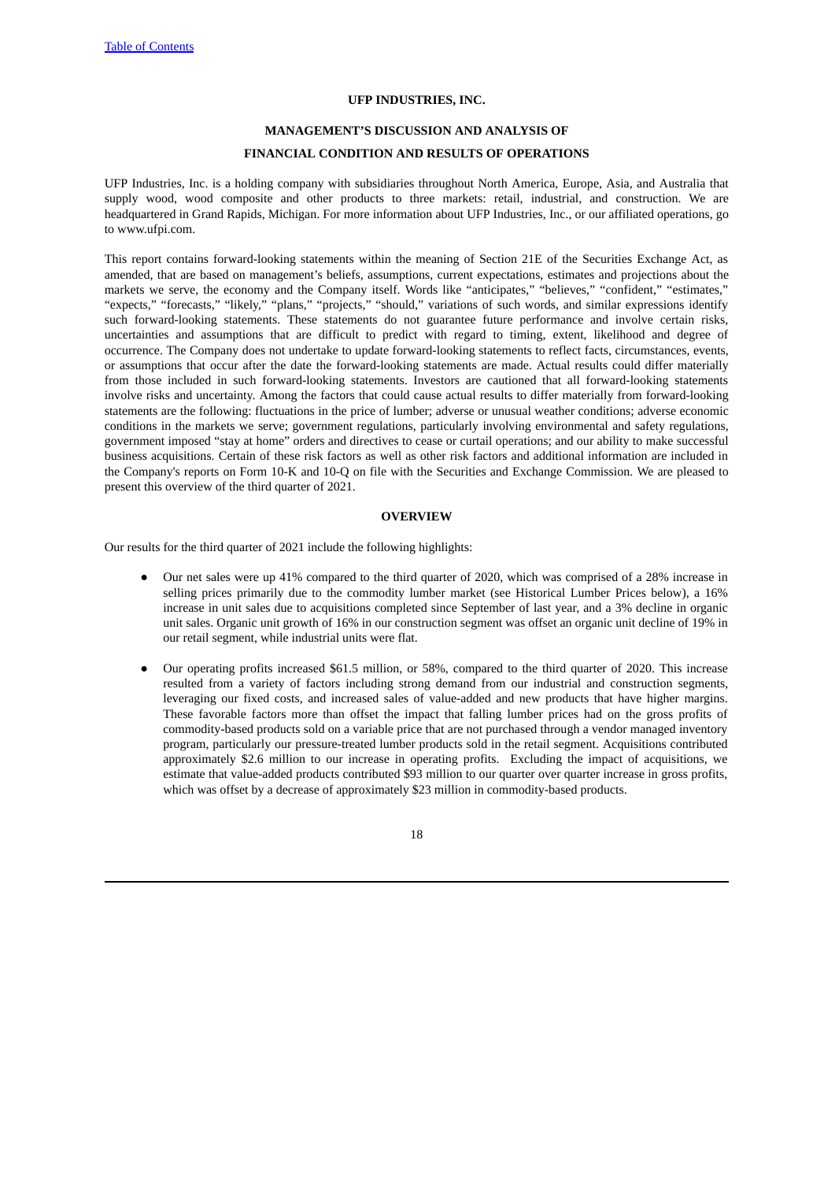# UFP INDUSTRIES, INC.

## MANAGEMENT'S DISCUSSION AND ANALYSIS OF

## FINANCIAL CONDITION AND RESULTS OF OPERATIONS

UFP Industries, Inc. is a holding company with subsidiaries throughout North America, Europe, Asia, and Australia that supply wood, wood composite and other products to three markets: retail, industrial, and construction. We are headquartered in Grand Rapids, Michigan. For more information about UFP Industries, Inc., or our affiliated operations, go to www.ufpi.com.

This report contains forward-looking statements within the meaning of Section 21E of the Securities Exchange Act, as amended, that are based on management's beliefs, assumptions, current expectations, estimates and projections about the markets we serve, the economy and the Company itself. Words like "anticipates," "believes," "confident," "estimates," "expects," "forecasts," "likely," "plans," "projects," "should," variations of such words, and similar expressions identify such forward-looking statements. These statements do not guarantee future performance and involve certain risks, uncertainties and assumptions that are difficult to predict with regard to timing, extent, likelihood and degree of occurrence. The Company does not undertake to update forward-looking statements to reflect facts, circumstances, events, or assumptions that occur after the date the forward-looking statements are made. Actual results could differ materially from those included in such forward-looking statements. Investors are cautioned that all forward-looking statements involve risks and uncertainty. Among the factors that could cause actual results to differ materially from forward-looking statements are the following: fluctuations in the price of lumber; adverse or unusual weather conditions; adverse economic conditions in the markets we serve; government regulations, particularly involving environmental and safety regulations, government imposed "stay at home" orders and directives to cease or curtail operations; and our ability to make successful business acquisitions. Certain of these risk factors as well as other risk factors and additional information are included in the Company's reports on Form 10-K and 10-Q on file with the Securities and Exchange Commission. We are pleased to present this overview of the third quarter of 2021.

### OVERVIEW

Our results for the third quarter of 2021 include the following highlights:

- Our net sales were up 41% compared to the third quarter of 2020, which was comprised of a 28% increase in selling prices primarily due to the commodity lumber market (see Historical Lumber Prices below), a 16% increase in unit sales due to acquisitions completed since September of last year, and a 3% decline in organic unit sales. Organic unit growth of 16% in our construction segment was offset an organic unit decline of 19% in our retail segment, while industrial units were flat.
- Our operating profits increased $61.5 million, or 58%, compared to the third quarter of 2020. This increase resulted from a variety of factors including strong demand from our industrial and construction segments, leveraging our fixed costs, and increased sales of value-added and new products that have higher margins. These favorable factors more than offset the impact that falling lumber prices had on the gross profits of commodity-based products sold on a variable price that are not purchased through a vendor managed inventory program, particularly our pressure-treated lumber products sold in the retail segment. Acquisitions contributed approximately $2.6 million to our increase in operating profits. Excluding the impact of acquisitions, we estimate that value-added products contributed $93 million to our quarter over quarter increase in gross profits, which was offset by a decrease of approximately $23 million in commodity-based products.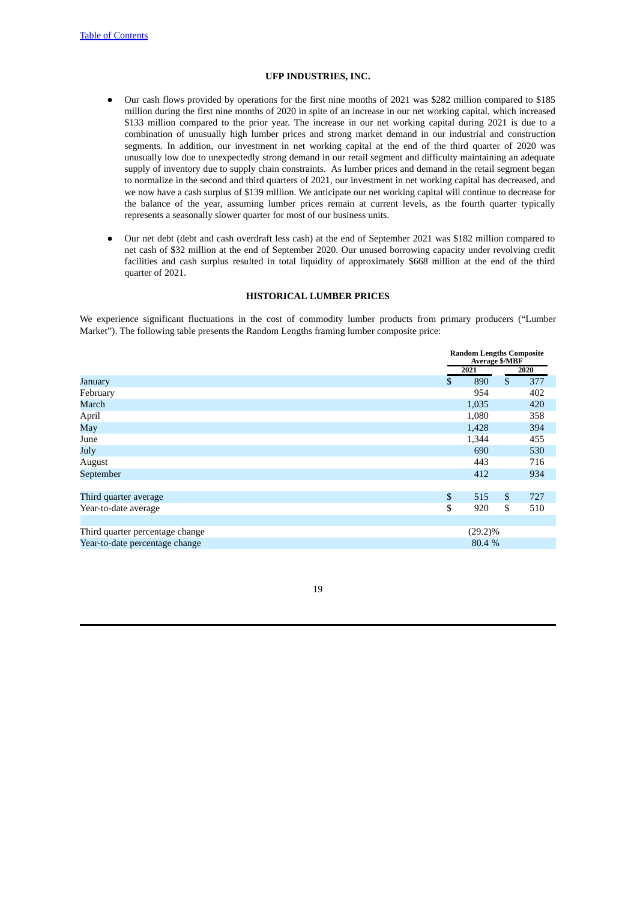**UFP INDUSTRIES, INC.**

- Our cash flows provided by operations for the first nine months of 2021 was $282 million compared to $185 million during the first nine months of 2020 in spite of an increase in our net working capital, which increased $133 million compared to the prior year. The increase in our net working capital during 2021 is due to a combination of unusually high lumber prices and strong market demand in our industrial and construction segments. In addition, our investment in net working capital at the end of the third quarter of 2020 was unusually low due to unexpectedly strong demand in our retail segment and difficulty maintaining an adequate supply of inventory due to supply chain constraints. As lumber prices and demand in the retail segment began to normalize in the second and third quarters of 2021, our investment in net working capital has decreased, and we now have a cash surplus of $139 million. We anticipate our net working capital will continue to decrease for the balance of the year, assuming lumber prices remain at current levels, as the fourth quarter typically represents a seasonally slower quarter for most of our business units.

- Our net debt (debt and cash overdraft less cash) at the end of September 2021 was $182 million compared to net cash of $32 million at the end of September 2020. Our unused borrowing capacity under revolving credit facilities and cash surplus resulted in total liquidity of approximately $668 million at the end of the third quarter of 2021.

## HISTORICAL LUMBER PRICES

We experience significant fluctuations in the cost of commodity lumber products from primary producers ("Lumber Market"). The following table presents the Random Lengths framing lumber composite price:

| | Random Lengths Composite Average $/MBF | |
|---|---|---|
| | 2021 | 2020 |
| January | $ 890 | $ 377 |
| February | 954 | 402 |
| March | 1,035 | 420 |
| April | 1,080 | 358 |
| May | 1,428 | 394 |
| June | 1,344 | 455 |
| July | 690 | 530 |
| August | 443 | 716 |
| September | 412 | 934 |
| | | |
| Third quarter average | $ 515 | $ 727 |
| Year-to-date average | $ 920 | $ 510 |
| | | |
| Third quarter percentage change | (29.2)% | |
| Year-to-date percentage change | 80.4 % | |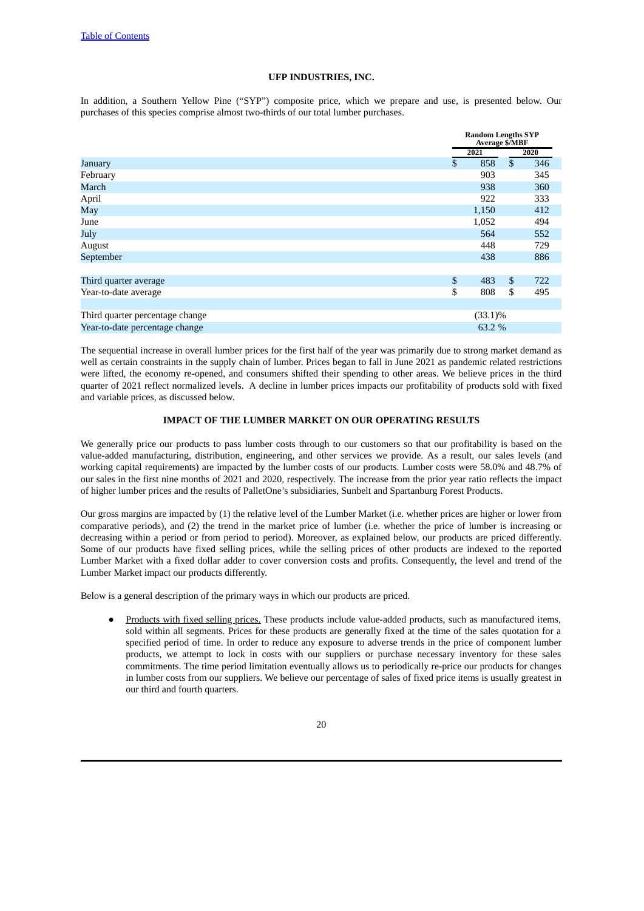UFP INDUSTRIES, INC.

In addition, a Southern Yellow Pine ("SYP") composite price, which we prepare and use, is presented below. Our purchases of this species comprise almost two-thirds of our total lumber purchases.

| | Random Lengths SYP Average $/MBF | |
|---|---|---|
| | 2021 | 2020 |
| January | $ 858 | $ 346 |
| February | 903 | 345 |
| March | 938 | 360 |
| April | 922 | 333 |
| May | 1,150 | 412 |
| June | 1,052 | 494 |
| July | 564 | 552 |
| August | 448 | 729 |
| September | 438 | 886 |
| | | |
| Third quarter average | $ 483 | $ 722 |
| Year-to-date average | $ 808 | $ 495 |
| | | |
| Third quarter percentage change | (33.1)% | |
| Year-to-date percentage change | 63.2 % | |

The sequential increase in overall lumber prices for the first half of the year was primarily due to strong market demand as well as certain constraints in the supply chain of lumber. Prices began to fall in June 2021 as pandemic related restrictions were lifted, the economy re-opened, and consumers shifted their spending to other areas. We believe prices in the third quarter of 2021 reflect normalized levels. A decline in lumber prices impacts our profitability of products sold with fixed and variable prices, as discussed below.

## IMPACT OF THE LUMBER MARKET ON OUR OPERATING RESULTS

We generally price our products to pass lumber costs through to our customers so that our profitability is based on the value-added manufacturing, distribution, engineering, and other services we provide. As a result, our sales levels (and working capital requirements) are impacted by the lumber costs of our products. Lumber costs were 58.0% and 48.7% of our sales in the first nine months of 2021 and 2020, respectively. The increase from the prior year ratio reflects the impact of higher lumber prices and the results of PalletOne's subsidiaries, Sunbelt and Spartanburg Forest Products.

Our gross margins are impacted by (1) the relative level of the Lumber Market (i.e. whether prices are higher or lower from comparative periods), and (2) the trend in the market price of lumber (i.e. whether the price of lumber is increasing or decreasing within a period or from period to period). Moreover, as explained below, our products are priced differently. Some of our products have fixed selling prices, while the selling prices of other products are indexed to the reported Lumber Market with a fixed dollar adder to cover conversion costs and profits. Consequently, the level and trend of the Lumber Market impact our products differently.

Below is a general description of the primary ways in which our products are priced.

- Products with fixed selling prices. These products include value-added products, such as manufactured items, sold within all segments. Prices for these products are generally fixed at the time of the sales quotation for a specified period of time. In order to reduce any exposure to adverse trends in the price of component lumber products, we attempt to lock in costs with our suppliers or purchase necessary inventory for these sales commitments. The time period limitation eventually allows us to periodically re-price our products for changes in lumber costs from our suppliers. We believe our percentage of sales of fixed price items is usually greatest in our third and fourth quarters.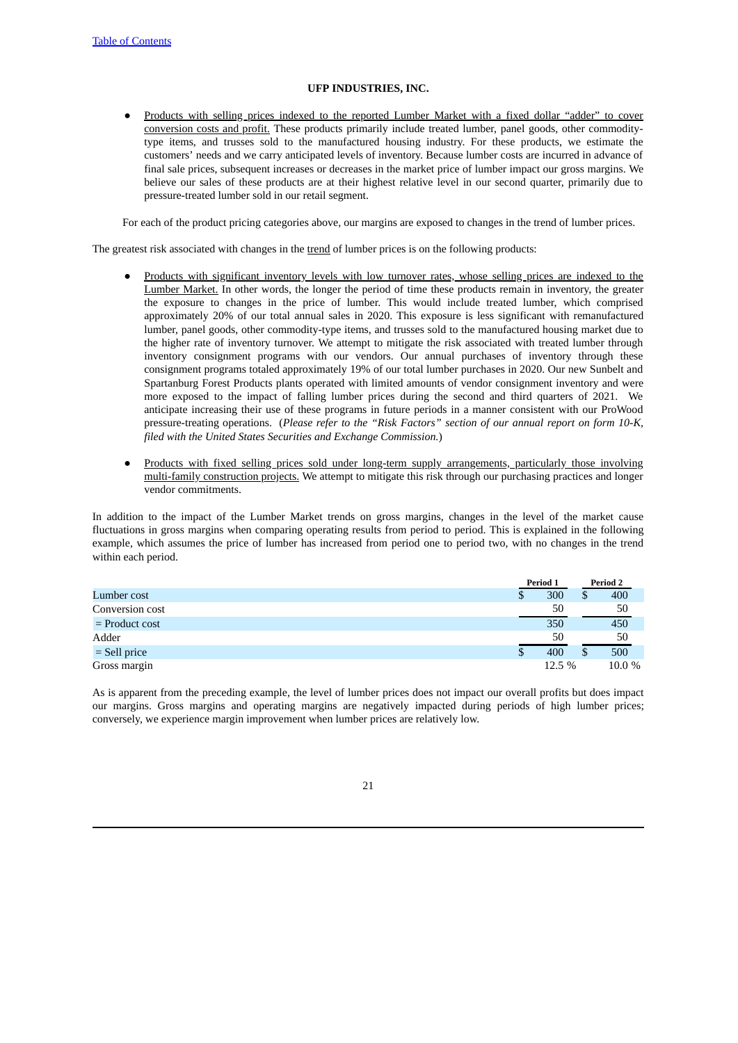- Products with selling prices indexed to the reported Lumber Market with a fixed dollar "adder" to cover conversion costs and profit. These products primarily include treated lumber, panel goods, other commodity-type items, and trusses sold to the manufactured housing industry. For these products, we estimate the customers' needs and we carry anticipated levels of inventory. Because lumber costs are incurred in advance of final sale prices, subsequent increases or decreases in the market price of lumber impact our gross margins. We believe our sales of these products are at their highest relative level in our second quarter, primarily due to pressure-treated lumber sold in our retail segment.

For each of the product pricing categories above, our margins are exposed to changes in the trend of lumber prices.

The greatest risk associated with changes in the trend of lumber prices is on the following products:

- Products with significant inventory levels with low turnover rates, whose selling prices are indexed to the Lumber Market. In other words, the longer the period of time these products remain in inventory, the greater the exposure to changes in the price of lumber. This would include treated lumber, which comprised approximately 20% of our total annual sales in 2020. This exposure is less significant with remanufactured lumber, panel goods, other commodity-type items, and trusses sold to the manufactured housing market due to the higher rate of inventory turnover. We attempt to mitigate the risk associated with treated lumber through inventory consignment programs with our vendors. Our annual purchases of inventory through these consignment programs totaled approximately 19% of our total lumber purchases in 2020. Our new Sunbelt and Spartanburg Forest Products plants operated with limited amounts of vendor consignment inventory and were more exposed to the impact of falling lumber prices during the second and third quarters of 2021. We anticipate increasing their use of these programs in future periods in a manner consistent with our ProWood pressure-treating operations. (*Please refer to the "Risk Factors" section of our annual report on form 10-K, filed with the United States Securities and Exchange Commission.*)

- Products with fixed selling prices sold under long-term supply arrangements, particularly those involving multi-family construction projects. We attempt to mitigate this risk through our purchasing practices and longer vendor commitments.

In addition to the impact of the Lumber Market trends on gross margins, changes in the level of the market cause fluctuations in gross margins when comparing operating results from period to period. This is explained in the following example, which assumes the price of lumber has increased from period one to period two, with no changes in the trend within each period.

| | Period 1 | Period 2 |
|---|---|---|
| Lumber cost | $ 300 | $ 400 |
| Conversion cost | 50 | 50 |
| = Product cost | 350 | 450 |
| Adder | 50 | 50 |
| = Sell price | $ 400 | $ 500 |
| Gross margin | 12.5 % | 10.0 % |

As is apparent from the preceding example, the level of lumber prices does not impact our overall profits but does impact our margins. Gross margins and operating margins are negatively impacted during periods of high lumber prices; conversely, we experience margin improvement when lumber prices are relatively low.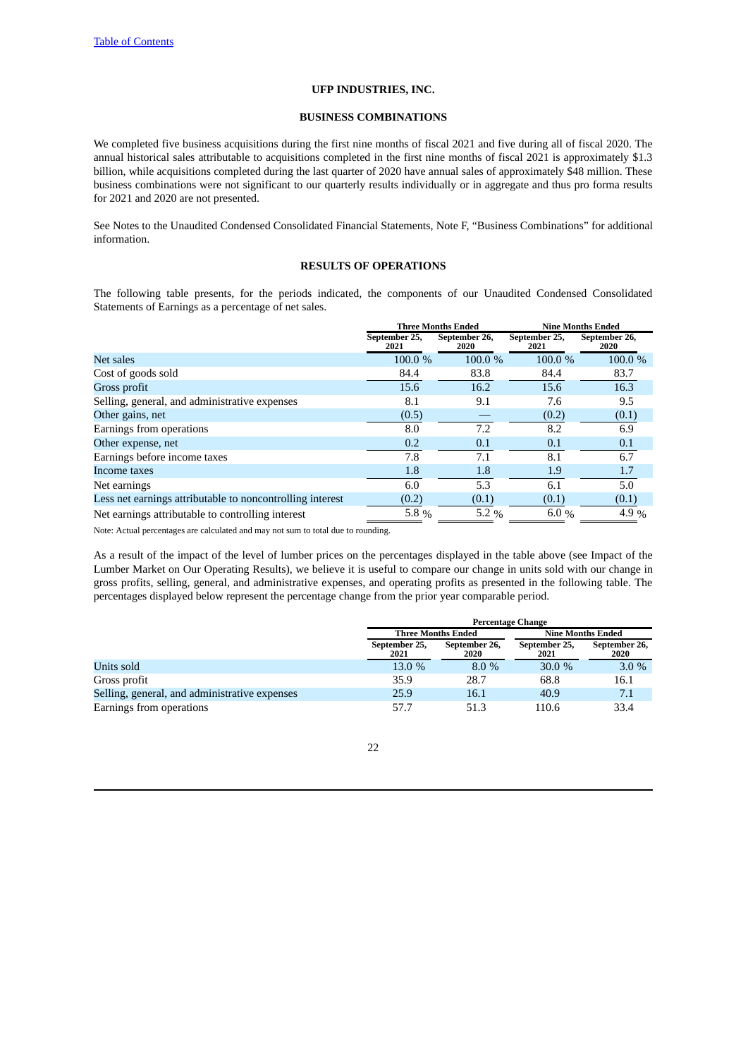[Table of Contents](#)

**UFP INDUSTRIES, INC.**

## BUSINESS COMBINATIONS

We completed five business acquisitions during the first nine months of fiscal 2021 and five during all of fiscal 2020. The annual historical sales attributable to acquisitions completed in the first nine months of fiscal 2021 is approximately $1.3 billion, while acquisitions completed during the last quarter of 2020 have annual sales of approximately $48 million. These business combinations were not significant to our quarterly results individually or in aggregate and thus pro forma results for 2021 and 2020 are not presented.

See Notes to the Unaudited Condensed Consolidated Financial Statements, Note F, "Business Combinations" for additional information.

## RESULTS OF OPERATIONS

The following table presents, for the periods indicated, the components of our Unaudited Condensed Consolidated Statements of Earnings as a percentage of net sales.

| | Three Months Ended | | Nine Months Ended | |
|---|---|---|---|---|
| | September 25, 2021 | September 26, 2020 | September 25, 2021 | September 26, 2020 |
| Net sales | 100.0 % | 100.0 % | 100.0 % | 100.0 % |
| Cost of goods sold | 84.4 | 83.8 | 84.4 | 83.7 |
| Gross profit | 15.6 | 16.2 | 15.6 | 16.3 |
| Selling, general, and administrative expenses | 8.1 | 9.1 | 7.6 | 9.5 |
| Other gains, net | (0.5) | — | (0.2) | (0.1) |
| Earnings from operations | 8.0 | 7.2 | 8.2 | 6.9 |
| Other expense, net | 0.2 | 0.1 | 0.1 | 0.1 |
| Earnings before income taxes | 7.8 | 7.1 | 8.1 | 6.7 |
| Income taxes | 1.8 | 1.8 | 1.9 | 1.7 |
| Net earnings | 6.0 | 5.3 | 6.1 | 5.0 |
| Less net earnings attributable to noncontrolling interest | (0.2) | (0.1) | (0.1) | (0.1) |
| Net earnings attributable to controlling interest | 5.8 % | 5.2 % | 6.0 % | 4.9 % |

Note: Actual percentages are calculated and may not sum to total due to rounding.

As a result of the impact of the level of lumber prices on the percentages displayed in the table above (see Impact of the Lumber Market on Our Operating Results), we believe it is useful to compare our change in units sold with our change in gross profits, selling, general, and administrative expenses, and operating profits as presented in the following table. The percentages displayed below represent the percentage change from the prior year comparable period.

| | Percentage Change | | | |
|---|---|---|---|---|
| | Three Months Ended | | Nine Months Ended | |
| | September 25, 2021 | September 26, 2020 | September 25, 2021 | September 26, 2020 |
| Units sold | 13.0 % | 8.0 % | 30.0 % | 3.0 % |
| Gross profit | 35.9 | 28.7 | 68.8 | 16.1 |
| Selling, general, and administrative expenses | 25.9 | 16.1 | 40.9 | 7.1 |
| Earnings from operations | 57.7 | 51.3 | 110.6 | 33.4 |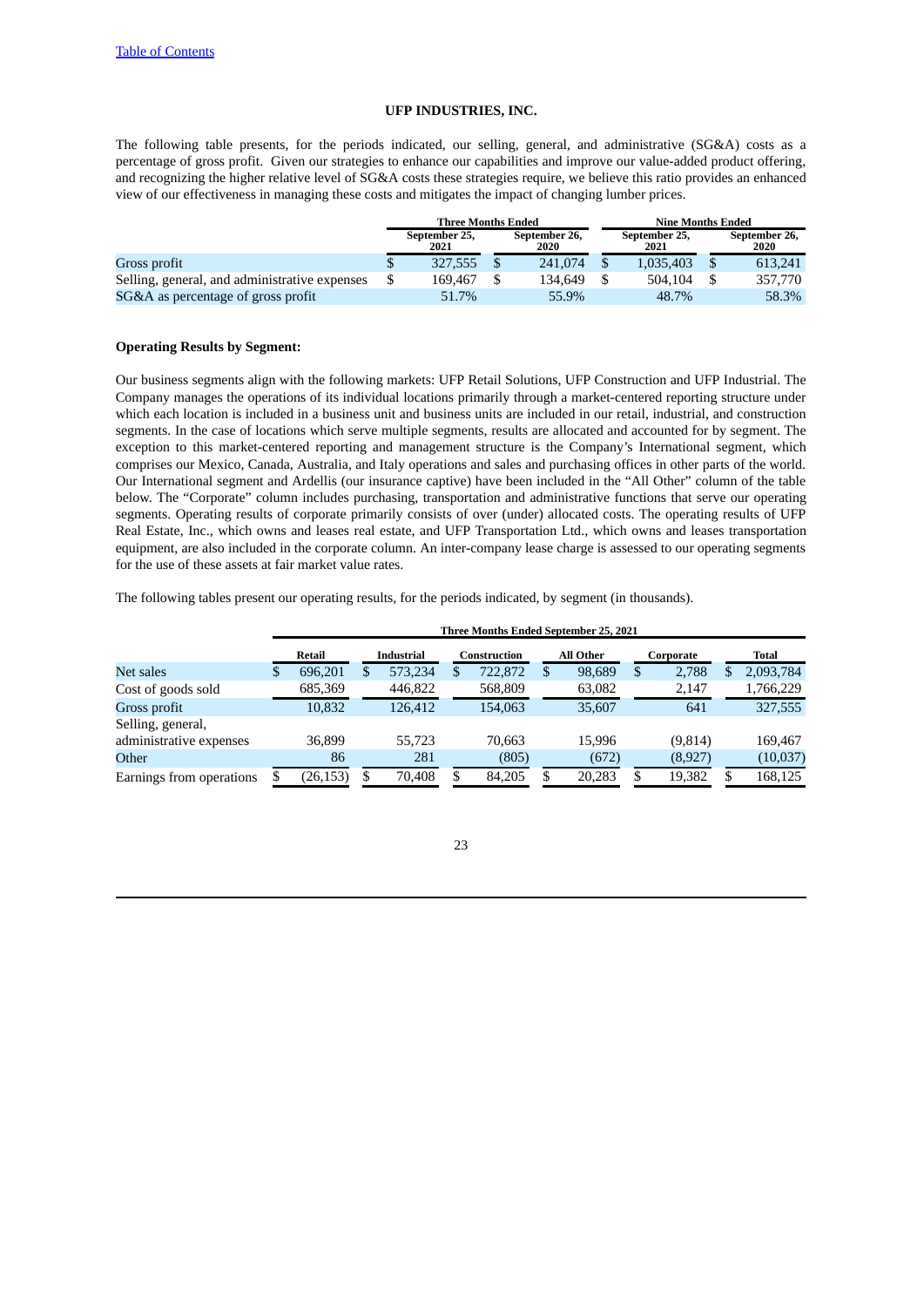UFP INDUSTRIES, INC.

The following table presents, for the periods indicated, our selling, general, and administrative (SG&A) costs as a percentage of gross profit. Given our strategies to enhance our capabilities and improve our value-added product offering, and recognizing the higher relative level of SG&A costs these strategies require, we believe this ratio provides an enhanced view of our effectiveness in managing these costs and mitigates the impact of changing lumber prices.

| | Three Months Ended | | Nine Months Ended | |
|---|---|---|---|---|
| | September 25, 2021 | September 26, 2020 | September 25, 2021 | September 26, 2020 |
| Gross profit | $ 327,555 | $ 241,074 | $ 1,035,403 | $ 613,241 |
| Selling, general, and administrative expenses | $ 169,467 | $ 134,649 | $ 504,104 | $ 357,770 |
| SG&A as percentage of gross profit | 51.7% | 55.9% | 48.7% | 58.3% |

**Operating Results by Segment:**

Our business segments align with the following markets: UFP Retail Solutions, UFP Construction and UFP Industrial. The Company manages the operations of its individual locations primarily through a market-centered reporting structure under which each location is included in a business unit and business units are included in our retail, industrial, and construction segments. In the case of locations which serve multiple segments, results are allocated and accounted for by segment. The exception to this market-centered reporting and management structure is the Company's International segment, which comprises our Mexico, Canada, Australia, and Italy operations and sales and purchasing offices in other parts of the world. Our International segment and Ardellis (our insurance captive) have been included in the "All Other" column of the table below. The "Corporate" column includes purchasing, transportation and administrative functions that serve our operating segments. Operating results of corporate primarily consists of over (under) allocated costs. The operating results of UFP Real Estate, Inc., which owns and leases real estate, and UFP Transportation Ltd., which owns and leases transportation equipment, are also included in the corporate column. An inter-company lease charge is assessed to our operating segments for the use of these assets at fair market value rates.

The following tables present our operating results, for the periods indicated, by segment (in thousands).

| | Three Months Ended September 25, 2021 | | | | | |
|---|---|---|---|---|---|---|
| | Retail | Industrial | Construction | All Other | Corporate | Total |
| Net sales | $ 696,201 | $ 573,234 | $ 722,872 | $ 98,689 | $ 2,788 | $ 2,093,784 |
| Cost of goods sold | 685,369 | 446,822 | 568,809 | 63,082 | 2,147 | 1,766,229 |
| Gross profit | 10,832 | 126,412 | 154,063 | 35,607 | 641 | 327,555 |
| Selling, general, administrative expenses | 36,899 | 55,723 | 70,663 | 15,996 | (9,814) | 169,467 |
| Other | 86 | 281 | (805) | (672) | (8,927) | (10,037) |
| Earnings from operations | $ (26,153) | $ 70,408 | $ 84,205 | $ 20,283 | $ 19,382 | $ 168,125 |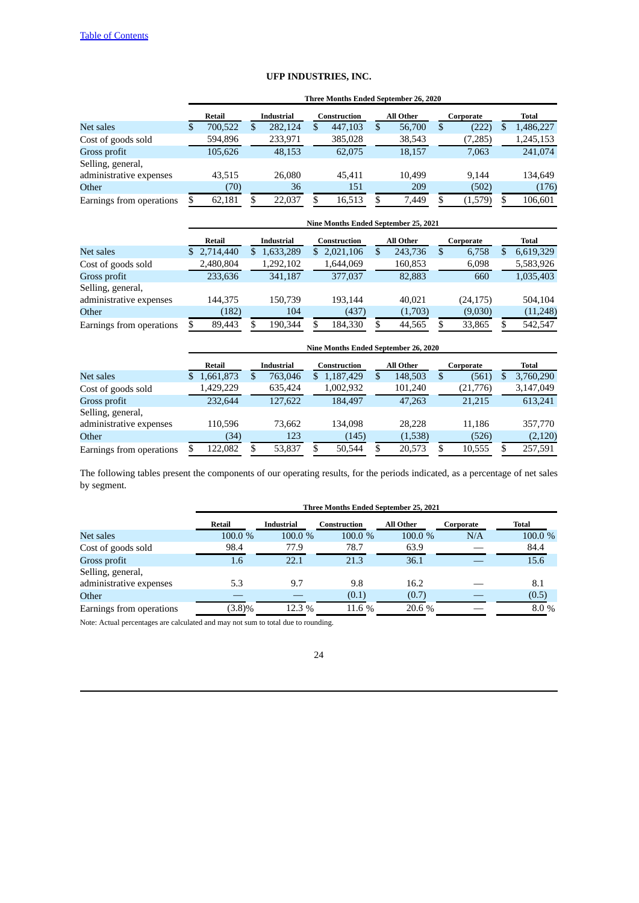UFP INDUSTRIES, INC.

| | Three Months Ended September 26, 2020 | | | | | |
|---|---|---|---|---|---|---|
| | Retail | Industrial | Construction | All Other | Corporate | Total |
| Net sales | $ 700,522 | $ 282,124 | $ 447,103 | $ 56,700 | $ (222) | $ 1,486,227 |
| Cost of goods sold | 594,896 | 233,971 | 385,028 | 38,543 | (7,285) | 1,245,153 |
| Gross profit | 105,626 | 48,153 | 62,075 | 18,157 | 7,063 | 241,074 |
| Selling, general, administrative expenses | 43,515 | 26,080 | 45,411 | 10,499 | 9,144 | 134,649 |
| Other | (70) | 36 | 151 | 209 | (502) | (176) |
| Earnings from operations | $ 62,181 | $ 22,037 | $ 16,513 | $ 7,449 | $ (1,579) | $ 106,601 |

| | Nine Months Ended September 25, 2021 | | | | | |
|---|---|---|---|---|---|---|
| | Retail | Industrial | Construction | All Other | Corporate | Total |
| Net sales | $ 2,714,440 | $ 1,633,289 | $ 2,021,106 | $ 243,736 | $ 6,758 | $ 6,619,329 |
| Cost of goods sold | 2,480,804 | 1,292,102 | 1,644,069 | 160,853 | 6,098 | 5,583,926 |
| Gross profit | 233,636 | 341,187 | 377,037 | 82,883 | 660 | 1,035,403 |
| Selling, general, administrative expenses | 144,375 | 150,739 | 193,144 | 40,021 | (24,175) | 504,104 |
| Other | (182) | 104 | (437) | (1,703) | (9,030) | (11,248) |
| Earnings from operations | $ 89,443 | $ 190,344 | $ 184,330 | $ 44,565 | $ 33,865 | $ 542,547 |

| | Nine Months Ended September 26, 2020 | | | | | |
|---|---|---|---|---|---|---|
| | Retail | Industrial | Construction | All Other | Corporate | Total |
| Net sales | $ 1,661,873 | $ 763,046 | $ 1,187,429 | $ 148,503 | $ (561) | $ 3,760,290 |
| Cost of goods sold | 1,429,229 | 635,424 | 1,002,932 | 101,240 | (21,776) | 3,147,049 |
| Gross profit | 232,644 | 127,622 | 184,497 | 47,263 | 21,215 | 613,241 |
| Selling, general, administrative expenses | 110,596 | 73,662 | 134,098 | 28,228 | 11,186 | 357,770 |
| Other | (34) | 123 | (145) | (1,538) | (526) | (2,120) |
| Earnings from operations | $ 122,082 | $ 53,837 | $ 50,544 | $ 20,573 | $ 10,555 | $ 257,591 |

The following tables present the components of our operating results, for the periods indicated, as a percentage of net sales by segment.

| | Three Months Ended September 25, 2021 | | | | | |
|---|---|---|---|---|---|---|
| | Retail | Industrial | Construction | All Other | Corporate | Total |
| Net sales | 100.0 % | 100.0 % | 100.0 % | 100.0 % | N/A | 100.0 % |
| Cost of goods sold | 98.4 | 77.9 | 78.7 | 63.9 | — | 84.4 |
| Gross profit | 1.6 | 22.1 | 21.3 | 36.1 | — | 15.6 |
| Selling, general, administrative expenses | 5.3 | 9.7 | 9.8 | 16.2 | — | 8.1 |
| Other | — | — | (0.1) | (0.7) | — | (0.5) |
| Earnings from operations | (3.8)% | 12.3 % | 11.6 % | 20.6 % | — | 8.0 % |

Note: Actual percentages are calculated and may not sum to total due to rounding.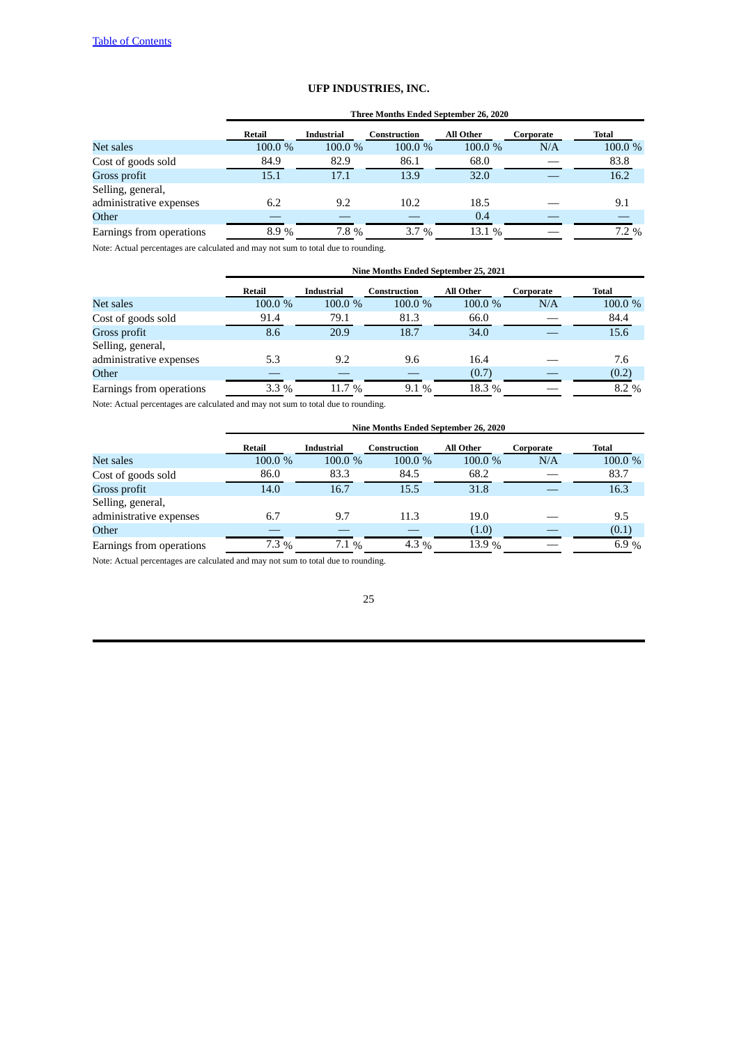**UFP INDUSTRIES, INC.**

| | Three Months Ended September 26, 2020 | | | | | |
|---|---|---|---|---|---|---|
| | **Retail** | **Industrial** | **Construction** | **All Other** | **Corporate** | **Total** |
| Net sales | 100.0 % | 100.0 % | 100.0 % | 100.0 % | N/A | 100.0 % |
| Cost of goods sold | 84.9 | 82.9 | 86.1 | 68.0 | — | 83.8 |
| Gross profit | 15.1 | 17.1 | 13.9 | 32.0 | — | 16.2 |
| Selling, general, administrative expenses | 6.2 | 9.2 | 10.2 | 18.5 | — | 9.1 |
| Other | — | — | — | 0.4 | — | — |
| Earnings from operations | 8.9 % | 7.8 % | 3.7 % | 13.1 % | — | 7.2 % |

Note: Actual percentages are calculated and may not sum to total due to rounding.

| | Nine Months Ended September 25, 2021 | | | | | |
|---|---|---|---|---|---|---|
| | **Retail** | **Industrial** | **Construction** | **All Other** | **Corporate** | **Total** |
| Net sales | 100.0 % | 100.0 % | 100.0 % | 100.0 % | N/A | 100.0 % |
| Cost of goods sold | 91.4 | 79.1 | 81.3 | 66.0 | — | 84.4 |
| Gross profit | 8.6 | 20.9 | 18.7 | 34.0 | — | 15.6 |
| Selling, general, administrative expenses | 5.3 | 9.2 | 9.6 | 16.4 | — | 7.6 |
| Other | — | — | — | (0.7) | — | (0.2) |
| Earnings from operations | 3.3 % | 11.7 % | 9.1 % | 18.3 % | — | 8.2 % |

Note: Actual percentages are calculated and may not sum to total due to rounding.

| | Nine Months Ended September 26, 2020 | | | | | |
|---|---|---|---|---|---|---|
| | **Retail** | **Industrial** | **Construction** | **All Other** | **Corporate** | **Total** |
| Net sales | 100.0 % | 100.0 % | 100.0 % | 100.0 % | N/A | 100.0 % |
| Cost of goods sold | 86.0 | 83.3 | 84.5 | 68.2 | — | 83.7 |
| Gross profit | 14.0 | 16.7 | 15.5 | 31.8 | — | 16.3 |
| Selling, general, administrative expenses | 6.7 | 9.7 | 11.3 | 19.0 | — | 9.5 |
| Other | — | — | — | (1.0) | — | (0.1) |
| Earnings from operations | 7.3 % | 7.1 % | 4.3 % | 13.9 % | — | 6.9 % |

Note: Actual percentages are calculated and may not sum to total due to rounding.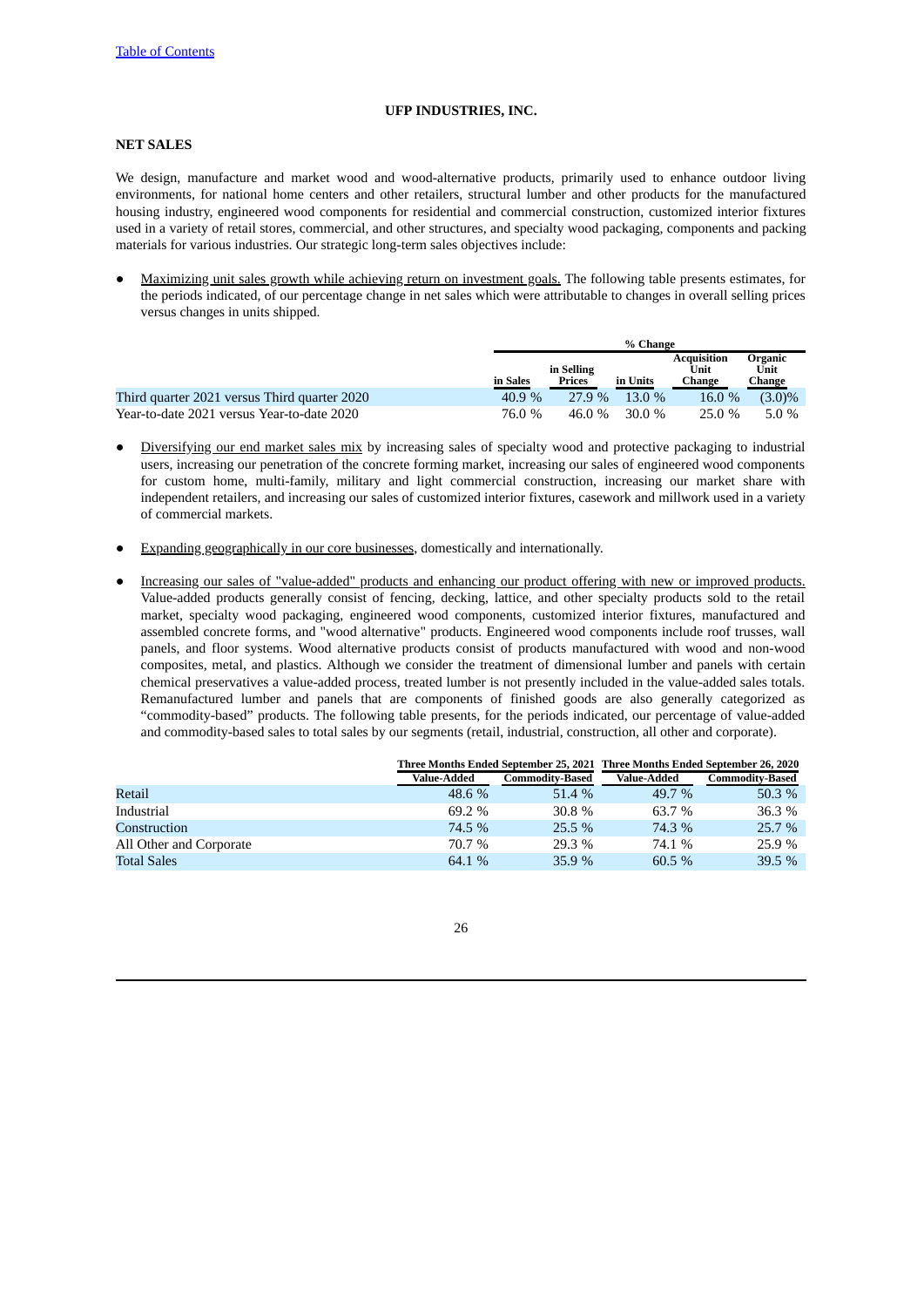UFP INDUSTRIES, INC.

## NET SALES

We design, manufacture and market wood and wood-alternative products, primarily used to enhance outdoor living environments, for national home centers and other retailers, structural lumber and other products for the manufactured housing industry, engineered wood components for residential and commercial construction, customized interior fixtures used in a variety of retail stores, commercial, and other structures, and specialty wood packaging, components and packing materials for various industries. Our strategic long-term sales objectives include:

- Maximizing unit sales growth while achieving return on investment goals. The following table presents estimates, for the periods indicated, of our percentage change in net sales which were attributable to changes in overall selling prices versus changes in units shipped.

| | % Change | | | | |
|---|---|---|---|---|---|
| | in Sales | in Selling Prices | in Units | Acquisition Unit Change | Organic Unit Change |
| Third quarter 2021 versus Third quarter 2020 | 40.9 % | 27.9 % | 13.0 % | 16.0 % | (3.0)% |
| Year-to-date 2021 versus Year-to-date 2020 | 76.0 % | 46.0 % | 30.0 % | 25.0 % | 5.0 % |

- Diversifying our end market sales mix by increasing sales of specialty wood and protective packaging to industrial users, increasing our penetration of the concrete forming market, increasing our sales of engineered wood components for custom home, multi-family, military and light commercial construction, increasing our market share with independent retailers, and increasing our sales of customized interior fixtures, casework and millwork used in a variety of commercial markets.

- Expanding geographically in our core businesses, domestically and internationally.

- Increasing our sales of "value-added" products and enhancing our product offering with new or improved products. Value-added products generally consist of fencing, decking, lattice, and other specialty products sold to the retail market, specialty wood packaging, engineered wood components, customized interior fixtures, manufactured and assembled concrete forms, and "wood alternative" products. Engineered wood components include roof trusses, wall panels, and floor systems. Wood alternative products consist of products manufactured with wood and non-wood composites, metal, and plastics. Although we consider the treatment of dimensional lumber and panels with certain chemical preservatives a value-added process, treated lumber is not presently included in the value-added sales totals. Remanufactured lumber and panels that are components of finished goods are also generally categorized as "commodity-based" products. The following table presents, for the periods indicated, our percentage of value-added and commodity-based sales to total sales by our segments (retail, industrial, construction, all other and corporate).

| | Three Months Ended September 25, 2021 | | Three Months Ended September 26, 2020 | |
|---|---|---|---|---|
| | Value-Added | Commodity-Based | Value-Added | Commodity-Based |
| Retail | 48.6 % | 51.4 % | 49.7 % | 50.3 % |
| Industrial | 69.2 % | 30.8 % | 63.7 % | 36.3 % |
| Construction | 74.5 % | 25.5 % | 74.3 % | 25.7 % |
| All Other and Corporate | 70.7 % | 29.3 % | 74.1 % | 25.9 % |
| Total Sales | 64.1 % | 35.9 % | 60.5 % | 39.5 % |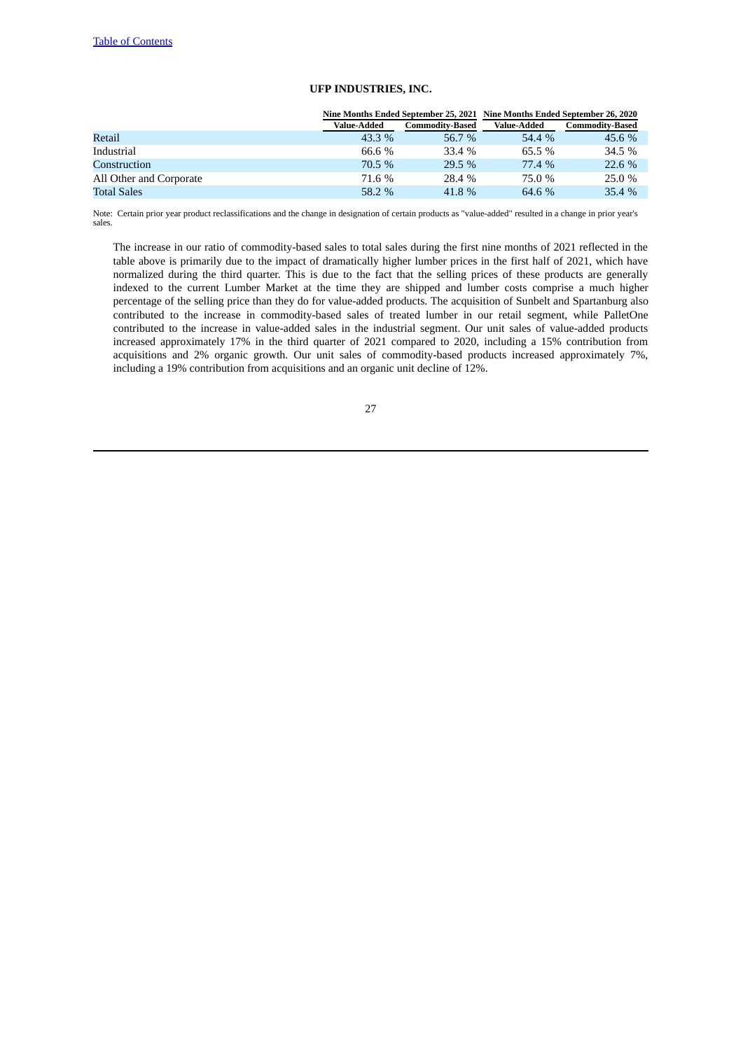|  | Nine Months Ended September 25, 2021 |  | Nine Months Ended September 26, 2020 |  |
|---|---|---|---|---|
|  | Value-Added | Commodity-Based | Value-Added | Commodity-Based |
| Retail | 43.3 % | 56.7 % | 54.4 % | 45.6 % |
| Industrial | 66.6 % | 33.4 % | 65.5 % | 34.5 % |
| Construction | 70.5 % | 29.5 % | 77.4 % | 22.6 % |
| All Other and Corporate | 71.6 % | 28.4 % | 75.0 % | 25.0 % |
| Total Sales | 58.2 % | 41.8 % | 64.6 % | 35.4 % |

Note: Certain prior year product reclassifications and the change in designation of certain products as "value-added" resulted in a change in prior year's sales.

The increase in our ratio of commodity-based sales to total sales during the first nine months of 2021 reflected in the table above is primarily due to the impact of dramatically higher lumber prices in the first half of 2021, which have normalized during the third quarter. This is due to the fact that the selling prices of these products are generally indexed to the current Lumber Market at the time they are shipped and lumber costs comprise a much higher percentage of the selling price than they do for value-added products. The acquisition of Sunbelt and Spartanburg also contributed to the increase in commodity-based sales of treated lumber in our retail segment, while PalletOne contributed to the increase in value-added sales in the industrial segment. Our unit sales of value-added products increased approximately 17% in the third quarter of 2021 compared to 2020, including a 15% contribution from acquisitions and 2% organic growth. Our unit sales of commodity-based products increased approximately 7%, including a 19% contribution from acquisitions and an organic unit decline of 12%.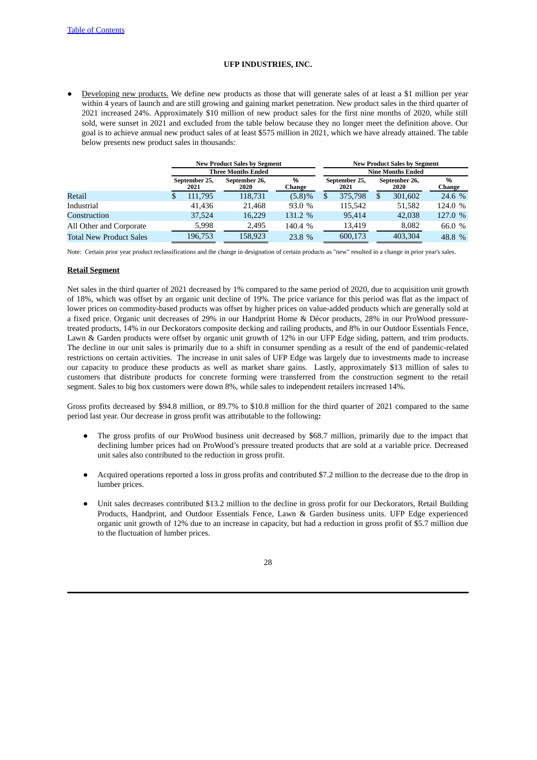- Developing new products. We define new products as those that will generate sales of at least a $1 million per year within 4 years of launch and are still growing and gaining market penetration. New product sales in the third quarter of 2021 increased 24%. Approximately $10 million of new product sales for the first nine months of 2020, while still sold, were sunset in 2021 and excluded from the table below because they no longer meet the definition above. Our goal is to achieve annual new product sales of at least $575 million in 2021, which we have already attained. The table below presents new product sales in thousands:

| | New Product Sales by Segment Three Months Ended | | | New Product Sales by Segment Nine Months Ended | | |
|---|---|---|---|---|---|---|
| | September 25, 2021 | September 26, 2020 | % Change | September 25, 2021 | September 26, 2020 | % Change |
| Retail | $ 111,795 | 118,731 | (5.8)% | $ 375,798 | $ 301,602 | 24.6 % |
| Industrial | 41,436 | 21,468 | 93.0 % | 115,542 | 51,582 | 124.0 % |
| Construction | 37,524 | 16,229 | 131.2 % | 95,414 | 42,038 | 127.0 % |
| All Other and Corporate | 5,998 | 2,495 | 140.4 % | 13,419 | 8,082 | 66.0 % |
| Total New Product Sales | 196,753 | 158,923 | 23.8 % | 600,173 | 403,304 | 48.8 % |

Note: Certain prior year product reclassifications and the change in designation of certain products as "new" resulted in a change in prior year's sales.

**Retail Segment**

Net sales in the third quarter of 2021 decreased by 1% compared to the same period of 2020, due to acquisition unit growth of 18%, which was offset by an organic unit decline of 19%. The price variance for this period was flat as the impact of lower prices on commodity-based products was offset by higher prices on value-added products which are generally sold at a fixed price. Organic unit decreases of 29% in our Handprint Home & Décor products, 28% in our ProWood pressure-treated products, 14% in our Deckorators composite decking and railing products, and 8% in our Outdoor Essentials Fence, Lawn & Garden products were offset by organic unit growth of 12% in our UFP Edge siding, pattern, and trim products. The decline in our unit sales is primarily due to a shift in consumer spending as a result of the end of pandemic-related restrictions on certain activities. The increase in unit sales of UFP Edge was largely due to investments made to increase our capacity to produce these products as well as market share gains. Lastly, approximately $13 million of sales to customers that distribute products for concrete forming were transferred from the construction segment to the retail segment. Sales to big box customers were down 8%, while sales to independent retailers increased 14%.

Gross profits decreased by $94.8 million, or 89.7% to $10.8 million for the third quarter of 2021 compared to the same period last year. Our decrease in gross profit was attributable to the following**:**

- The gross profits of our ProWood business unit decreased by $68.7 million, primarily due to the impact that declining lumber prices had on ProWood's pressure treated products that are sold at a variable price. Decreased unit sales also contributed to the reduction in gross profit.

- Acquired operations reported a loss in gross profits and contributed $7.2 million to the decrease due to the drop in lumber prices.

- Unit sales decreases contributed $13.2 million to the decline in gross profit for our Deckorators, Retail Building Products, Handprint, and Outdoor Essentials Fence, Lawn & Garden business units. UFP Edge experienced organic unit growth of 12% due to an increase in capacity, but had a reduction in gross profit of $5.7 million due to the fluctuation of lumber prices.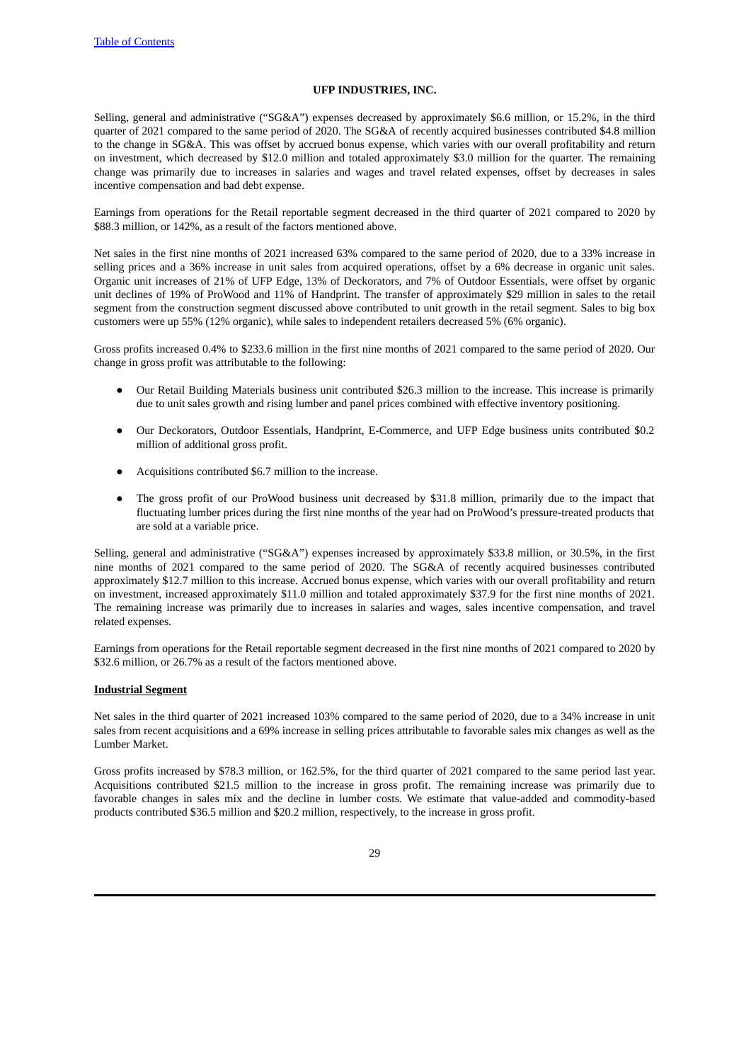Selling, general and administrative ("SG&A") expenses decreased by approximately $6.6 million, or 15.2%, in the third quarter of 2021 compared to the same period of 2020. The SG&A of recently acquired businesses contributed $4.8 million to the change in SG&A. This was offset by accrued bonus expense, which varies with our overall profitability and return on investment, which decreased by $12.0 million and totaled approximately $3.0 million for the quarter. The remaining change was primarily due to increases in salaries and wages and travel related expenses, offset by decreases in sales incentive compensation and bad debt expense.

Earnings from operations for the Retail reportable segment decreased in the third quarter of 2021 compared to 2020 by $88.3 million, or 142%, as a result of the factors mentioned above.

Net sales in the first nine months of 2021 increased 63% compared to the same period of 2020, due to a 33% increase in selling prices and a 36% increase in unit sales from acquired operations, offset by a 6% decrease in organic unit sales. Organic unit increases of 21% of UFP Edge, 13% of Deckorators, and 7% of Outdoor Essentials, were offset by organic unit declines of 19% of ProWood and 11% of Handprint. The transfer of approximately $29 million in sales to the retail segment from the construction segment discussed above contributed to unit growth in the retail segment. Sales to big box customers were up 55% (12% organic), while sales to independent retailers decreased 5% (6% organic).

Gross profits increased 0.4% to $233.6 million in the first nine months of 2021 compared to the same period of 2020. Our change in gross profit was attributable to the following:

- Our Retail Building Materials business unit contributed $26.3 million to the increase. This increase is primarily due to unit sales growth and rising lumber and panel prices combined with effective inventory positioning.
- Our Deckorators, Outdoor Essentials, Handprint, E-Commerce, and UFP Edge business units contributed $0.2 million of additional gross profit.
- Acquisitions contributed $6.7 million to the increase.
- The gross profit of our ProWood business unit decreased by $31.8 million, primarily due to the impact that fluctuating lumber prices during the first nine months of the year had on ProWood's pressure-treated products that are sold at a variable price.

Selling, general and administrative ("SG&A") expenses increased by approximately $33.8 million, or 30.5%, in the first nine months of 2021 compared to the same period of 2020. The SG&A of recently acquired businesses contributed approximately $12.7 million to this increase. Accrued bonus expense, which varies with our overall profitability and return on investment, increased approximately $11.0 million and totaled approximately $37.9 for the first nine months of 2021. The remaining increase was primarily due to increases in salaries and wages, sales incentive compensation, and travel related expenses.

Earnings from operations for the Retail reportable segment decreased in the first nine months of 2021 compared to 2020 by $32.6 million, or 26.7% as a result of the factors mentioned above.

**Industrial Segment**

Net sales in the third quarter of 2021 increased 103% compared to the same period of 2020, due to a 34% increase in unit sales from recent acquisitions and a 69% increase in selling prices attributable to favorable sales mix changes as well as the Lumber Market.

Gross profits increased by $78.3 million, or 162.5%, for the third quarter of 2021 compared to the same period last year. Acquisitions contributed $21.5 million to the increase in gross profit. The remaining increase was primarily due to favorable changes in sales mix and the decline in lumber costs. We estimate that value-added and commodity-based products contributed $36.5 million and $20.2 million, respectively, to the increase in gross profit.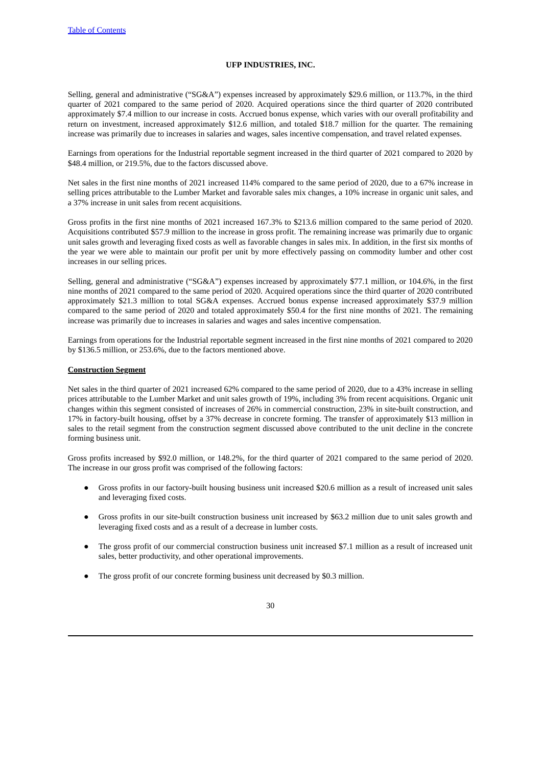Selling, general and administrative ("SG&A") expenses increased by approximately $29.6 million, or 113.7%, in the third quarter of 2021 compared to the same period of 2020. Acquired operations since the third quarter of 2020 contributed approximately $7.4 million to our increase in costs. Accrued bonus expense, which varies with our overall profitability and return on investment, increased approximately $12.6 million, and totaled $18.7 million for the quarter. The remaining increase was primarily due to increases in salaries and wages, sales incentive compensation, and travel related expenses.

Earnings from operations for the Industrial reportable segment increased in the third quarter of 2021 compared to 2020 by $48.4 million, or 219.5%, due to the factors discussed above.

Net sales in the first nine months of 2021 increased 114% compared to the same period of 2020, due to a 67% increase in selling prices attributable to the Lumber Market and favorable sales mix changes, a 10% increase in organic unit sales, and a 37% increase in unit sales from recent acquisitions.

Gross profits in the first nine months of 2021 increased 167.3% to $213.6 million compared to the same period of 2020. Acquisitions contributed $57.9 million to the increase in gross profit. The remaining increase was primarily due to organic unit sales growth and leveraging fixed costs as well as favorable changes in sales mix. In addition, in the first six months of the year we were able to maintain our profit per unit by more effectively passing on commodity lumber and other cost increases in our selling prices.

Selling, general and administrative ("SG&A") expenses increased by approximately $77.1 million, or 104.6%, in the first nine months of 2021 compared to the same period of 2020. Acquired operations since the third quarter of 2020 contributed approximately $21.3 million to total SG&A expenses. Accrued bonus expense increased approximately $37.9 million compared to the same period of 2020 and totaled approximately $50.4 for the first nine months of 2021. The remaining increase was primarily due to increases in salaries and wages and sales incentive compensation.

Earnings from operations for the Industrial reportable segment increased in the first nine months of 2021 compared to 2020 by $136.5 million, or 253.6%, due to the factors mentioned above.

**Construction Segment**

Net sales in the third quarter of 2021 increased 62% compared to the same period of 2020, due to a 43% increase in selling prices attributable to the Lumber Market and unit sales growth of 19%, including 3% from recent acquisitions. Organic unit changes within this segment consisted of increases of 26% in commercial construction, 23% in site-built construction, and 17% in factory-built housing, offset by a 37% decrease in concrete forming. The transfer of approximately $13 million in sales to the retail segment from the construction segment discussed above contributed to the unit decline in the concrete forming business unit.

Gross profits increased by $92.0 million, or 148.2%, for the third quarter of 2021 compared to the same period of 2020. The increase in our gross profit was comprised of the following factors:

- Gross profits in our factory-built housing business unit increased $20.6 million as a result of increased unit sales and leveraging fixed costs.
- Gross profits in our site-built construction business unit increased by $63.2 million due to unit sales growth and leveraging fixed costs and as a result of a decrease in lumber costs.
- The gross profit of our commercial construction business unit increased $7.1 million as a result of increased unit sales, better productivity, and other operational improvements.
- The gross profit of our concrete forming business unit decreased by $0.3 million.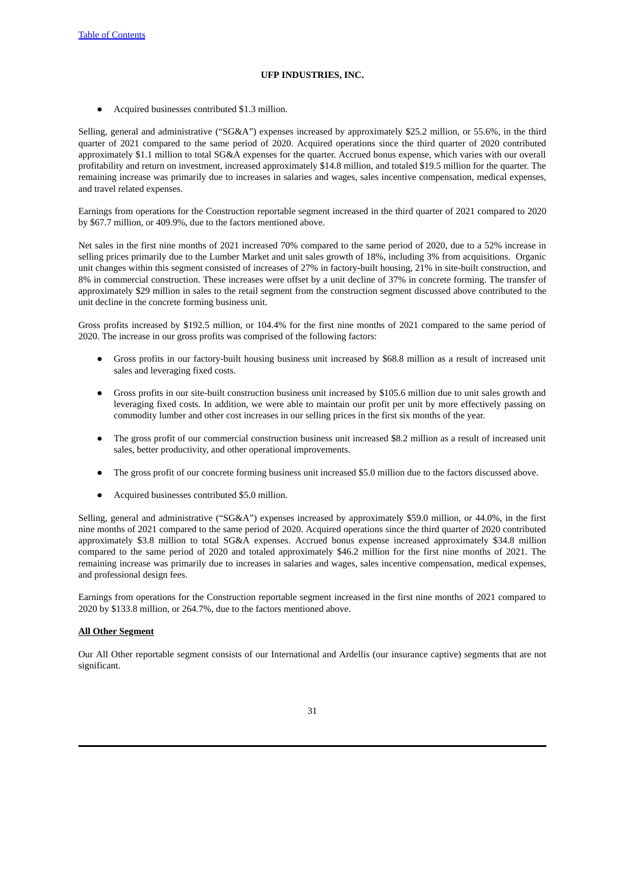- Acquired businesses contributed $1.3 million.

Selling, general and administrative ("SG&A") expenses increased by approximately $25.2 million, or 55.6%, in the third quarter of 2021 compared to the same period of 2020. Acquired operations since the third quarter of 2020 contributed approximately $1.1 million to total SG&A expenses for the quarter. Accrued bonus expense, which varies with our overall profitability and return on investment, increased approximately $14.8 million, and totaled $19.5 million for the quarter. The remaining increase was primarily due to increases in salaries and wages, sales incentive compensation, medical expenses, and travel related expenses.

Earnings from operations for the Construction reportable segment increased in the third quarter of 2021 compared to 2020 by $67.7 million, or 409.9%, due to the factors mentioned above.

Net sales in the first nine months of 2021 increased 70% compared to the same period of 2020, due to a 52% increase in selling prices primarily due to the Lumber Market and unit sales growth of 18%, including 3% from acquisitions. Organic unit changes within this segment consisted of increases of 27% in factory-built housing, 21% in site-built construction, and 8% in commercial construction. These increases were offset by a unit decline of 37% in concrete forming. The transfer of approximately $29 million in sales to the retail segment from the construction segment discussed above contributed to the unit decline in the concrete forming business unit.

Gross profits increased by $192.5 million, or 104.4% for the first nine months of 2021 compared to the same period of 2020. The increase in our gross profits was comprised of the following factors:

- Gross profits in our factory-built housing business unit increased by $68.8 million as a result of increased unit sales and leveraging fixed costs.
- Gross profits in our site-built construction business unit increased by $105.6 million due to unit sales growth and leveraging fixed costs. In addition, we were able to maintain our profit per unit by more effectively passing on commodity lumber and other cost increases in our selling prices in the first six months of the year.
- The gross profit of our commercial construction business unit increased $8.2 million as a result of increased unit sales, better productivity, and other operational improvements.
- The gross profit of our concrete forming business unit increased $5.0 million due to the factors discussed above.
- Acquired businesses contributed $5.0 million.

Selling, general and administrative ("SG&A") expenses increased by approximately $59.0 million, or 44.0%, in the first nine months of 2021 compared to the same period of 2020. Acquired operations since the third quarter of 2020 contributed approximately $3.8 million to total SG&A expenses. Accrued bonus expense increased approximately $34.8 million compared to the same period of 2020 and totaled approximately $46.2 million for the first nine months of 2021. The remaining increase was primarily due to increases in salaries and wages, sales incentive compensation, medical expenses, and professional design fees.

Earnings from operations for the Construction reportable segment increased in the first nine months of 2021 compared to 2020 by $133.8 million, or 264.7%, due to the factors mentioned above.

**All Other Segment**

Our All Other reportable segment consists of our International and Ardellis (our insurance captive) segments that are not significant.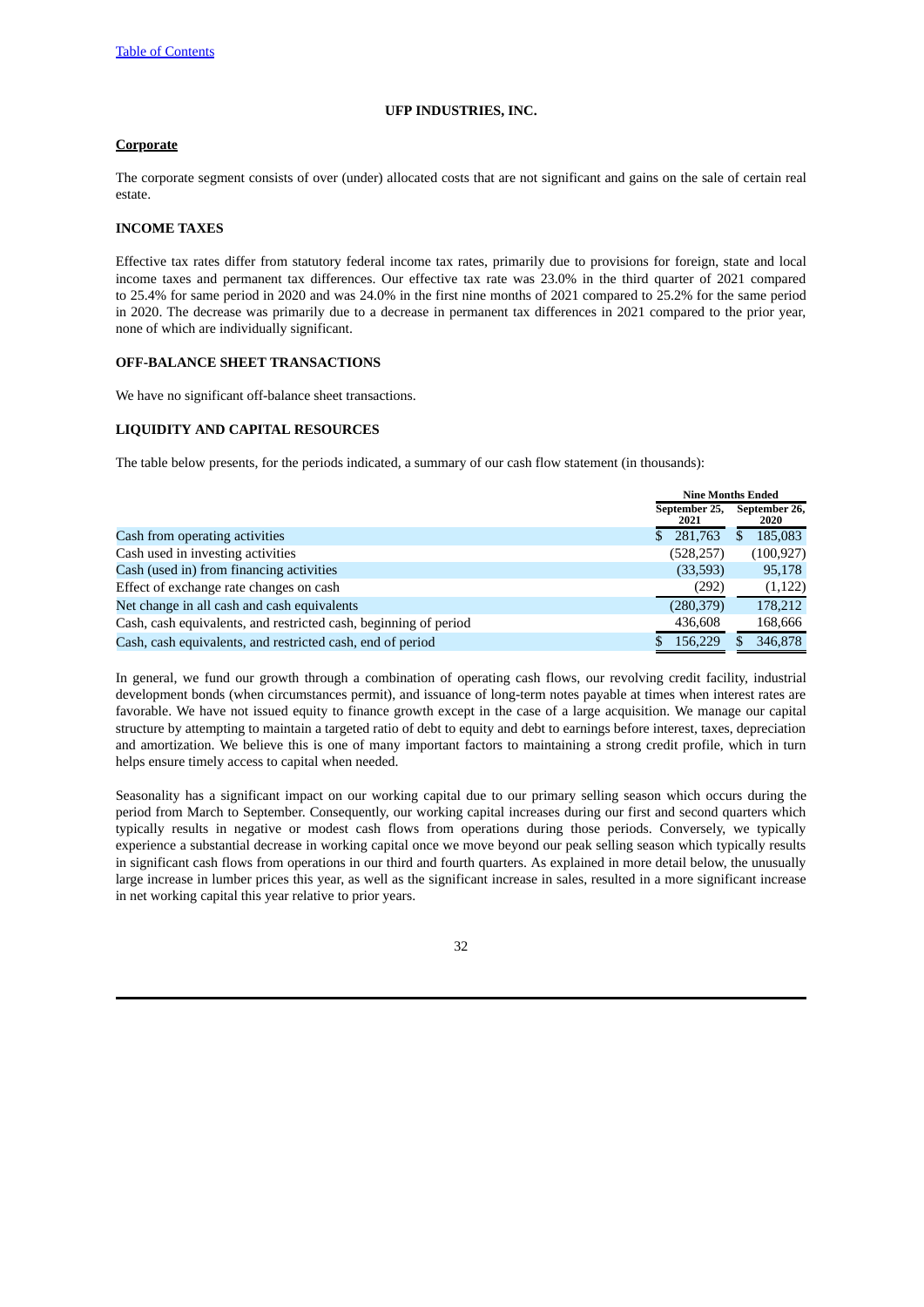## Corporate

The corporate segment consists of over (under) allocated costs that are not significant and gains on the sale of certain real estate.

## INCOME TAXES

Effective tax rates differ from statutory federal income tax rates, primarily due to provisions for foreign, state and local income taxes and permanent tax differences. Our effective tax rate was 23.0% in the third quarter of 2021 compared to 25.4% for same period in 2020 and was 24.0% in the first nine months of 2021 compared to 25.2% for the same period in 2020. The decrease was primarily due to a decrease in permanent tax differences in 2021 compared to the prior year, none of which are individually significant.

## OFF-BALANCE SHEET TRANSACTIONS

We have no significant off-balance sheet transactions.

## LIQUIDITY AND CAPITAL RESOURCES

The table below presents, for the periods indicated, a summary of our cash flow statement (in thousands):

| | Nine Months Ended | |
|---|---|---|
| | September 25, 2021 | September 26, 2020 |
| Cash from operating activities | $ 281,763 | $ 185,083 |
| Cash used in investing activities | (528,257) | (100,927) |
| Cash (used in) from financing activities | (33,593) | 95,178 |
| Effect of exchange rate changes on cash | (292) | (1,122) |
| Net change in all cash and cash equivalents | (280,379) | 178,212 |
| Cash, cash equivalents, and restricted cash, beginning of period | 436,608 | 168,666 |
| Cash, cash equivalents, and restricted cash, end of period | $ 156,229 | $ 346,878 |

In general, we fund our growth through a combination of operating cash flows, our revolving credit facility, industrial development bonds (when circumstances permit), and issuance of long-term notes payable at times when interest rates are favorable. We have not issued equity to finance growth except in the case of a large acquisition. We manage our capital structure by attempting to maintain a targeted ratio of debt to equity and debt to earnings before interest, taxes, depreciation and amortization. We believe this is one of many important factors to maintaining a strong credit profile, which in turn helps ensure timely access to capital when needed.

Seasonality has a significant impact on our working capital due to our primary selling season which occurs during the period from March to September. Consequently, our working capital increases during our first and second quarters which typically results in negative or modest cash flows from operations during those periods. Conversely, we typically experience a substantial decrease in working capital once we move beyond our peak selling season which typically results in significant cash flows from operations in our third and fourth quarters. As explained in more detail below, the unusually large increase in lumber prices this year, as well as the significant increase in sales, resulted in a more significant increase in net working capital this year relative to prior years.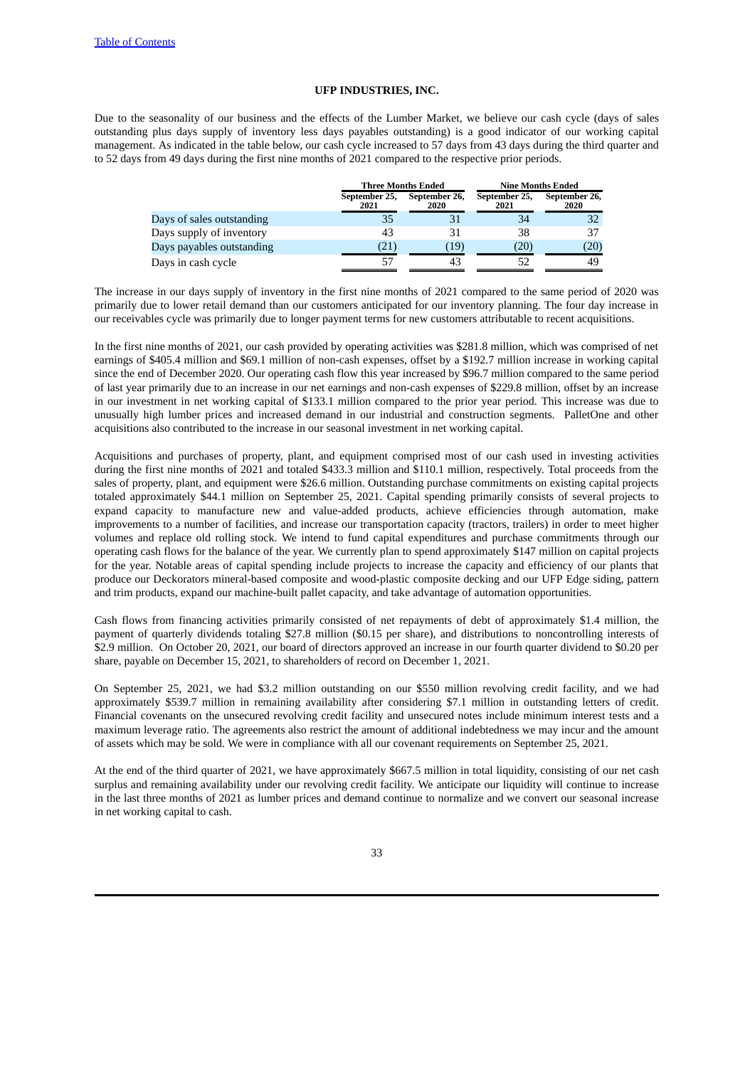Due to the seasonality of our business and the effects of the Lumber Market, we believe our cash cycle (days of sales outstanding plus days supply of inventory less days payables outstanding) is a good indicator of our working capital management. As indicated in the table below, our cash cycle increased to 57 days from 43 days during the third quarter and to 52 days from 49 days during the first nine months of 2021 compared to the respective prior periods.

| | Three Months Ended | | Nine Months Ended | |
|---|---|---|---|---|
| | September 25, 2021 | September 26, 2020 | September 25, 2021 | September 26, 2020 |
| Days of sales outstanding | 35 | 31 | 34 | 32 |
| Days supply of inventory | 43 | 31 | 38 | 37 |
| Days payables outstanding | (21) | (19) | (20) | (20) |
| Days in cash cycle | 57 | 43 | 52 | 49 |

The increase in our days supply of inventory in the first nine months of 2021 compared to the same period of 2020 was primarily due to lower retail demand than our customers anticipated for our inventory planning. The four day increase in our receivables cycle was primarily due to longer payment terms for new customers attributable to recent acquisitions.

In the first nine months of 2021, our cash provided by operating activities was $281.8 million, which was comprised of net earnings of $405.4 million and $69.1 million of non-cash expenses, offset by a $192.7 million increase in working capital since the end of December 2020. Our operating cash flow this year increased by $96.7 million compared to the same period of last year primarily due to an increase in our net earnings and non-cash expenses of $229.8 million, offset by an increase in our investment in net working capital of $133.1 million compared to the prior year period. This increase was due to unusually high lumber prices and increased demand in our industrial and construction segments. PalletOne and other acquisitions also contributed to the increase in our seasonal investment in net working capital.

Acquisitions and purchases of property, plant, and equipment comprised most of our cash used in investing activities during the first nine months of 2021 and totaled $433.3 million and $110.1 million, respectively. Total proceeds from the sales of property, plant, and equipment were $26.6 million. Outstanding purchase commitments on existing capital projects totaled approximately $44.1 million on September 25, 2021. Capital spending primarily consists of several projects to expand capacity to manufacture new and value-added products, achieve efficiencies through automation, make improvements to a number of facilities, and increase our transportation capacity (tractors, trailers) in order to meet higher volumes and replace old rolling stock. We intend to fund capital expenditures and purchase commitments through our operating cash flows for the balance of the year. We currently plan to spend approximately $147 million on capital projects for the year. Notable areas of capital spending include projects to increase the capacity and efficiency of our plants that produce our Deckorators mineral-based composite and wood-plastic composite decking and our UFP Edge siding, pattern and trim products, expand our machine-built pallet capacity, and take advantage of automation opportunities.

Cash flows from financing activities primarily consisted of net repayments of debt of approximately $1.4 million, the payment of quarterly dividends totaling $27.8 million ($0.15 per share), and distributions to noncontrolling interests of $2.9 million. On October 20, 2021, our board of directors approved an increase in our fourth quarter dividend to $0.20 per share, payable on December 15, 2021, to shareholders of record on December 1, 2021.

On September 25, 2021, we had $3.2 million outstanding on our $550 million revolving credit facility, and we had approximately $539.7 million in remaining availability after considering $7.1 million in outstanding letters of credit. Financial covenants on the unsecured revolving credit facility and unsecured notes include minimum interest tests and a maximum leverage ratio. The agreements also restrict the amount of additional indebtedness we may incur and the amount of assets which may be sold. We were in compliance with all our covenant requirements on September 25, 2021.

At the end of the third quarter of 2021, we have approximately $667.5 million in total liquidity, consisting of our net cash surplus and remaining availability under our revolving credit facility. We anticipate our liquidity will continue to increase in the last three months of 2021 as lumber prices and demand continue to normalize and we convert our seasonal increase in net working capital to cash.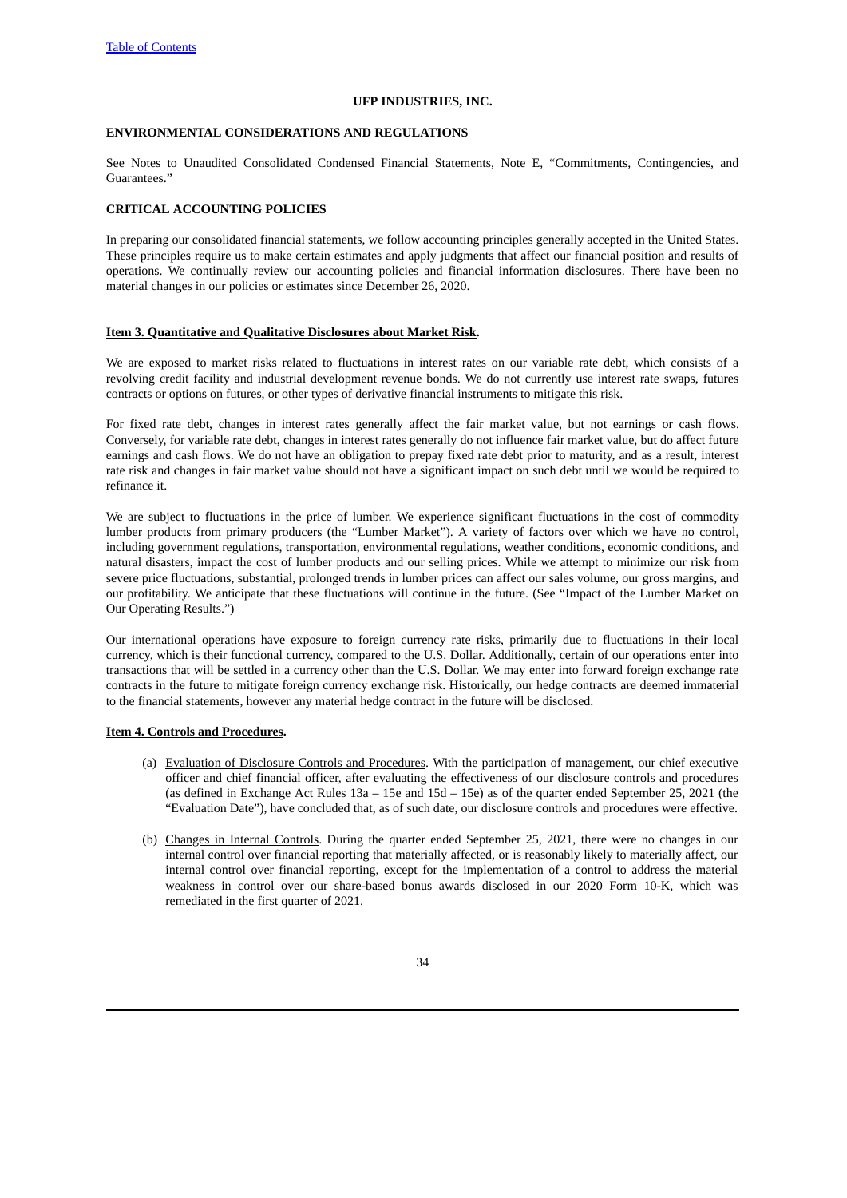## ENVIRONMENTAL CONSIDERATIONS AND REGULATIONS

See Notes to Unaudited Consolidated Condensed Financial Statements, Note E, "Commitments, Contingencies, and Guarantees."

## CRITICAL ACCOUNTING POLICIES

In preparing our consolidated financial statements, we follow accounting principles generally accepted in the United States. These principles require us to make certain estimates and apply judgments that affect our financial position and results of operations. We continually review our accounting policies and financial information disclosures. There have been no material changes in our policies or estimates since December 26, 2020.

## Item 3. Quantitative and Qualitative Disclosures about Market Risk.

We are exposed to market risks related to fluctuations in interest rates on our variable rate debt, which consists of a revolving credit facility and industrial development revenue bonds. We do not currently use interest rate swaps, futures contracts or options on futures, or other types of derivative financial instruments to mitigate this risk.

For fixed rate debt, changes in interest rates generally affect the fair market value, but not earnings or cash flows. Conversely, for variable rate debt, changes in interest rates generally do not influence fair market value, but do affect future earnings and cash flows. We do not have an obligation to prepay fixed rate debt prior to maturity, and as a result, interest rate risk and changes in fair market value should not have a significant impact on such debt until we would be required to refinance it.

We are subject to fluctuations in the price of lumber. We experience significant fluctuations in the cost of commodity lumber products from primary producers (the "Lumber Market"). A variety of factors over which we have no control, including government regulations, transportation, environmental regulations, weather conditions, economic conditions, and natural disasters, impact the cost of lumber products and our selling prices. While we attempt to minimize our risk from severe price fluctuations, substantial, prolonged trends in lumber prices can affect our sales volume, our gross margins, and our profitability. We anticipate that these fluctuations will continue in the future. (See "Impact of the Lumber Market on Our Operating Results.")

Our international operations have exposure to foreign currency rate risks, primarily due to fluctuations in their local currency, which is their functional currency, compared to the U.S. Dollar. Additionally, certain of our operations enter into transactions that will be settled in a currency other than the U.S. Dollar. We may enter into forward foreign exchange rate contracts in the future to mitigate foreign currency exchange risk. Historically, our hedge contracts are deemed immaterial to the financial statements, however any material hedge contract in the future will be disclosed.

## Item 4. Controls and Procedures.

(a) Evaluation of Disclosure Controls and Procedures. With the participation of management, our chief executive officer and chief financial officer, after evaluating the effectiveness of our disclosure controls and procedures (as defined in Exchange Act Rules 13a – 15e and 15d – 15e) as of the quarter ended September 25, 2021 (the "Evaluation Date"), have concluded that, as of such date, our disclosure controls and procedures were effective.

(b) Changes in Internal Controls. During the quarter ended September 25, 2021, there were no changes in our internal control over financial reporting that materially affected, or is reasonably likely to materially affect, our internal control over financial reporting, except for the implementation of a control to address the material weakness in control over our share-based bonus awards disclosed in our 2020 Form 10-K, which was remediated in the first quarter of 2021.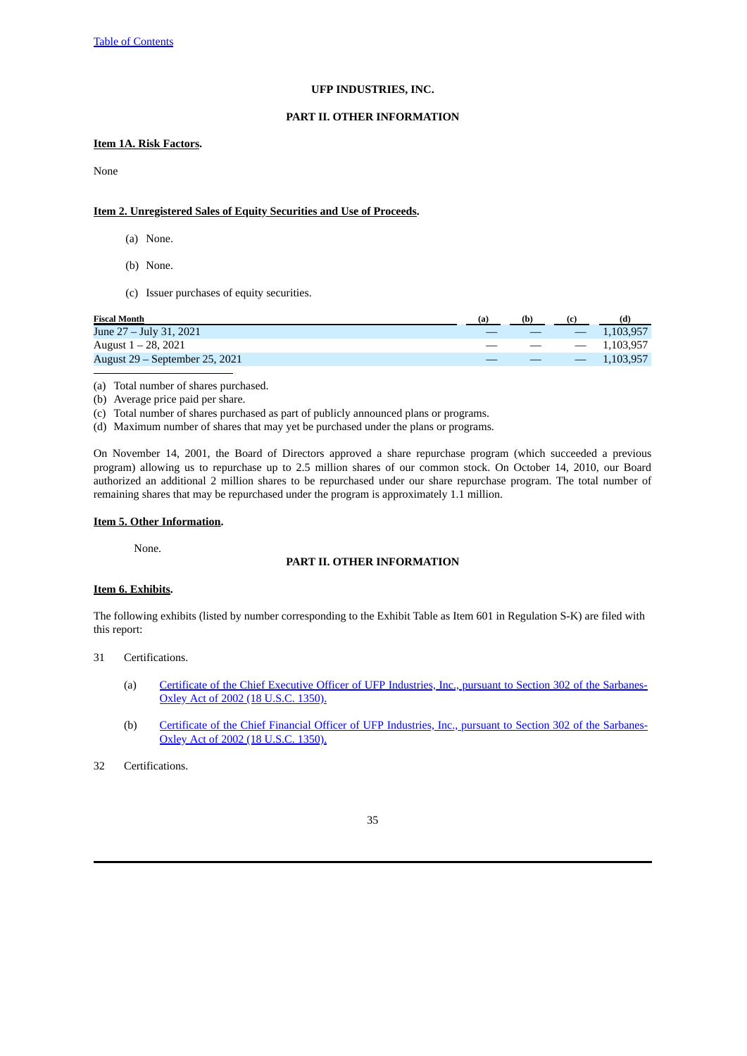UFP INDUSTRIES, INC.

PART II. OTHER INFORMATION

**Item 1A. Risk Factors.**

None

**Item 2. Unregistered Sales of Equity Securities and Use of Proceeds.**

(a) None.

(b) None.

(c) Issuer purchases of equity securities.

| Fiscal Month | (a) | (b) | (c) | (d) |
|---|---|---|---|---|
| June 27 – July 31, 2021 | — | — | — | 1,103,957 |
| August 1 – 28, 2021 | — | — | — | 1,103,957 |
| August 29 – September 25, 2021 | — | — | — | 1,103,957 |

(a) Total number of shares purchased.
(b) Average price paid per share.
(c) Total number of shares purchased as part of publicly announced plans or programs.
(d) Maximum number of shares that may yet be purchased under the plans or programs.

On November 14, 2001, the Board of Directors approved a share repurchase program (which succeeded a previous program) allowing us to repurchase up to 2.5 million shares of our common stock. On October 14, 2010, our Board authorized an additional 2 million shares to be repurchased under our share repurchase program. The total number of remaining shares that may be repurchased under the program is approximately 1.1 million.

**Item 5. Other Information.**

None.

PART II. OTHER INFORMATION

**Item 6. Exhibits.**

The following exhibits (listed by number corresponding to the Exhibit Table as Item 601 in Regulation S-K) are filed with this report:

31 Certifications.

(a) Certificate of the Chief Executive Officer of UFP Industries, Inc., pursuant to Section 302 of the Sarbanes-Oxley Act of 2002 (18 U.S.C. 1350).

(b) Certificate of the Chief Financial Officer of UFP Industries, Inc., pursuant to Section 302 of the Sarbanes-Oxley Act of 2002 (18 U.S.C. 1350).

32 Certifications.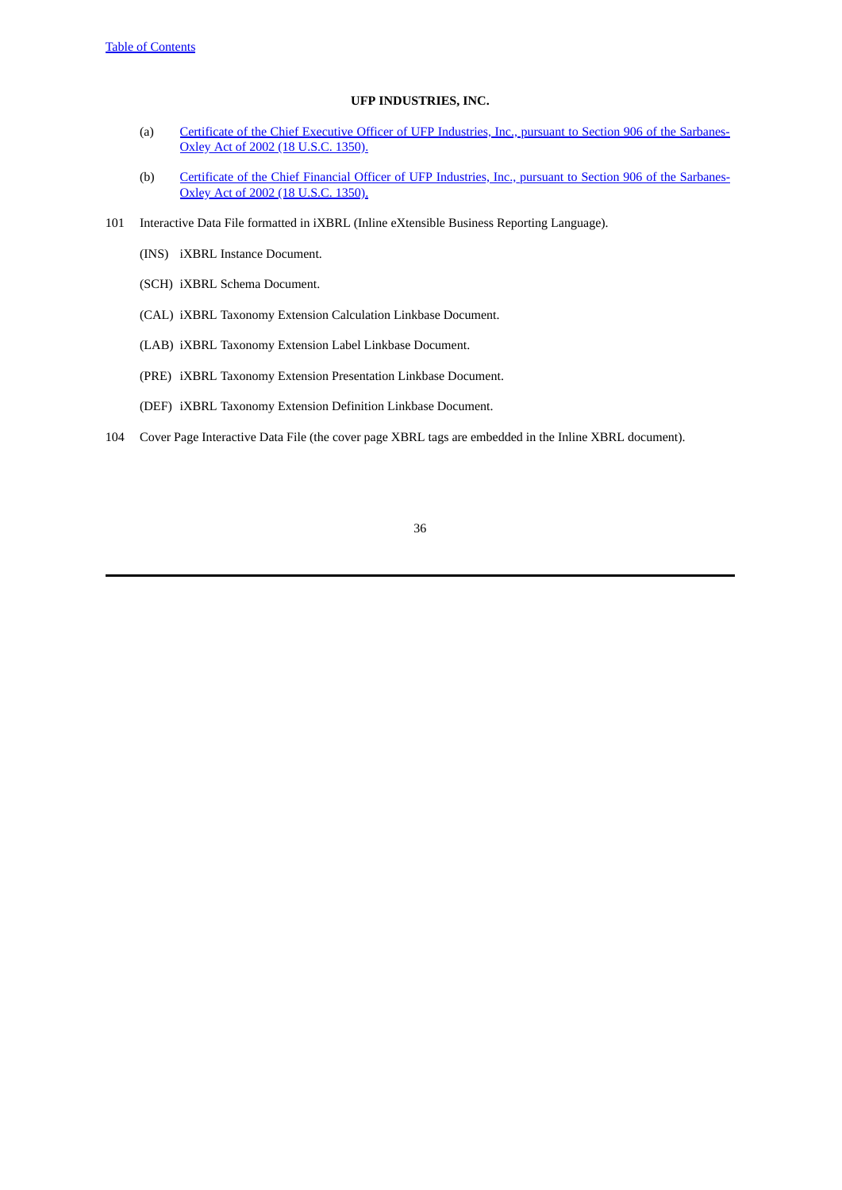**UFP INDUSTRIES, INC.**

(a) Certificate of the Chief Executive Officer of UFP Industries, Inc., pursuant to Section 906 of the Sarbanes-Oxley Act of 2002 (18 U.S.C. 1350).

(b) Certificate of the Chief Financial Officer of UFP Industries, Inc., pursuant to Section 906 of the Sarbanes-Oxley Act of 2002 (18 U.S.C. 1350).

101 Interactive Data File formatted in iXBRL (Inline eXtensible Business Reporting Language).

(INS) iXBRL Instance Document.

(SCH) iXBRL Schema Document.

(CAL) iXBRL Taxonomy Extension Calculation Linkbase Document.

(LAB) iXBRL Taxonomy Extension Label Linkbase Document.

(PRE) iXBRL Taxonomy Extension Presentation Linkbase Document.

(DEF) iXBRL Taxonomy Extension Definition Linkbase Document.

104 Cover Page Interactive Data File (the cover page XBRL tags are embedded in the Inline XBRL document).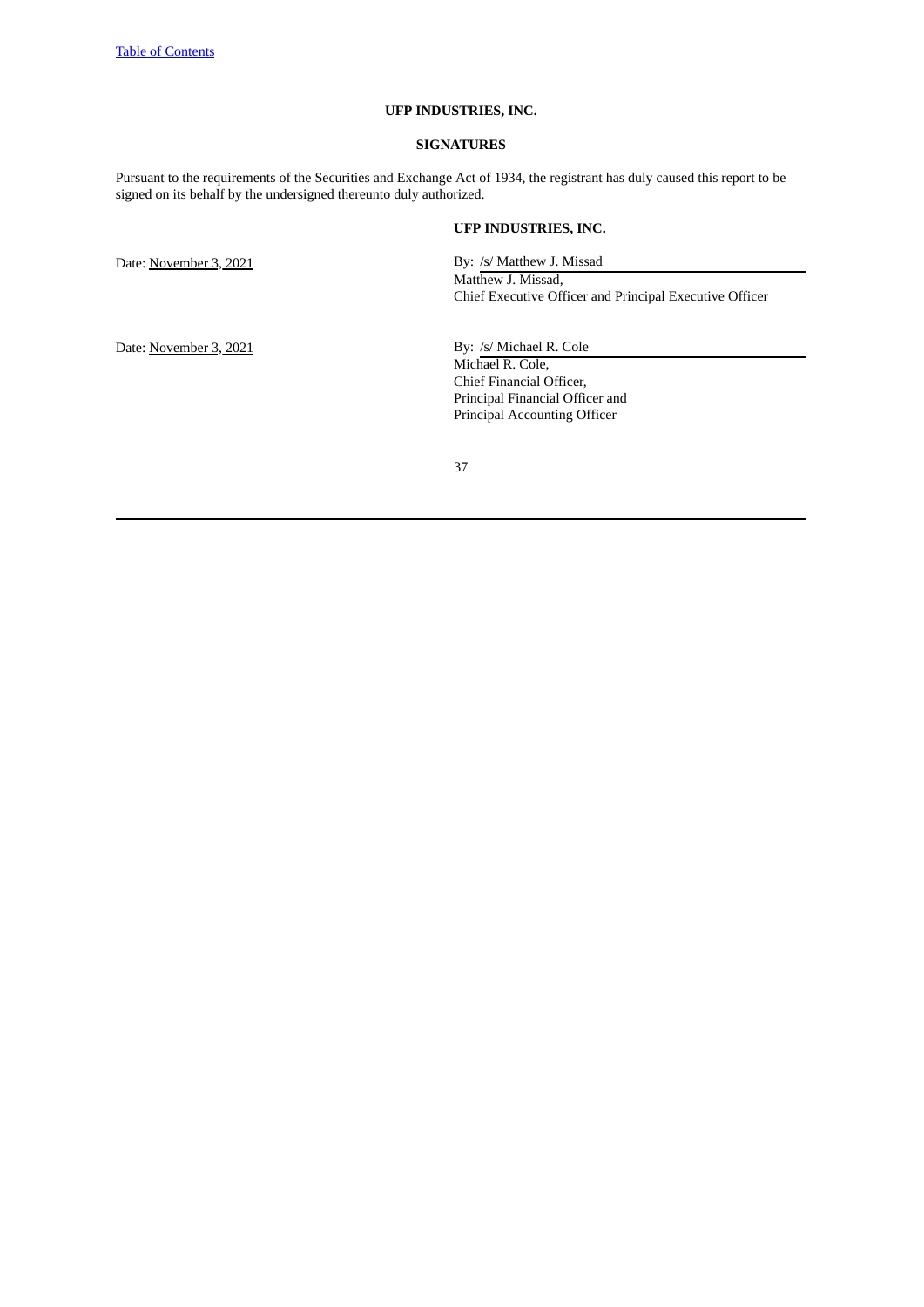[Table of Contents](#)

**UFP INDUSTRIES, INC.**

**SIGNATURES**

Pursuant to the requirements of the Securities and Exchange Act of 1934, the registrant has duly caused this report to be signed on its behalf by the undersigned thereunto duly authorized.

**UFP INDUSTRIES, INC.**

Date: November 3, 2021

By: /s/ Matthew J. Missad
Matthew J. Missad,
Chief Executive Officer and Principal Executive Officer

Date: November 3, 2021

By: /s/ Michael R. Cole
Michael R. Cole,
Chief Financial Officer,
Principal Financial Officer and
Principal Accounting Officer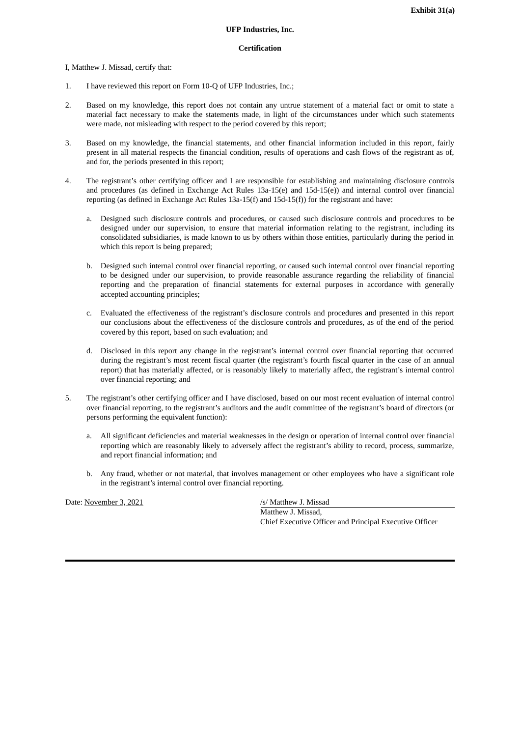**Exhibit 31(a)**

**UFP Industries, Inc.**

**Certification**

I, Matthew J. Missad, certify that:

1. I have reviewed this report on Form 10-Q of UFP Industries, Inc.;

2. Based on my knowledge, this report does not contain any untrue statement of a material fact or omit to state a material fact necessary to make the statements made, in light of the circumstances under which such statements were made, not misleading with respect to the period covered by this report;

3. Based on my knowledge, the financial statements, and other financial information included in this report, fairly present in all material respects the financial condition, results of operations and cash flows of the registrant as of, and for, the periods presented in this report;

4. The registrant's other certifying officer and I are responsible for establishing and maintaining disclosure controls and procedures (as defined in Exchange Act Rules 13a-15(e) and 15d-15(e)) and internal control over financial reporting (as defined in Exchange Act Rules 13a-15(f) and 15d-15(f)) for the registrant and have:

   a. Designed such disclosure controls and procedures, or caused such disclosure controls and procedures to be designed under our supervision, to ensure that material information relating to the registrant, including its consolidated subsidiaries, is made known to us by others within those entities, particularly during the period in which this report is being prepared;

   b. Designed such internal control over financial reporting, or caused such internal control over financial reporting to be designed under our supervision, to provide reasonable assurance regarding the reliability of financial reporting and the preparation of financial statements for external purposes in accordance with generally accepted accounting principles;

   c. Evaluated the effectiveness of the registrant's disclosure controls and procedures and presented in this report our conclusions about the effectiveness of the disclosure controls and procedures, as of the end of the period covered by this report, based on such evaluation; and

   d. Disclosed in this report any change in the registrant's internal control over financial reporting that occurred during the registrant's most recent fiscal quarter (the registrant's fourth fiscal quarter in the case of an annual report) that has materially affected, or is reasonably likely to materially affect, the registrant's internal control over financial reporting; and

5. The registrant's other certifying officer and I have disclosed, based on our most recent evaluation of internal control over financial reporting, to the registrant's auditors and the audit committee of the registrant's board of directors (or persons performing the equivalent function):

   a. All significant deficiencies and material weaknesses in the design or operation of internal control over financial reporting which are reasonably likely to adversely affect the registrant's ability to record, process, summarize, and report financial information; and

   b. Any fraud, whether or not material, that involves management or other employees who have a significant role in the registrant's internal control over financial reporting.

Date: November 3, 2021

/s/ Matthew J. Missad
Matthew J. Missad,
Chief Executive Officer and Principal Executive Officer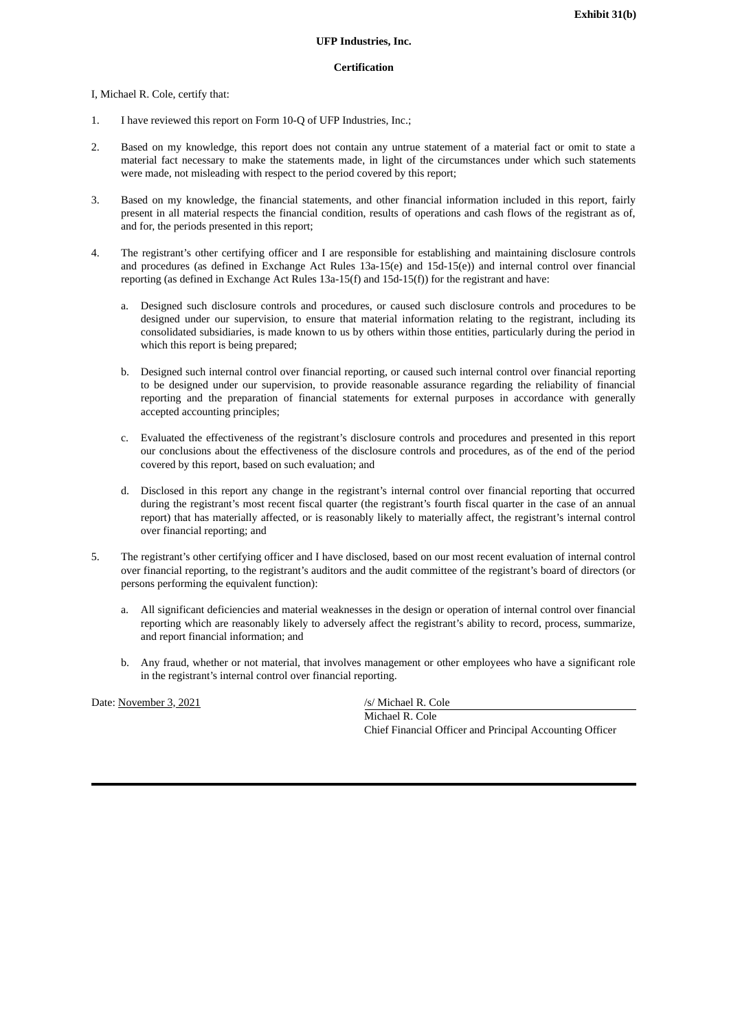**Exhibit 31(b)**

**UFP Industries, Inc.**

**Certification**

I, Michael R. Cole, certify that:

1. I have reviewed this report on Form 10-Q of UFP Industries, Inc.;

2. Based on my knowledge, this report does not contain any untrue statement of a material fact or omit to state a material fact necessary to make the statements made, in light of the circumstances under which such statements were made, not misleading with respect to the period covered by this report;

3. Based on my knowledge, the financial statements, and other financial information included in this report, fairly present in all material respects the financial condition, results of operations and cash flows of the registrant as of, and for, the periods presented in this report;

4. The registrant's other certifying officer and I are responsible for establishing and maintaining disclosure controls and procedures (as defined in Exchange Act Rules 13a-15(e) and 15d-15(e)) and internal control over financial reporting (as defined in Exchange Act Rules 13a-15(f) and 15d-15(f)) for the registrant and have:

   a. Designed such disclosure controls and procedures, or caused such disclosure controls and procedures to be designed under our supervision, to ensure that material information relating to the registrant, including its consolidated subsidiaries, is made known to us by others within those entities, particularly during the period in which this report is being prepared;

   b. Designed such internal control over financial reporting, or caused such internal control over financial reporting to be designed under our supervision, to provide reasonable assurance regarding the reliability of financial reporting and the preparation of financial statements for external purposes in accordance with generally accepted accounting principles;

   c. Evaluated the effectiveness of the registrant's disclosure controls and procedures and presented in this report our conclusions about the effectiveness of the disclosure controls and procedures, as of the end of the period covered by this report, based on such evaluation; and

   d. Disclosed in this report any change in the registrant's internal control over financial reporting that occurred during the registrant's most recent fiscal quarter (the registrant's fourth fiscal quarter in the case of an annual report) that has materially affected, or is reasonably likely to materially affect, the registrant's internal control over financial reporting; and

5. The registrant's other certifying officer and I have disclosed, based on our most recent evaluation of internal control over financial reporting, to the registrant's auditors and the audit committee of the registrant's board of directors (or persons performing the equivalent function):

   a. All significant deficiencies and material weaknesses in the design or operation of internal control over financial reporting which are reasonably likely to adversely affect the registrant's ability to record, process, summarize, and report financial information; and

   b. Any fraud, whether or not material, that involves management or other employees who have a significant role in the registrant's internal control over financial reporting.

Date: November 3, 2021

/s/ Michael R. Cole
Michael R. Cole
Chief Financial Officer and Principal Accounting Officer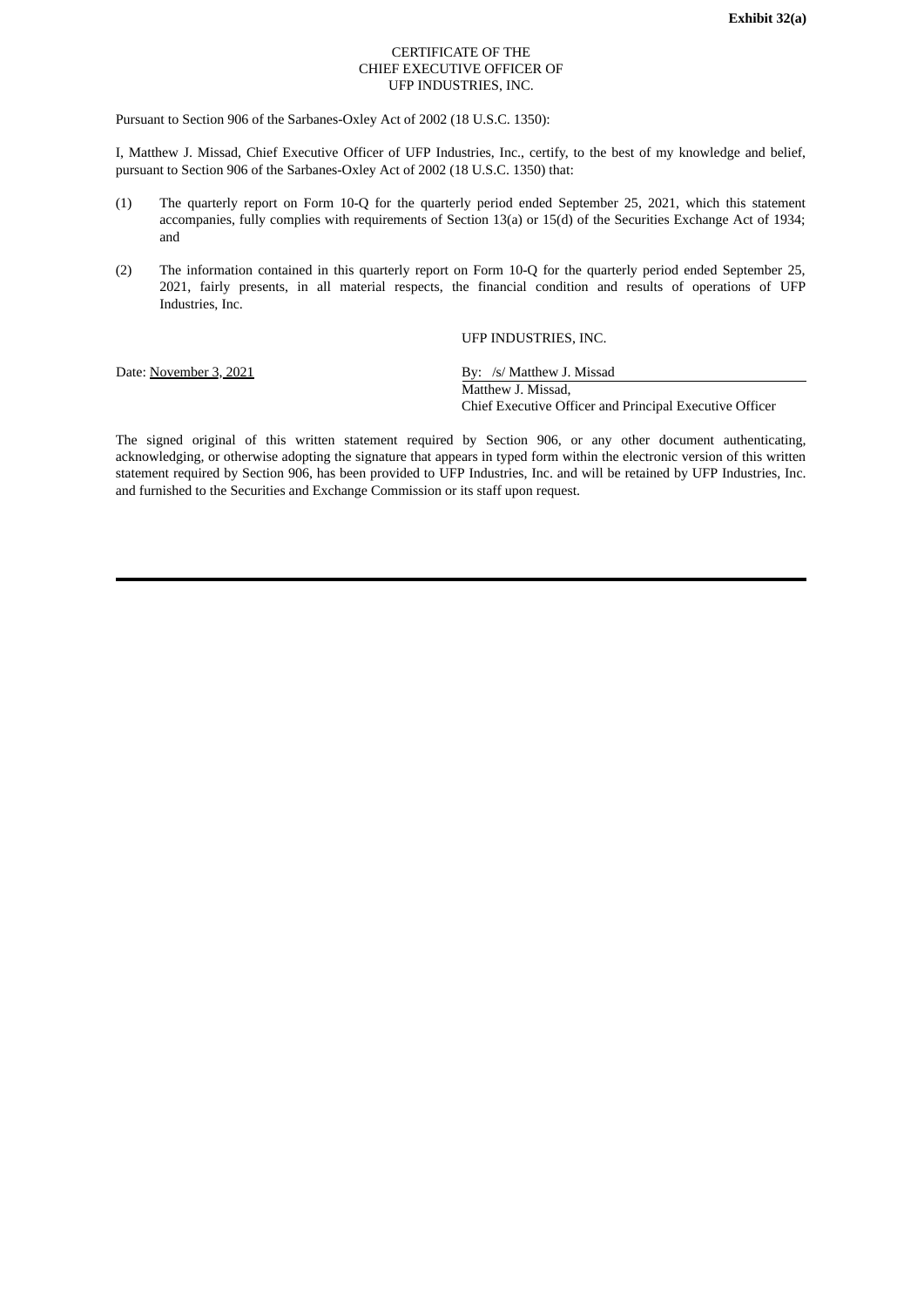**Exhibit 32(a)**

CERTIFICATE OF THE
CHIEF EXECUTIVE OFFICER OF
UFP INDUSTRIES, INC.

Pursuant to Section 906 of the Sarbanes-Oxley Act of 2002 (18 U.S.C. 1350):

I, Matthew J. Missad, Chief Executive Officer of UFP Industries, Inc., certify, to the best of my knowledge and belief, pursuant to Section 906 of the Sarbanes-Oxley Act of 2002 (18 U.S.C. 1350) that:

(1) The quarterly report on Form 10-Q for the quarterly period ended September 25, 2021, which this statement accompanies, fully complies with requirements of Section 13(a) or 15(d) of the Securities Exchange Act of 1934; and

(2) The information contained in this quarterly report on Form 10-Q for the quarterly period ended September 25, 2021, fairly presents, in all material respects, the financial condition and results of operations of UFP Industries, Inc.

UFP INDUSTRIES, INC.

Date: November 3, 2021

By: /s/ Matthew J. Missad
Matthew J. Missad,
Chief Executive Officer and Principal Executive Officer

The signed original of this written statement required by Section 906, or any other document authenticating, acknowledging, or otherwise adopting the signature that appears in typed form within the electronic version of this written statement required by Section 906, has been provided to UFP Industries, Inc. and will be retained by UFP Industries, Inc. and furnished to the Securities and Exchange Commission or its staff upon request.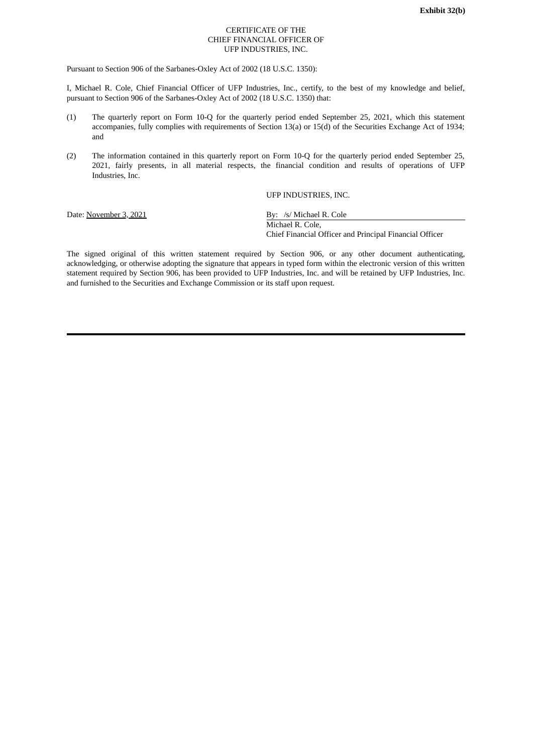**Exhibit 32(b)**

CERTIFICATE OF THE
CHIEF FINANCIAL OFFICER OF
UFP INDUSTRIES, INC.

Pursuant to Section 906 of the Sarbanes-Oxley Act of 2002 (18 U.S.C. 1350):

I, Michael R. Cole, Chief Financial Officer of UFP Industries, Inc., certify, to the best of my knowledge and belief, pursuant to Section 906 of the Sarbanes-Oxley Act of 2002 (18 U.S.C. 1350) that:

(1) The quarterly report on Form 10-Q for the quarterly period ended September 25, 2021, which this statement accompanies, fully complies with requirements of Section 13(a) or 15(d) of the Securities Exchange Act of 1934; and

(2) The information contained in this quarterly report on Form 10-Q for the quarterly period ended September 25, 2021, fairly presents, in all material respects, the financial condition and results of operations of UFP Industries, Inc.

UFP INDUSTRIES, INC.

Date: November 3, 2021

By: /s/ Michael R. Cole
Michael R. Cole,
Chief Financial Officer and Principal Financial Officer

The signed original of this written statement required by Section 906, or any other document authenticating, acknowledging, or otherwise adopting the signature that appears in typed form within the electronic version of this written statement required by Section 906, has been provided to UFP Industries, Inc. and will be retained by UFP Industries, Inc. and furnished to the Securities and Exchange Commission or its staff upon request.